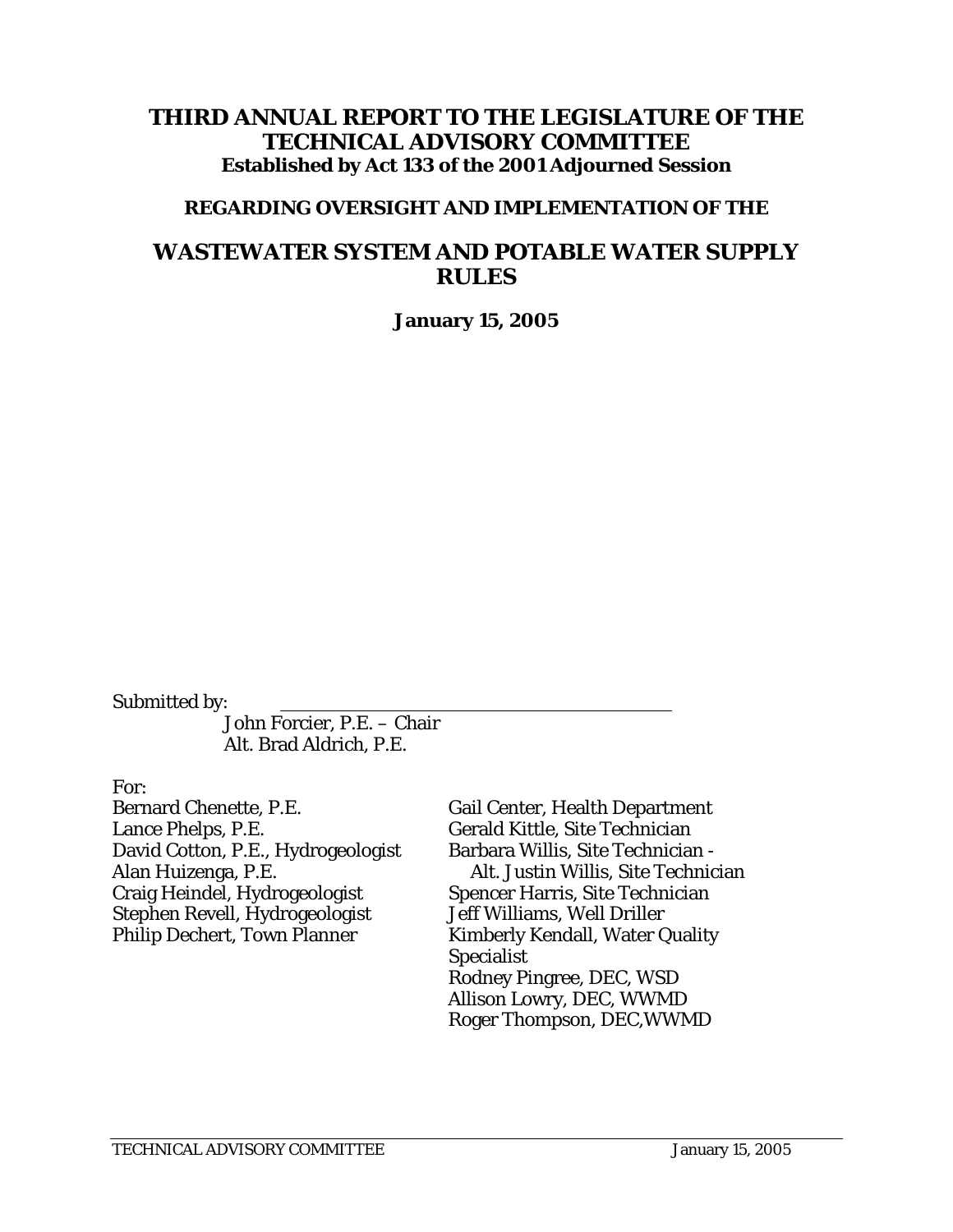# THIRD ANNUAL REPORT TO THE LEGISLATURE OF THE TECHNICAL ADVISORY COMMITTEE

**Established by Act 133 of the 2001 Adjourned Session**

**REGARDING OVERSIGHT AND IMPLEMENTATION OF THE**

## WASTEWATER SYSTEM AND POTABLE WATER SUPPLY RULES

**January 15, 2005**

Submitted by: \_\_\_\_\_\_\_\_\_\_\_\_\_\_\_\_\_\_\_\_\_\_\_\_\_\_\_\_\_\_\_\_\_\_\_\_\_\_\_\_

John Forcier, P.E. – Chair
Alt. Brad Aldrich, P.E.

For:

Bernard Chenette, P.E.
Lance Phelps, P.E.
David Cotton, P.E., Hydrogeologist
Alan Huizenga, P.E.
Craig Heindel, Hydrogeologist
Stephen Revell, Hydrogeologist
Philip Dechert, Town Planner
Gail Center, Health Department
Gerald Kittle, Site Technician
Barbara Willis, Site Technician - Alt. Justin Willis, Site Technician
Spencer Harris, Site Technician
Jeff Williams, Well Driller
Kimberly Kendall, Water Quality Specialist
Rodney Pingree, DEC, WSD
Allison Lowry, DEC, WWMD
Roger Thompson, DEC,WWMD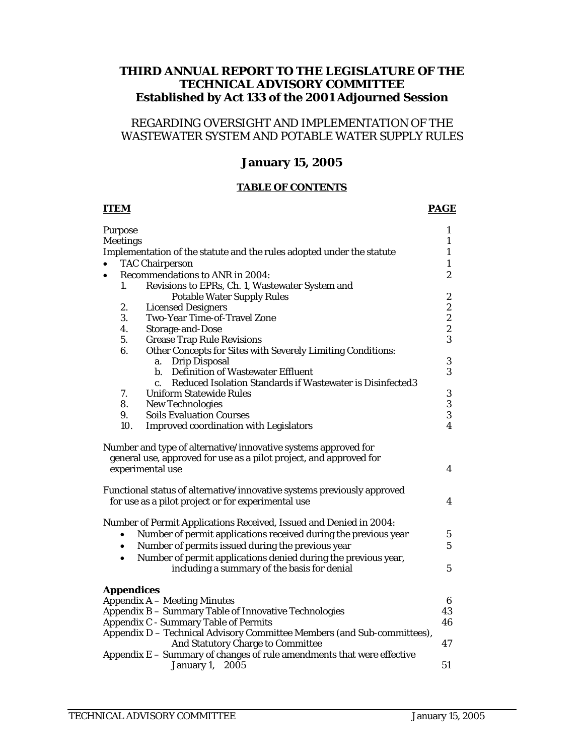# THIRD ANNUAL REPORT TO THE LEGISLATURE OF THE TECHNICAL ADVISORY COMMITTEE
# Established by Act 133 of the 2001 Adjourned Session

REGARDING OVERSIGHT AND IMPLEMENTATION OF THE WASTEWATER SYSTEM AND POTABLE WATER SUPPLY RULES

## January 15, 2005

### TABLE OF CONTENTS

| ITEM | PAGE |
|---|---|
| Purpose | 1 |
| Meetings | 1 |
| Implementation of the statute and the rules adopted under the statute | 1 |
| • TAC Chairperson | 1 |
| • Recommendations to ANR in 2004: | 2 |
| 1. Revisions to EPRs, Ch. 1, Wastewater System and Potable Water Supply Rules | 2 |
| 2. Licensed Designers | 2 |
| 3. Two-Year Time-of-Travel Zone | 2 |
| 4. Storage-and-Dose | 2 |
| 5. Grease Trap Rule Revisions | 3 |
| 6. Other Concepts for Sites with Severely Limiting Conditions: | |
| a. Drip Disposal | 3 |
| b. Definition of Wastewater Effluent | 3 |
| c. Reduced Isolation Standards if Wastewater is Disinfected | 3 |
| 7. Uniform Statewide Rules | 3 |
| 8. New Technologies | 3 |
| 9. Soils Evaluation Courses | 3 |
| 10. Improved coordination with Legislators | 4 |
| Number and type of alternative/innovative systems approved for general use, approved for use as a pilot project, and approved for experimental use | 4 |
| Functional status of alternative/innovative systems previously approved for use as a pilot project or for experimental use | 4 |
| Number of Permit Applications Received, Issued and Denied in 2004: | |
| • Number of permit applications received during the previous year | 5 |
| • Number of permits issued during the previous year | 5 |
| • Number of permit applications denied during the previous year, including a summary of the basis for denial | 5 |
| **Appendices** | |
| Appendix A – Meeting Minutes | 6 |
| Appendix B – Summary Table of Innovative Technologies | 43 |
| Appendix C - Summary Table of Permits | 46 |
| Appendix D – Technical Advisory Committee Members (and Sub-committees), And Statutory Charge to Committee | 47 |
| Appendix E – Summary of changes of rule amendments that were effective January 1, 2005 | 51 |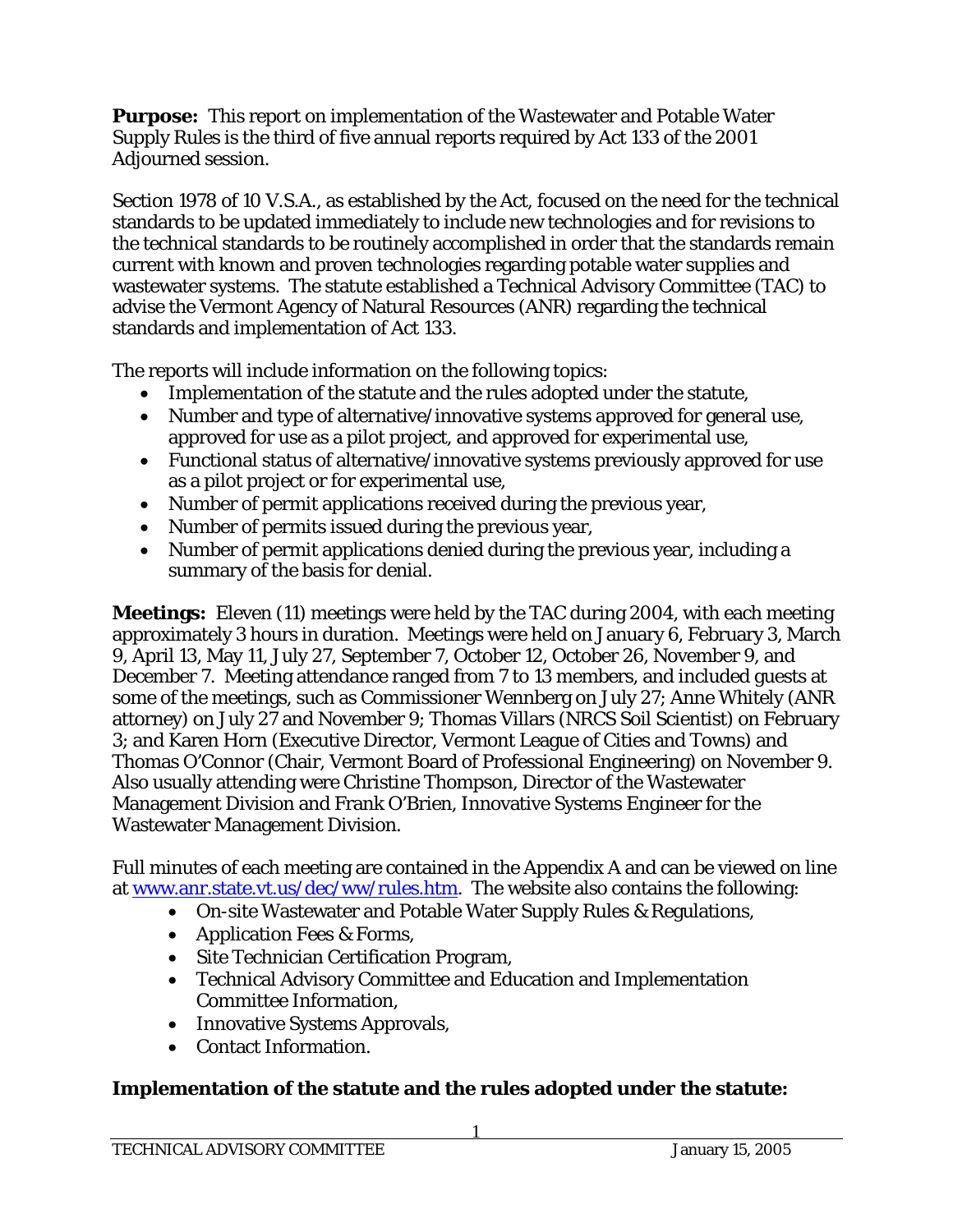**Purpose:** This report on implementation of the Wastewater and Potable Water Supply Rules is the third of five annual reports required by Act 133 of the 2001 Adjourned session.

Section 1978 of 10 V.S.A., as established by the Act, focused on the need for the technical standards to be updated immediately to include new technologies and for revisions to the technical standards to be routinely accomplished in order that the standards remain current with known and proven technologies regarding potable water supplies and wastewater systems. The statute established a Technical Advisory Committee (TAC) to advise the Vermont Agency of Natural Resources (ANR) regarding the technical standards and implementation of Act 133.

The reports will include information on the following topics:

- Implementation of the statute and the rules adopted under the statute,
- Number and type of alternative/innovative systems approved for general use, approved for use as a pilot project, and approved for experimental use,
- Functional status of alternative/innovative systems previously approved for use as a pilot project or for experimental use,
- Number of permit applications received during the previous year,
- Number of permits issued during the previous year,
- Number of permit applications denied during the previous year, including a summary of the basis for denial.

**Meetings:** Eleven (11) meetings were held by the TAC during 2004, with each meeting approximately 3 hours in duration. Meetings were held on January 6, February 3, March 9, April 13, May 11, July 27, September 7, October 12, October 26, November 9, and December 7. Meeting attendance ranged from 7 to 13 members, and included guests at some of the meetings, such as Commissioner Wennberg on July 27; Anne Whitely (ANR attorney) on July 27 and November 9; Thomas Villars (NRCS Soil Scientist) on February 3; and Karen Horn (Executive Director, Vermont League of Cities and Towns) and Thomas O'Connor (Chair, Vermont Board of Professional Engineering) on November 9. Also usually attending were Christine Thompson, Director of the Wastewater Management Division and Frank O'Brien, Innovative Systems Engineer for the Wastewater Management Division.

Full minutes of each meeting are contained in the Appendix A and can be viewed on line at www.anr.state.vt.us/dec/ww/rules.htm. The website also contains the following:

- On-site Wastewater and Potable Water Supply Rules & Regulations,
- Application Fees & Forms,
- Site Technician Certification Program,
- Technical Advisory Committee and Education and Implementation Committee Information,
- Innovative Systems Approvals,
- Contact Information.

**Implementation of the statute and the rules adopted under the statute:**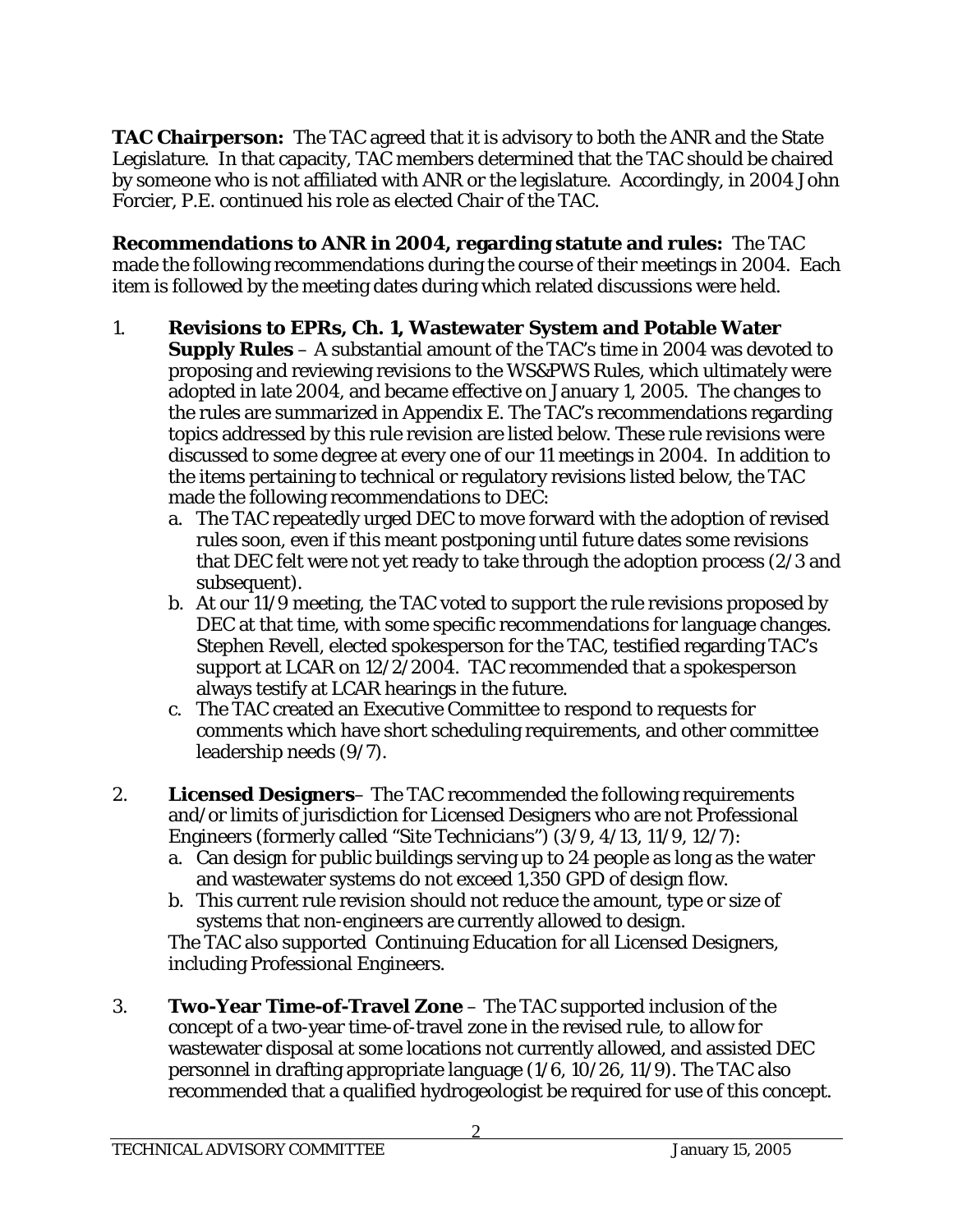**TAC Chairperson:** The TAC agreed that it is advisory to both the ANR and the State Legislature. In that capacity, TAC members determined that the TAC should be chaired by someone who is not affiliated with ANR or the legislature. Accordingly, in 2004 John Forcier, P.E. continued his role as elected Chair of the TAC.

**Recommendations to ANR in 2004, regarding statute and rules:** The TAC made the following recommendations during the course of their meetings in 2004. Each item is followed by the meeting dates during which related discussions were held.

1. **Revisions to EPRs, Ch. 1, Wastewater System and Potable Water Supply Rules** – A substantial amount of the TAC's time in 2004 was devoted to proposing and reviewing revisions to the WS&PWS Rules, which ultimately were adopted in late 2004, and became effective on January 1, 2005. The changes to the rules are summarized in Appendix E. The TAC's recommendations regarding topics addressed by this rule revision are listed below. These rule revisions were discussed to some degree at every one of our 11 meetings in 2004. In addition to the items pertaining to technical or regulatory revisions listed below, the TAC made the following recommendations to DEC:
   a. The TAC repeatedly urged DEC to move forward with the adoption of revised rules soon, even if this meant postponing until future dates some revisions that DEC felt were not yet ready to take through the adoption process (2/3 and subsequent).
   b. At our 11/9 meeting, the TAC voted to support the rule revisions proposed by DEC at that time, with some specific recommendations for language changes. Stephen Revell, elected spokesperson for the TAC, testified regarding TAC's support at LCAR on 12/2/2004. TAC recommended that a spokesperson always testify at LCAR hearings in the future.
   c. The TAC created an Executive Committee to respond to requests for comments which have short scheduling requirements, and other committee leadership needs (9/7).

2. **Licensed Designers**– The TAC recommended the following requirements and/or limits of jurisdiction for Licensed Designers who are not Professional Engineers (formerly called "Site Technicians") (3/9, 4/13, 11/9, 12/7):
   a. Can design for public buildings serving up to 24 people as long as the water and wastewater systems do not exceed 1,350 GPD of design flow.
   b. This current rule revision should not reduce the amount, type or size of systems that non-engineers are currently allowed to design.

   The TAC also supported Continuing Education for all Licensed Designers, including Professional Engineers.

3. **Two-Year Time-of-Travel Zone** – The TAC supported inclusion of the concept of a two-year time-of-travel zone in the revised rule, to allow for wastewater disposal at some locations not currently allowed, and assisted DEC personnel in drafting appropriate language (1/6, 10/26, 11/9). The TAC also recommended that a qualified hydrogeologist be required for use of this concept.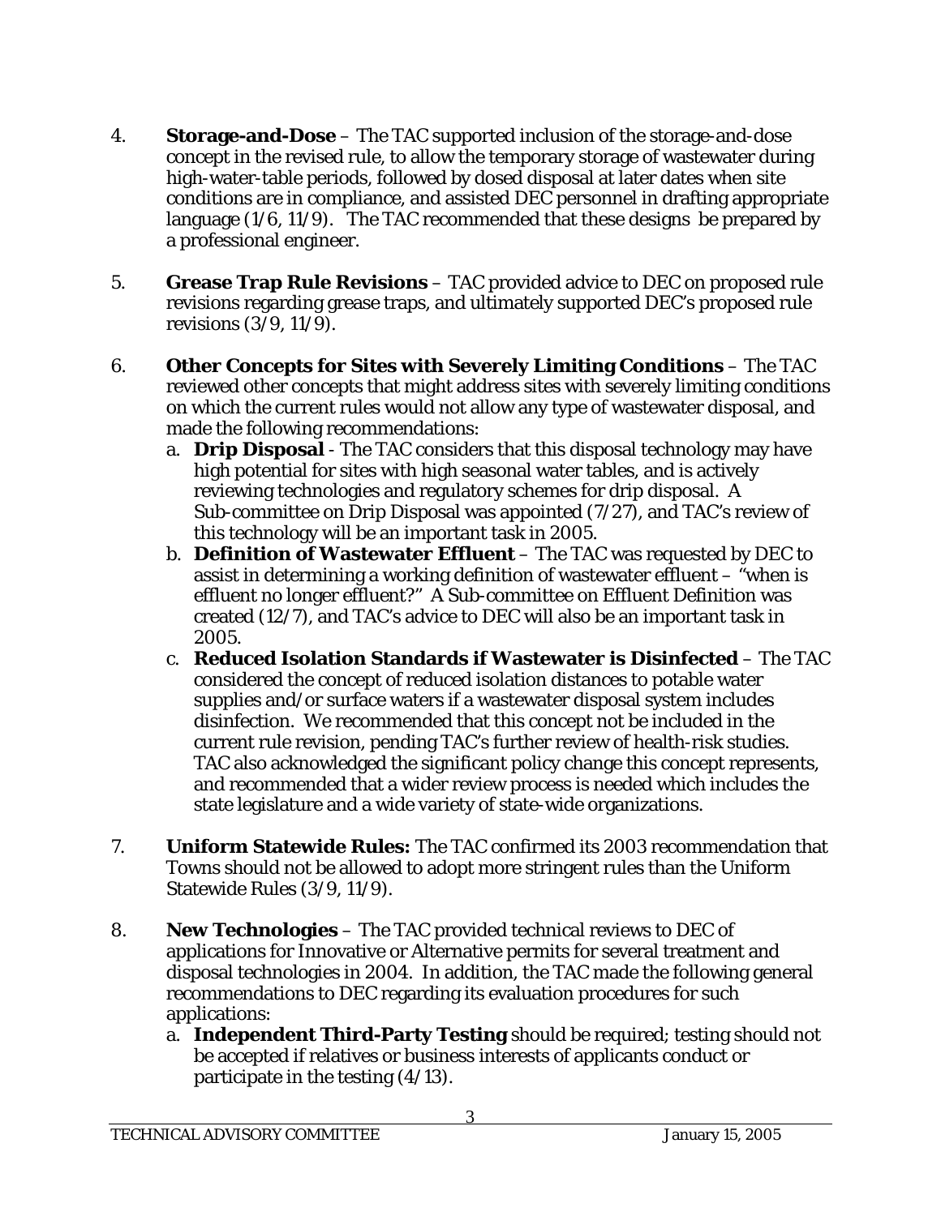4. **Storage-and-Dose** – The TAC supported inclusion of the storage-and-dose concept in the revised rule, to allow the temporary storage of wastewater during high-water-table periods, followed by dosed disposal at later dates when site conditions are in compliance, and assisted DEC personnel in drafting appropriate language (1/6, 11/9). The TAC recommended that these designs be prepared by a professional engineer.

5. **Grease Trap Rule Revisions** – TAC provided advice to DEC on proposed rule revisions regarding grease traps, and ultimately supported DEC's proposed rule revisions (3/9, 11/9).

6. **Other Concepts for Sites with Severely Limiting Conditions** – The TAC reviewed other concepts that might address sites with severely limiting conditions on which the current rules would not allow any type of wastewater disposal, and made the following recommendations:
   a. **Drip Disposal** - The TAC considers that this disposal technology may have high potential for sites with high seasonal water tables, and is actively reviewing technologies and regulatory schemes for drip disposal. A Sub-committee on Drip Disposal was appointed (7/27), and TAC's review of this technology will be an important task in 2005.
   b. **Definition of Wastewater Effluent** – The TAC was requested by DEC to assist in determining a working definition of wastewater effluent – "when is effluent no longer effluent?" A Sub-committee on Effluent Definition was created (12/7), and TAC's advice to DEC will also be an important task in 2005.
   c. **Reduced Isolation Standards if Wastewater is Disinfected** – The TAC considered the concept of reduced isolation distances to potable water supplies and/or surface waters if a wastewater disposal system includes disinfection. We recommended that this concept not be included in the current rule revision, pending TAC's further review of health-risk studies. TAC also acknowledged the significant policy change this concept represents, and recommended that a wider review process is needed which includes the state legislature and a wide variety of state-wide organizations.

7. **Uniform Statewide Rules:** The TAC confirmed its 2003 recommendation that Towns should not be allowed to adopt more stringent rules than the Uniform Statewide Rules (3/9, 11/9).

8. **New Technologies** – The TAC provided technical reviews to DEC of applications for Innovative or Alternative permits for several treatment and disposal technologies in 2004. In addition, the TAC made the following general recommendations to DEC regarding its evaluation procedures for such applications:
   a. **Independent Third-Party Testing** should be required; testing should not be accepted if relatives or business interests of applicants conduct or participate in the testing (4/13).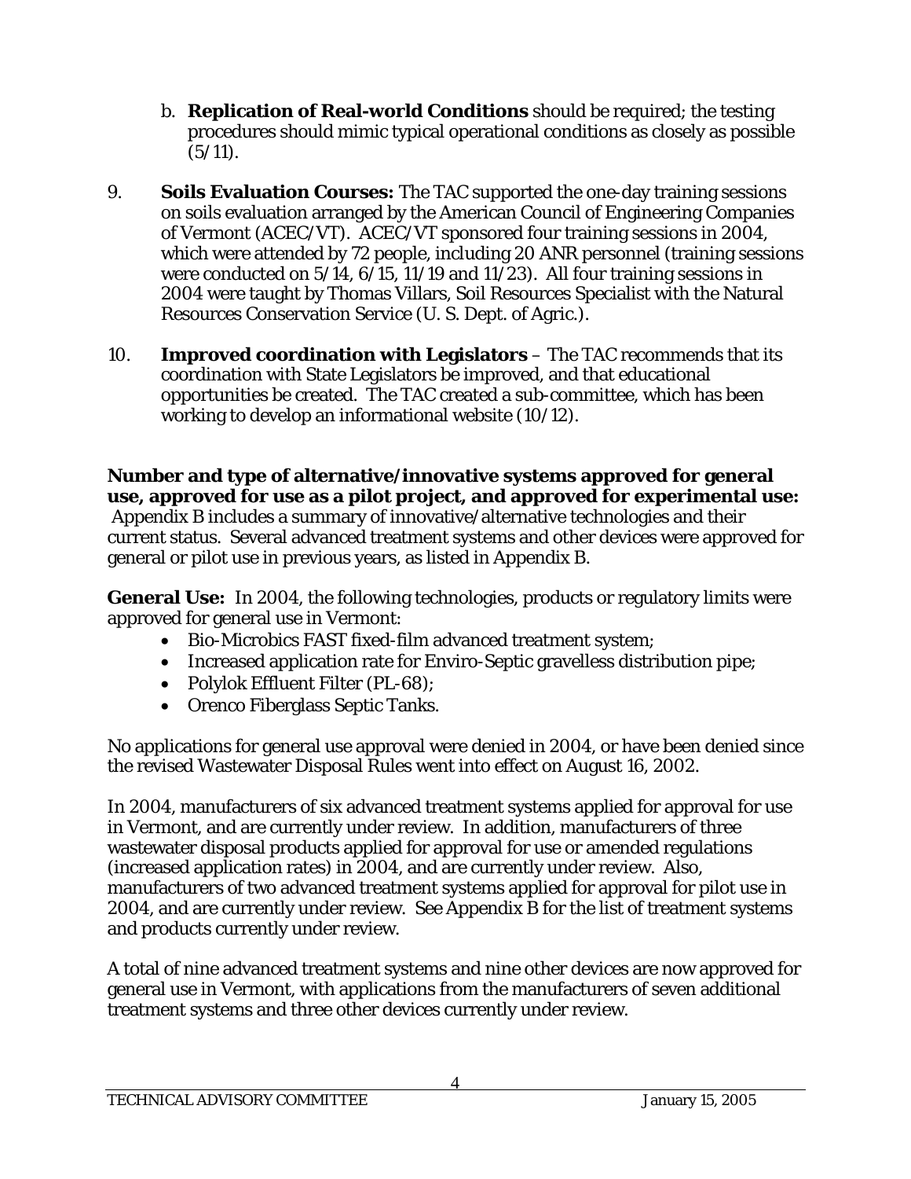b. **Replication of Real-world Conditions** should be required; the testing procedures should mimic typical operational conditions as closely as possible (5/11).

9. **Soils Evaluation Courses:** The TAC supported the one-day training sessions on soils evaluation arranged by the American Council of Engineering Companies of Vermont (ACEC/VT). ACEC/VT sponsored four training sessions in 2004, which were attended by 72 people, including 20 ANR personnel (training sessions were conducted on 5/14, 6/15, 11/19 and 11/23). All four training sessions in 2004 were taught by Thomas Villars, Soil Resources Specialist with the Natural Resources Conservation Service (U. S. Dept. of Agric.).

10. **Improved coordination with Legislators** – The TAC recommends that its coordination with State Legislators be improved, and that educational opportunities be created. The TAC created a sub-committee, which has been working to develop an informational website (10/12).

**Number and type of alternative/innovative systems approved for general use, approved for use as a pilot project, and approved for experimental use:** Appendix B includes a summary of innovative/alternative technologies and their current status. Several advanced treatment systems and other devices were approved for general or pilot use in previous years, as listed in Appendix B.

**General Use:** In 2004, the following technologies, products or regulatory limits were approved for general use in Vermont:

- Bio-Microbics FAST fixed-film advanced treatment system;
- Increased application rate for Enviro-Septic gravelless distribution pipe;
- Polylok Effluent Filter (PL-68);
- Orenco Fiberglass Septic Tanks.

No applications for general use approval were denied in 2004, or have been denied since the revised Wastewater Disposal Rules went into effect on August 16, 2002.

In 2004, manufacturers of six advanced treatment systems applied for approval for use in Vermont, and are currently under review. In addition, manufacturers of three wastewater disposal products applied for approval for use or amended regulations (increased application rates) in 2004, and are currently under review. Also, manufacturers of two advanced treatment systems applied for approval for pilot use in 2004, and are currently under review. See Appendix B for the list of treatment systems and products currently under review.

A total of nine advanced treatment systems and nine other devices are now approved for general use in Vermont, with applications from the manufacturers of seven additional treatment systems and three other devices currently under review.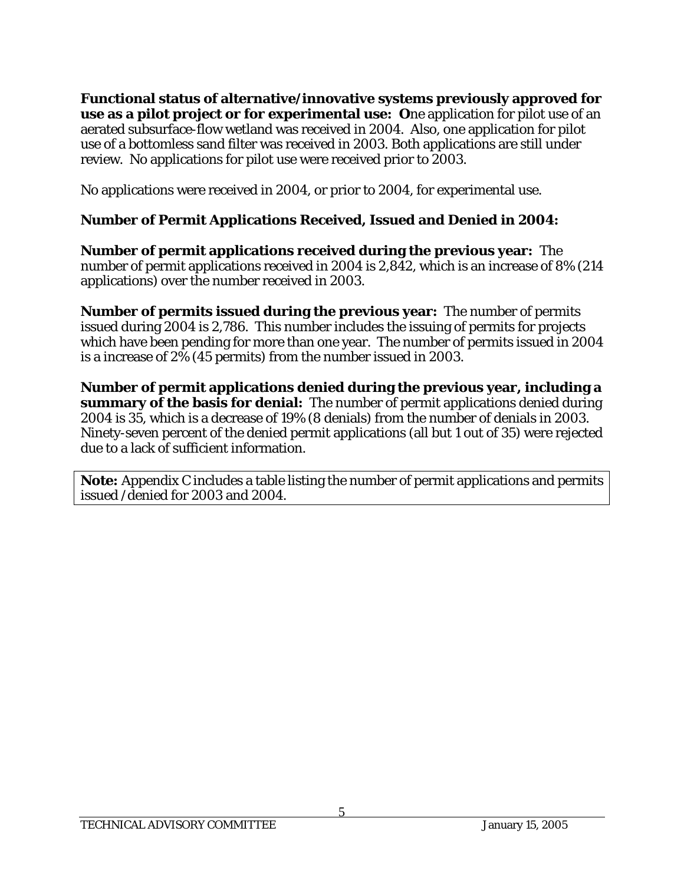**Functional status of alternative/innovative systems previously approved for use as a pilot project or for experimental use:** **O**ne application for pilot use of an aerated subsurface-flow wetland was received in 2004. Also, one application for pilot use of a bottomless sand filter was received in 2003. Both applications are still under review. No applications for pilot use were received prior to 2003.

No applications were received in 2004, or prior to 2004, for experimental use.

**Number of Permit Applications Received, Issued and Denied in 2004:**

**Number of permit applications received during the previous year:** The number of permit applications received in 2004 is 2,842, which is an increase of 8% (214 applications) over the number received in 2003.

**Number of permits issued during the previous year:** The number of permits issued during 2004 is 2,786. This number includes the issuing of permits for projects which have been pending for more than one year. The number of permits issued in 2004 is a increase of 2% (45 permits) from the number issued in 2003.

**Number of permit applications denied during the previous year, including a summary of the basis for denial:** The number of permit applications denied during 2004 is 35, which is a decrease of 19% (8 denials) from the number of denials in 2003. Ninety-seven percent of the denied permit applications (all but 1 out of 35) were rejected due to a lack of sufficient information.

**Note:** Appendix C includes a table listing the number of permit applications and permits issued /denied for 2003 and 2004.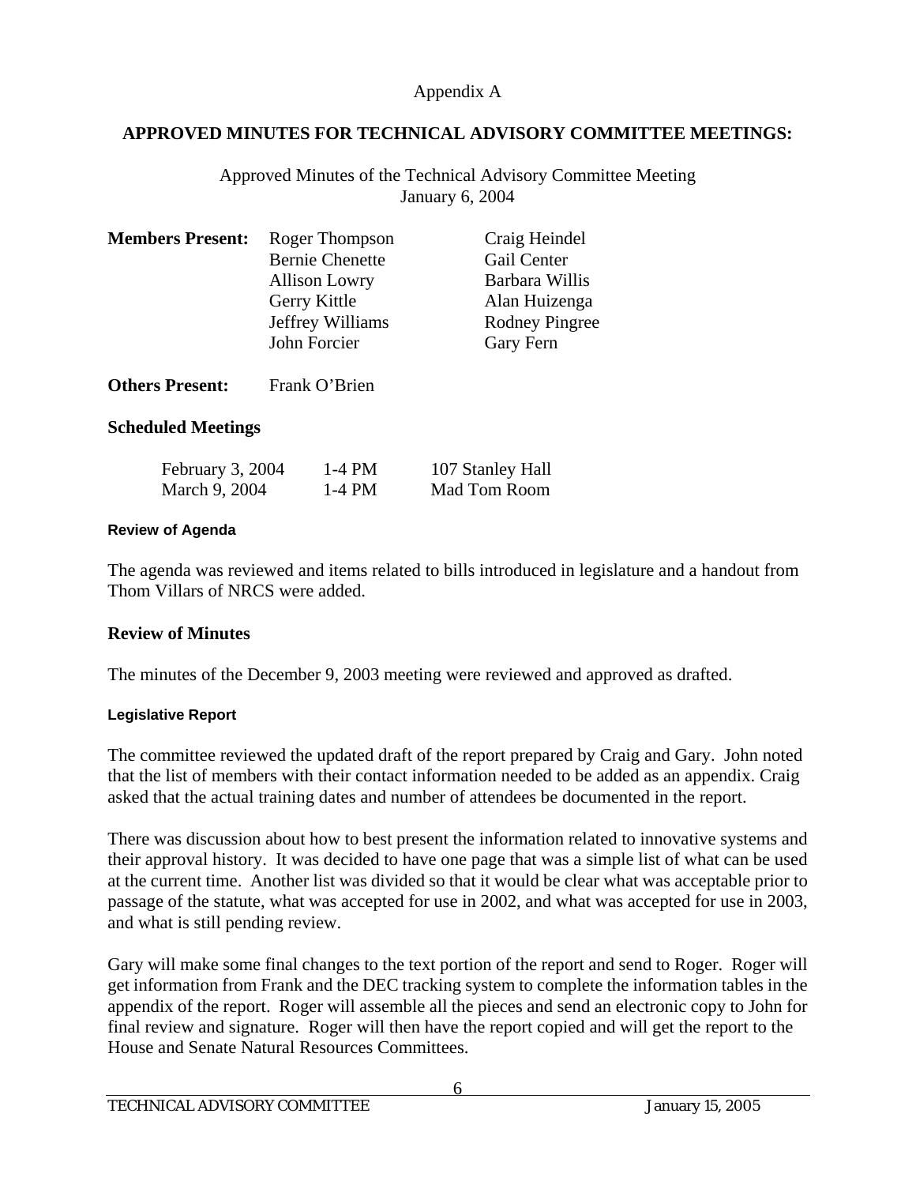Appendix A

## APPROVED MINUTES FOR TECHNICAL ADVISORY COMMITTEE MEETINGS:

Approved Minutes of the Technical Advisory Committee Meeting
January 6, 2004

**Members Present:** Roger Thompson, Bernie Chenette, Allison Lowry, Gerry Kittle, Jeffrey Williams, John Forcier, Craig Heindel, Gail Center, Barbara Willis, Alan Huizenga, Rodney Pingree, Gary Fern

**Others Present:** Frank O'Brien

### Scheduled Meetings

| | | |
|---|---|---|
| February 3, 2004 | 1-4 PM | 107 Stanley Hall |
| March 9, 2004 | 1-4 PM | Mad Tom Room |

#### Review of Agenda

The agenda was reviewed and items related to bills introduced in legislature and a handout from Thom Villars of NRCS were added.

### Review of Minutes

The minutes of the December 9, 2003 meeting were reviewed and approved as drafted.

#### Legislative Report

The committee reviewed the updated draft of the report prepared by Craig and Gary. John noted that the list of members with their contact information needed to be added as an appendix. Craig asked that the actual training dates and number of attendees be documented in the report.

There was discussion about how to best present the information related to innovative systems and their approval history. It was decided to have one page that was a simple list of what can be used at the current time. Another list was divided so that it would be clear what was acceptable prior to passage of the statute, what was accepted for use in 2002, and what was accepted for use in 2003, and what is still pending review.

Gary will make some final changes to the text portion of the report and send to Roger. Roger will get information from Frank and the DEC tracking system to complete the information tables in the appendix of the report. Roger will assemble all the pieces and send an electronic copy to John for final review and signature. Roger will then have the report copied and will get the report to the House and Senate Natural Resources Committees.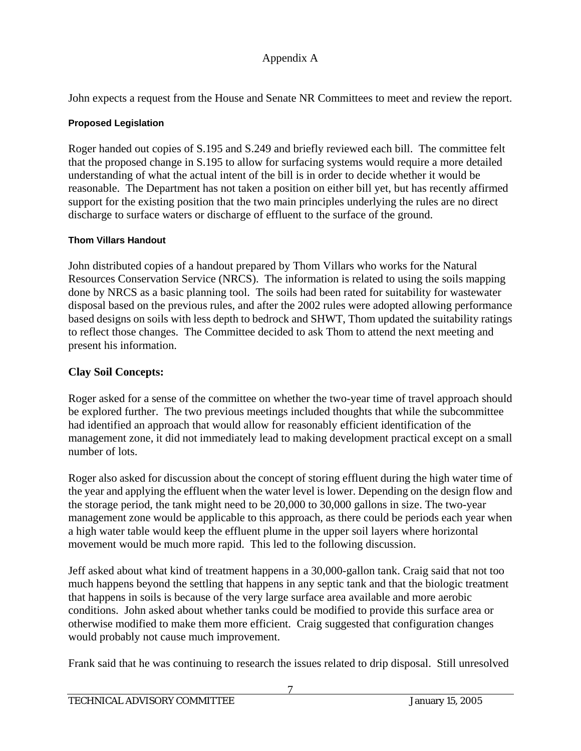Appendix A

John expects a request from the House and Senate NR Committees to meet and review the report.

#### Proposed Legislation

Roger handed out copies of S.195 and S.249 and briefly reviewed each bill. The committee felt that the proposed change in S.195 to allow for surfacing systems would require a more detailed understanding of what the actual intent of the bill is in order to decide whether it would be reasonable. The Department has not taken a position on either bill yet, but has recently affirmed support for the existing position that the two main principles underlying the rules are no direct discharge to surface waters or discharge of effluent to the surface of the ground.

#### Thom Villars Handout

John distributed copies of a handout prepared by Thom Villars who works for the Natural Resources Conservation Service (NRCS). The information is related to using the soils mapping done by NRCS as a basic planning tool. The soils had been rated for suitability for wastewater disposal based on the previous rules, and after the 2002 rules were adopted allowing performance based designs on soils with less depth to bedrock and SHWT, Thom updated the suitability ratings to reflect those changes. The Committee decided to ask Thom to attend the next meeting and present his information.

### Clay Soil Concepts:

Roger asked for a sense of the committee on whether the two-year time of travel approach should be explored further. The two previous meetings included thoughts that while the subcommittee had identified an approach that would allow for reasonably efficient identification of the management zone, it did not immediately lead to making development practical except on a small number of lots.

Roger also asked for discussion about the concept of storing effluent during the high water time of the year and applying the effluent when the water level is lower. Depending on the design flow and the storage period, the tank might need to be 20,000 to 30,000 gallons in size. The two-year management zone would be applicable to this approach, as there could be periods each year when a high water table would keep the effluent plume in the upper soil layers where horizontal movement would be much more rapid. This led to the following discussion.

Jeff asked about what kind of treatment happens in a 30,000-gallon tank. Craig said that not too much happens beyond the settling that happens in any septic tank and that the biologic treatment that happens in soils is because of the very large surface area available and more aerobic conditions. John asked about whether tanks could be modified to provide this surface area or otherwise modified to make them more efficient. Craig suggested that configuration changes would probably not cause much improvement.

Frank said that he was continuing to research the issues related to drip disposal. Still unresolved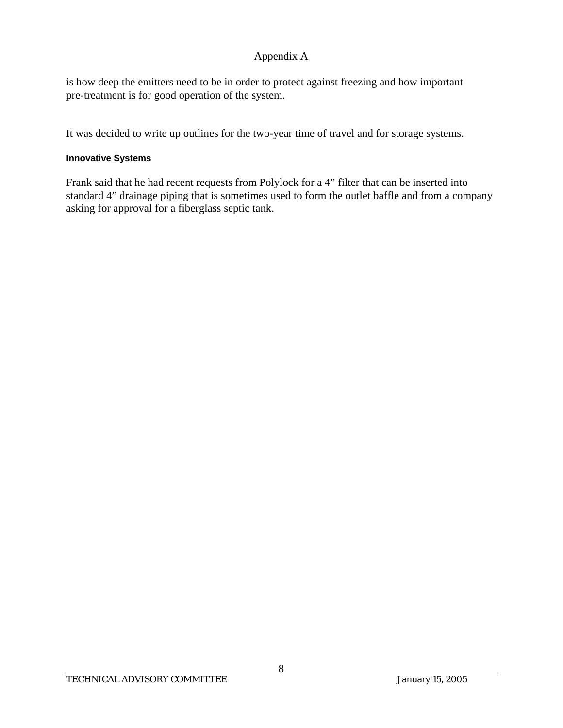is how deep the emitters need to be in order to protect against freezing and how important pre-treatment is for good operation of the system.

It was decided to write up outlines for the two-year time of travel and for storage systems.

#### Innovative Systems

Frank said that he had recent requests from Polylock for a 4" filter that can be inserted into standard 4" drainage piping that is sometimes used to form the outlet baffle and from a company asking for approval for a fiberglass septic tank.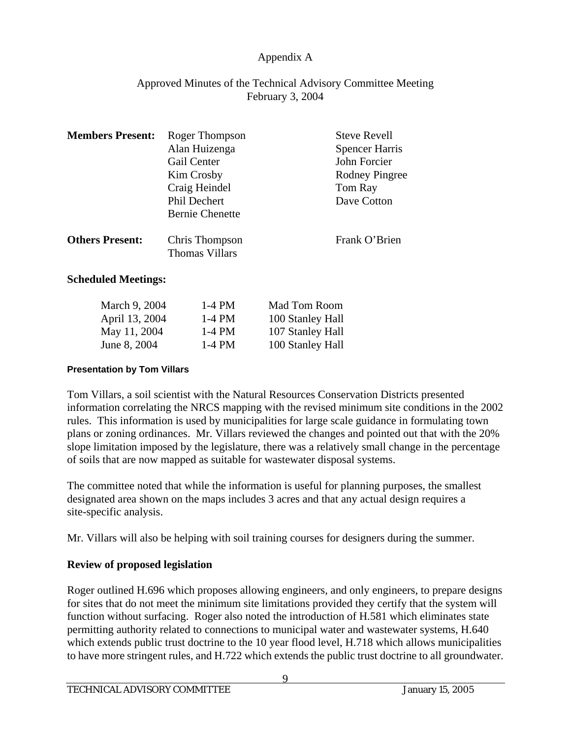Appendix A

Approved Minutes of the Technical Advisory Committee Meeting
February 3, 2004

**Members Present:** Roger Thompson, Alan Huizenga, Gail Center, Kim Crosby, Craig Heindel, Phil Dechert, Bernie Chenette, Steve Revell, Spencer Harris, John Forcier, Rodney Pingree, Tom Ray, Dave Cotton

**Others Present:** Chris Thompson, Thomas Villars, Frank O'Brien

**Scheduled Meetings:**

| | | |
|---|---|---|
| March 9, 2004 | 1-4 PM | Mad Tom Room |
| April 13, 2004 | 1-4 PM | 100 Stanley Hall |
| May 11, 2004 | 1-4 PM | 107 Stanley Hall |
| June 8, 2004 | 1-4 PM | 100 Stanley Hall |

**Presentation by Tom Villars**

Tom Villars, a soil scientist with the Natural Resources Conservation Districts presented information correlating the NRCS mapping with the revised minimum site conditions in the 2002 rules. This information is used by municipalities for large scale guidance in formulating town plans or zoning ordinances. Mr. Villars reviewed the changes and pointed out that with the 20% slope limitation imposed by the legislature, there was a relatively small change in the percentage of soils that are now mapped as suitable for wastewater disposal systems.

The committee noted that while the information is useful for planning purposes, the smallest designated area shown on the maps includes 3 acres and that any actual design requires a site-specific analysis.

Mr. Villars will also be helping with soil training courses for designers during the summer.

**Review of proposed legislation**

Roger outlined H.696 which proposes allowing engineers, and only engineers, to prepare designs for sites that do not meet the minimum site limitations provided they certify that the system will function without surfacing. Roger also noted the introduction of H.581 which eliminates state permitting authority related to connections to municipal water and wastewater systems, H.640 which extends public trust doctrine to the 10 year flood level, H.718 which allows municipalities to have more stringent rules, and H.722 which extends the public trust doctrine to all groundwater.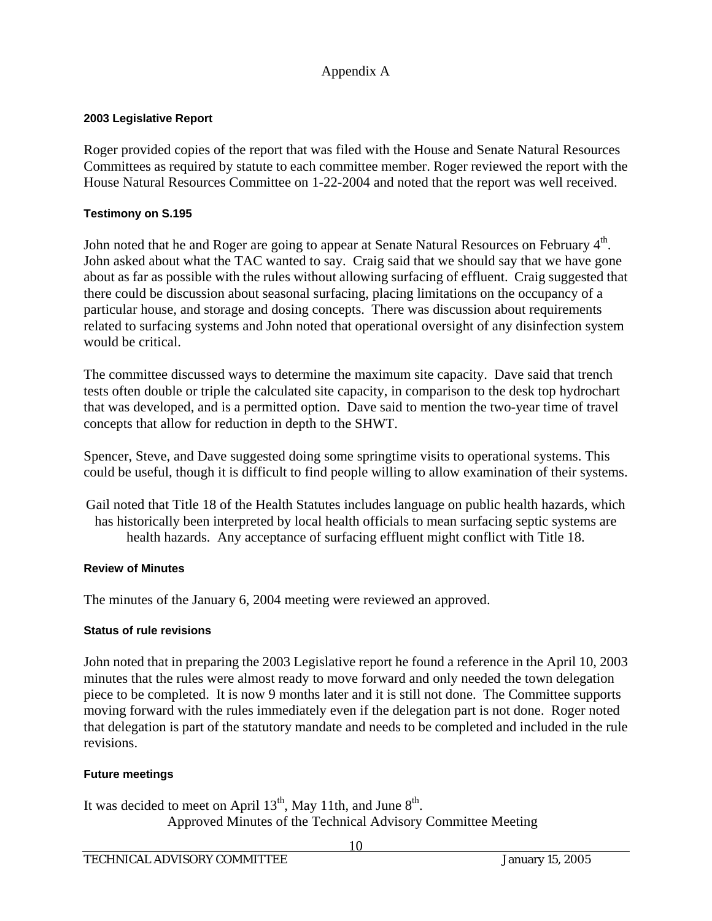Appendix A

#### 2003 Legislative Report

Roger provided copies of the report that was filed with the House and Senate Natural Resources Committees as required by statute to each committee member. Roger reviewed the report with the House Natural Resources Committee on 1-22-2004 and noted that the report was well received.

#### Testimony on S.195

John noted that he and Roger are going to appear at Senate Natural Resources on February 4th. John asked about what the TAC wanted to say. Craig said that we should say that we have gone about as far as possible with the rules without allowing surfacing of effluent. Craig suggested that there could be discussion about seasonal surfacing, placing limitations on the occupancy of a particular house, and storage and dosing concepts. There was discussion about requirements related to surfacing systems and John noted that operational oversight of any disinfection system would be critical.

The committee discussed ways to determine the maximum site capacity. Dave said that trench tests often double or triple the calculated site capacity, in comparison to the desk top hydrochart that was developed, and is a permitted option. Dave said to mention the two-year time of travel concepts that allow for reduction in depth to the SHWT.

Spencer, Steve, and Dave suggested doing some springtime visits to operational systems. This could be useful, though it is difficult to find people willing to allow examination of their systems.

Gail noted that Title 18 of the Health Statutes includes language on public health hazards, which has historically been interpreted by local health officials to mean surfacing septic systems are health hazards. Any acceptance of surfacing effluent might conflict with Title 18.

#### Review of Minutes

The minutes of the January 6, 2004 meeting were reviewed an approved.

#### Status of rule revisions

John noted that in preparing the 2003 Legislative report he found a reference in the April 10, 2003 minutes that the rules were almost ready to move forward and only needed the town delegation piece to be completed. It is now 9 months later and it is still not done. The Committee supports moving forward with the rules immediately even if the delegation part is not done. Roger noted that delegation is part of the statutory mandate and needs to be completed and included in the rule revisions.

#### Future meetings

It was decided to meet on April 13th, May 11th, and June 8th.

Approved Minutes of the Technical Advisory Committee Meeting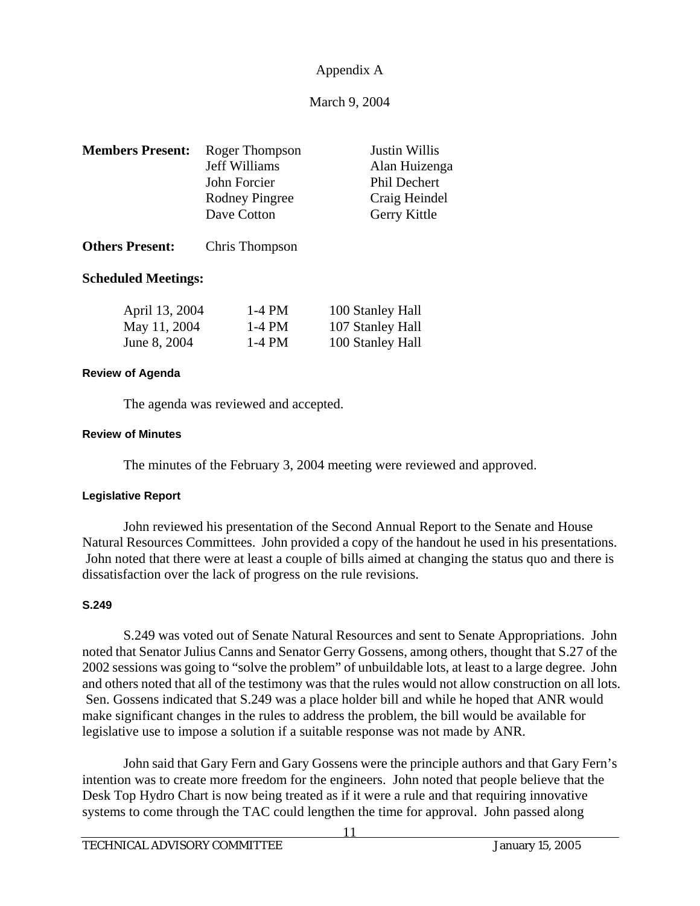Appendix A

March 9, 2004

| **Members Present:** | Roger Thompson | Justin Willis |
|---|---|---|
| | Jeff Williams | Alan Huizenga |
| | John Forcier | Phil Dechert |
| | Rodney Pingree | Craig Heindel |
| | Dave Cotton | Gerry Kittle |

**Others Present:** Chris Thompson

**Scheduled Meetings:**

| | | |
|---|---|---|
| April 13, 2004 | 1-4 PM | 100 Stanley Hall |
| May 11, 2004 | 1-4 PM | 107 Stanley Hall |
| June 8, 2004 | 1-4 PM | 100 Stanley Hall |

#### Review of Agenda

The agenda was reviewed and accepted.

#### Review of Minutes

The minutes of the February 3, 2004 meeting were reviewed and approved.

#### Legislative Report

John reviewed his presentation of the Second Annual Report to the Senate and House Natural Resources Committees. John provided a copy of the handout he used in his presentations. John noted that there were at least a couple of bills aimed at changing the status quo and there is dissatisfaction over the lack of progress on the rule revisions.

#### S.249

S.249 was voted out of Senate Natural Resources and sent to Senate Appropriations. John noted that Senator Julius Canns and Senator Gerry Gossens, among others, thought that S.27 of the 2002 sessions was going to "solve the problem" of unbuildable lots, at least to a large degree. John and others noted that all of the testimony was that the rules would not allow construction on all lots. Sen. Gossens indicated that S.249 was a place holder bill and while he hoped that ANR would make significant changes in the rules to address the problem, the bill would be available for legislative use to impose a solution if a suitable response was not made by ANR.

John said that Gary Fern and Gary Gossens were the principle authors and that Gary Fern's intention was to create more freedom for the engineers. John noted that people believe that the Desk Top Hydro Chart is now being treated as if it were a rule and that requiring innovative systems to come through the TAC could lengthen the time for approval. John passed along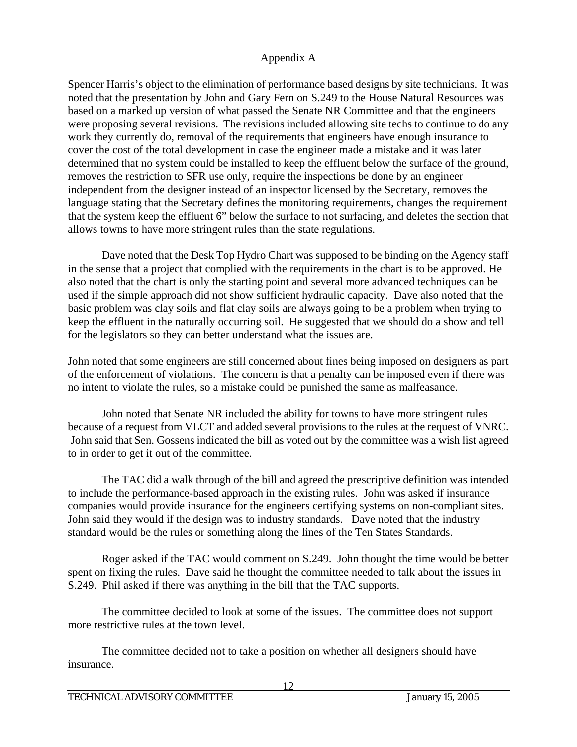Appendix A

Spencer Harris's object to the elimination of performance based designs by site technicians. It was noted that the presentation by John and Gary Fern on S.249 to the House Natural Resources was based on a marked up version of what passed the Senate NR Committee and that the engineers were proposing several revisions. The revisions included allowing site techs to continue to do any work they currently do, removal of the requirements that engineers have enough insurance to cover the cost of the total development in case the engineer made a mistake and it was later determined that no system could be installed to keep the effluent below the surface of the ground, removes the restriction to SFR use only, require the inspections be done by an engineer independent from the designer instead of an inspector licensed by the Secretary, removes the language stating that the Secretary defines the monitoring requirements, changes the requirement that the system keep the effluent 6" below the surface to not surfacing, and deletes the section that allows towns to have more stringent rules than the state regulations.

Dave noted that the Desk Top Hydro Chart was supposed to be binding on the Agency staff in the sense that a project that complied with the requirements in the chart is to be approved. He also noted that the chart is only the starting point and several more advanced techniques can be used if the simple approach did not show sufficient hydraulic capacity. Dave also noted that the basic problem was clay soils and flat clay soils are always going to be a problem when trying to keep the effluent in the naturally occurring soil. He suggested that we should do a show and tell for the legislators so they can better understand what the issues are.

John noted that some engineers are still concerned about fines being imposed on designers as part of the enforcement of violations. The concern is that a penalty can be imposed even if there was no intent to violate the rules, so a mistake could be punished the same as malfeasance.

John noted that Senate NR included the ability for towns to have more stringent rules because of a request from VLCT and added several provisions to the rules at the request of VNRC. John said that Sen. Gossens indicated the bill as voted out by the committee was a wish list agreed to in order to get it out of the committee.

The TAC did a walk through of the bill and agreed the prescriptive definition was intended to include the performance-based approach in the existing rules. John was asked if insurance companies would provide insurance for the engineers certifying systems on non-compliant sites. John said they would if the design was to industry standards. Dave noted that the industry standard would be the rules or something along the lines of the Ten States Standards.

Roger asked if the TAC would comment on S.249. John thought the time would be better spent on fixing the rules. Dave said he thought the committee needed to talk about the issues in S.249. Phil asked if there was anything in the bill that the TAC supports.

The committee decided to look at some of the issues. The committee does not support more restrictive rules at the town level.

The committee decided not to take a position on whether all designers should have insurance.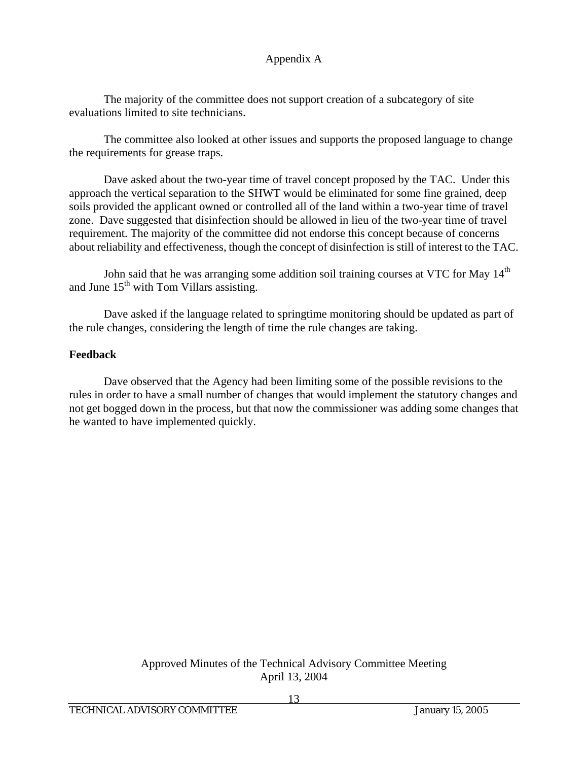Appendix A

The majority of the committee does not support creation of a subcategory of site evaluations limited to site technicians.

The committee also looked at other issues and supports the proposed language to change the requirements for grease traps.

Dave asked about the two-year time of travel concept proposed by the TAC. Under this approach the vertical separation to the SHWT would be eliminated for some fine grained, deep soils provided the applicant owned or controlled all of the land within a two-year time of travel zone. Dave suggested that disinfection should be allowed in lieu of the two-year time of travel requirement. The majority of the committee did not endorse this concept because of concerns about reliability and effectiveness, though the concept of disinfection is still of interest to the TAC.

John said that he was arranging some addition soil training courses at VTC for May 14th and June 15th with Tom Villars assisting.

Dave asked if the language related to springtime monitoring should be updated as part of the rule changes, considering the length of time the rule changes are taking.

**Feedback**

Dave observed that the Agency had been limiting some of the possible revisions to the rules in order to have a small number of changes that would implement the statutory changes and not get bogged down in the process, but that now the commissioner was adding some changes that he wanted to have implemented quickly.

Approved Minutes of the Technical Advisory Committee Meeting
April 13, 2004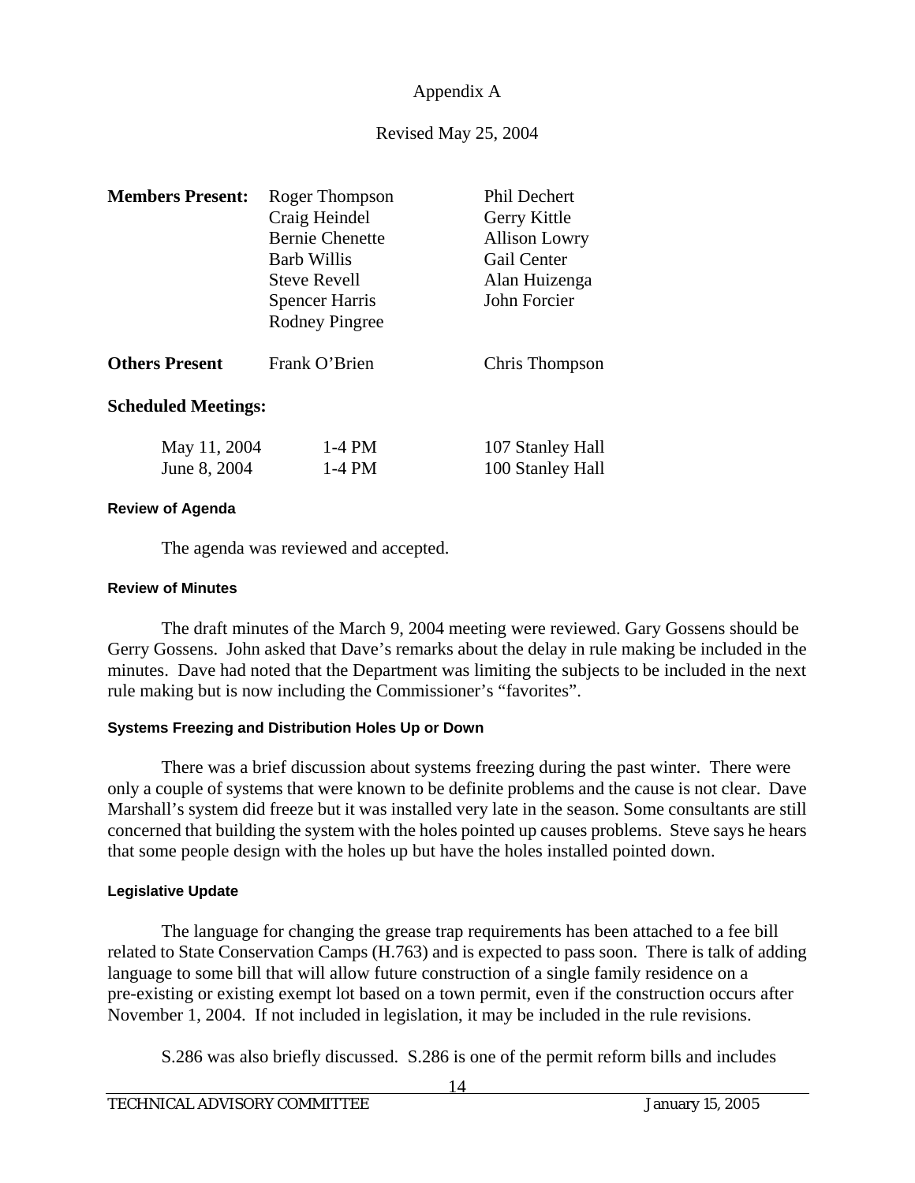Appendix A

Revised May 25, 2004

| **Members Present:** | Roger Thompson | Phil Dechert |
|---|---|---|
| | Craig Heindel | Gerry Kittle |
| | Bernie Chenette | Allison Lowry |
| | Barb Willis | Gail Center |
| | Steve Revell | Alan Huizenga |
| | Spencer Harris | John Forcier |
| | Rodney Pingree | |
| **Others Present** | Frank O'Brien | Chris Thompson |

**Scheduled Meetings:**

| | | |
|---|---|---|
| May 11, 2004 | 1-4 PM | 107 Stanley Hall |
| June 8, 2004 | 1-4 PM | 100 Stanley Hall |

#### Review of Agenda

The agenda was reviewed and accepted.

#### Review of Minutes

The draft minutes of the March 9, 2004 meeting were reviewed. Gary Gossens should be Gerry Gossens. John asked that Dave's remarks about the delay in rule making be included in the minutes. Dave had noted that the Department was limiting the subjects to be included in the next rule making but is now including the Commissioner's "favorites".

#### Systems Freezing and Distribution Holes Up or Down

There was a brief discussion about systems freezing during the past winter. There were only a couple of systems that were known to be definite problems and the cause is not clear. Dave Marshall's system did freeze but it was installed very late in the season. Some consultants are still concerned that building the system with the holes pointed up causes problems. Steve says he hears that some people design with the holes up but have the holes installed pointed down.

#### Legislative Update

The language for changing the grease trap requirements has been attached to a fee bill related to State Conservation Camps (H.763) and is expected to pass soon. There is talk of adding language to some bill that will allow future construction of a single family residence on a pre-existing or existing exempt lot based on a town permit, even if the construction occurs after November 1, 2004. If not included in legislation, it may be included in the rule revisions.

S.286 was also briefly discussed. S.286 is one of the permit reform bills and includes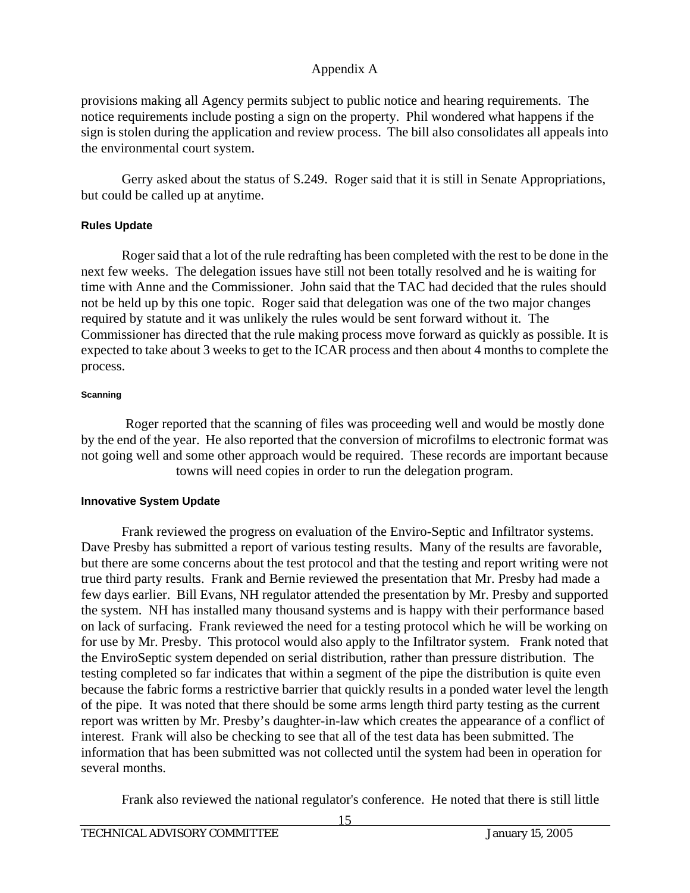provisions making all Agency permits subject to public notice and hearing requirements. The notice requirements include posting a sign on the property. Phil wondered what happens if the sign is stolen during the application and review process. The bill also consolidates all appeals into the environmental court system.

Gerry asked about the status of S.249. Roger said that it is still in Senate Appropriations, but could be called up at anytime.

#### Rules Update

Roger said that a lot of the rule redrafting has been completed with the rest to be done in the next few weeks. The delegation issues have still not been totally resolved and he is waiting for time with Anne and the Commissioner. John said that the TAC had decided that the rules should not be held up by this one topic. Roger said that delegation was one of the two major changes required by statute and it was unlikely the rules would be sent forward without it. The Commissioner has directed that the rule making process move forward as quickly as possible. It is expected to take about 3 weeks to get to the ICAR process and then about 4 months to complete the process.

##### Scanning

Roger reported that the scanning of files was proceeding well and would be mostly done by the end of the year. He also reported that the conversion of microfilms to electronic format was not going well and some other approach would be required. These records are important because towns will need copies in order to run the delegation program.

#### Innovative System Update

Frank reviewed the progress on evaluation of the Enviro-Septic and Infiltrator systems. Dave Presby has submitted a report of various testing results. Many of the results are favorable, but there are some concerns about the test protocol and that the testing and report writing were not true third party results. Frank and Bernie reviewed the presentation that Mr. Presby had made a few days earlier. Bill Evans, NH regulator attended the presentation by Mr. Presby and supported the system. NH has installed many thousand systems and is happy with their performance based on lack of surfacing. Frank reviewed the need for a testing protocol which he will be working on for use by Mr. Presby. This protocol would also apply to the Infiltrator system. Frank noted that the EnviroSeptic system depended on serial distribution, rather than pressure distribution. The testing completed so far indicates that within a segment of the pipe the distribution is quite even because the fabric forms a restrictive barrier that quickly results in a ponded water level the length of the pipe. It was noted that there should be some arms length third party testing as the current report was written by Mr. Presby's daughter-in-law which creates the appearance of a conflict of interest. Frank will also be checking to see that all of the test data has been submitted. The information that has been submitted was not collected until the system had been in operation for several months.

Frank also reviewed the national regulator's conference. He noted that there is still little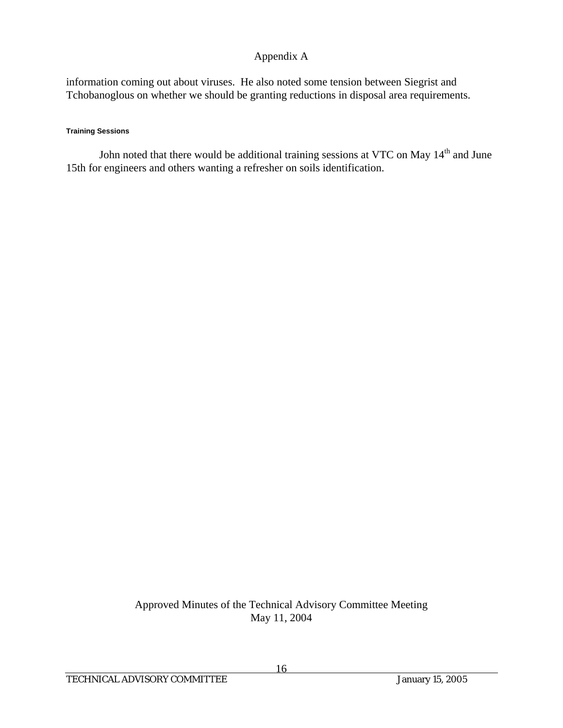information coming out about viruses. He also noted some tension between Siegrist and Tchobanoglous on whether we should be granting reductions in disposal area requirements.

#### Training Sessions

John noted that there would be additional training sessions at VTC on May 14th and June 15th for engineers and others wanting a refresher on soils identification.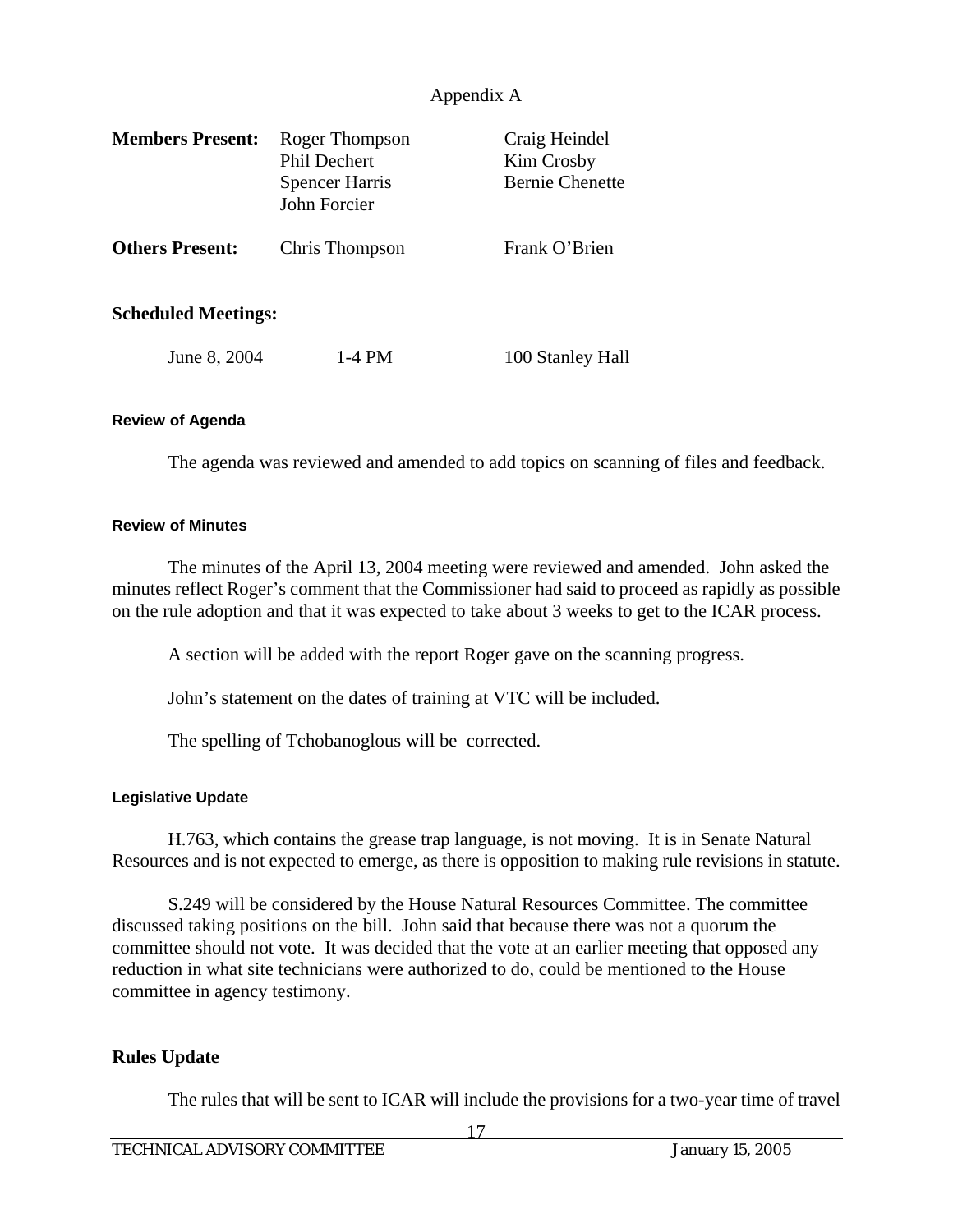Appendix A

| | | |
|---|---|---|
| **Members Present:** | Roger Thompson<br>Phil Dechert<br>Spencer Harris<br>John Forcier | Craig Heindel<br>Kim Crosby<br>Bernie Chenette |
| **Others Present:** | Chris Thompson | Frank O'Brien |

**Scheduled Meetings:**

| | | |
|---|---|---|
| June 8, 2004 | 1-4 PM | 100 Stanley Hall |

#### Review of Agenda

The agenda was reviewed and amended to add topics on scanning of files and feedback.

#### Review of Minutes

The minutes of the April 13, 2004 meeting were reviewed and amended. John asked the minutes reflect Roger's comment that the Commissioner had said to proceed as rapidly as possible on the rule adoption and that it was expected to take about 3 weeks to get to the ICAR process.

A section will be added with the report Roger gave on the scanning progress.

John's statement on the dates of training at VTC will be included.

The spelling of Tchobanoglous will be corrected.

#### Legislative Update

H.763, which contains the grease trap language, is not moving. It is in Senate Natural Resources and is not expected to emerge, as there is opposition to making rule revisions in statute.

S.249 will be considered by the House Natural Resources Committee. The committee discussed taking positions on the bill. John said that because there was not a quorum the committee should not vote. It was decided that the vote at an earlier meeting that opposed any reduction in what site technicians were authorized to do, could be mentioned to the House committee in agency testimony.

### Rules Update

The rules that will be sent to ICAR will include the provisions for a two-year time of travel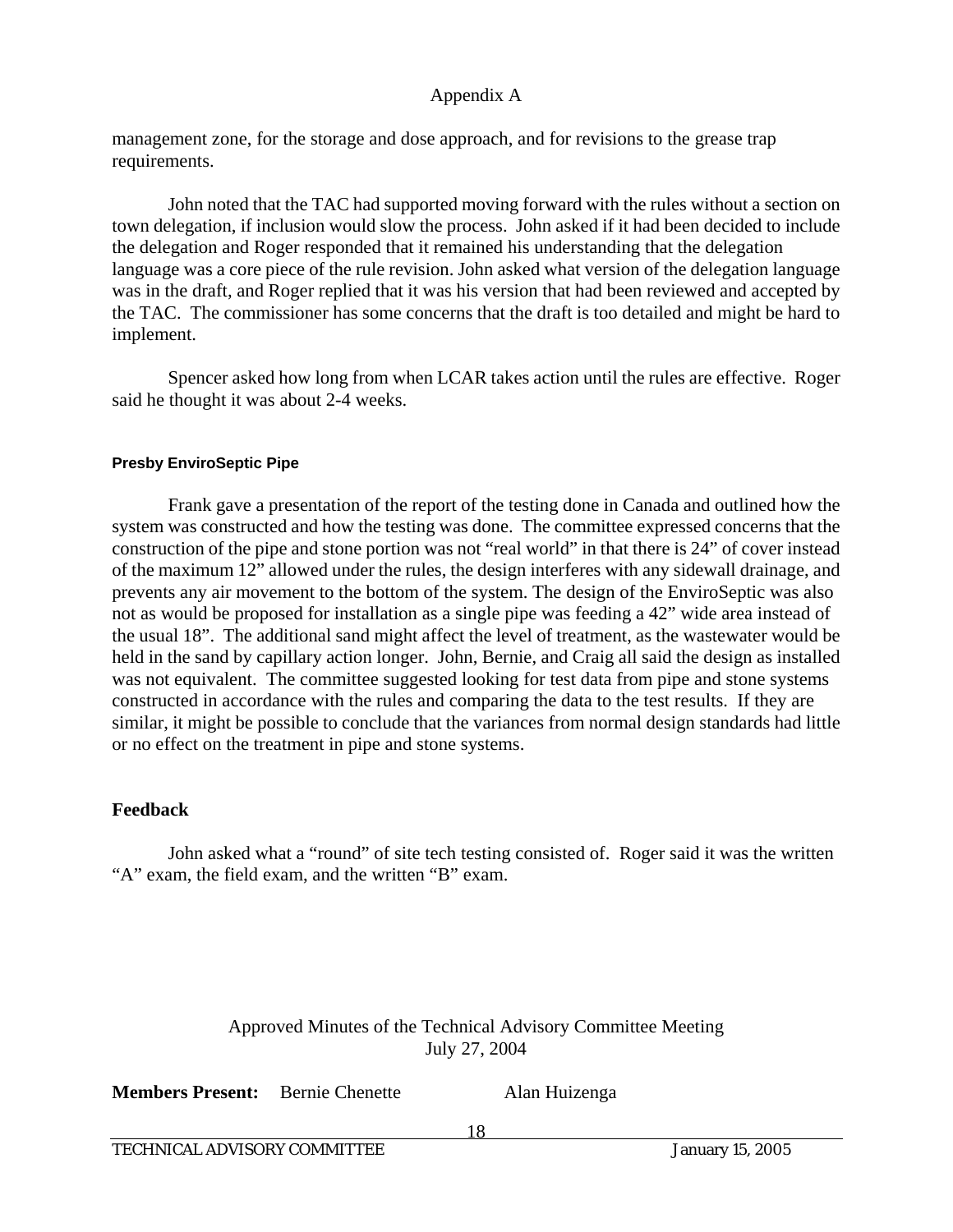management zone, for the storage and dose approach, and for revisions to the grease trap requirements.

John noted that the TAC had supported moving forward with the rules without a section on town delegation, if inclusion would slow the process. John asked if it had been decided to include the delegation and Roger responded that it remained his understanding that the delegation language was a core piece of the rule revision. John asked what version of the delegation language was in the draft, and Roger replied that it was his version that had been reviewed and accepted by the TAC. The commissioner has some concerns that the draft is too detailed and might be hard to implement.

Spencer asked how long from when LCAR takes action until the rules are effective. Roger said he thought it was about 2-4 weeks.

#### Presby EnviroSeptic Pipe

Frank gave a presentation of the report of the testing done in Canada and outlined how the system was constructed and how the testing was done. The committee expressed concerns that the construction of the pipe and stone portion was not "real world" in that there is 24" of cover instead of the maximum 12" allowed under the rules, the design interferes with any sidewall drainage, and prevents any air movement to the bottom of the system. The design of the EnviroSeptic was also not as would be proposed for installation as a single pipe was feeding a 42" wide area instead of the usual 18". The additional sand might affect the level of treatment, as the wastewater would be held in the sand by capillary action longer. John, Bernie, and Craig all said the design as installed was not equivalent. The committee suggested looking for test data from pipe and stone systems constructed in accordance with the rules and comparing the data to the test results. If they are similar, it might be possible to conclude that the variances from normal design standards had little or no effect on the treatment in pipe and stone systems.

### Feedback

John asked what a "round" of site tech testing consisted of. Roger said it was the written "A" exam, the field exam, and the written "B" exam.

Approved Minutes of the Technical Advisory Committee Meeting
July 27, 2004

**Members Present:** Bernie Chenette Alan Huizenga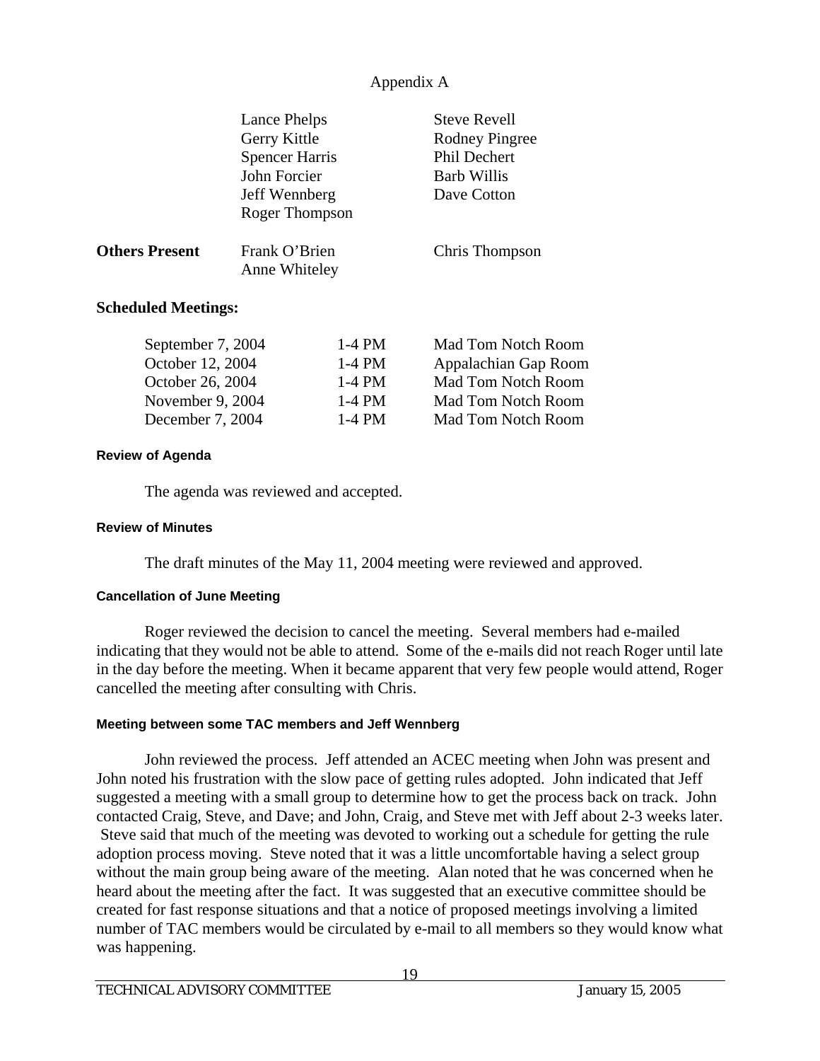Appendix A

| | | |
|---|---|---|
| | Lance Phelps | Steve Revell |
| | Gerry Kittle | Rodney Pingree |
| | Spencer Harris | Phil Dechert |
| | John Forcier | Barb Willis |
| | Jeff Wennberg | Dave Cotton |
| | Roger Thompson | |
| **Others Present** | Frank O'Brien | Chris Thompson |
| | Anne Whiteley | |

## Scheduled Meetings:

| | | |
|---|---|---|
| September 7, 2004 | 1-4 PM | Mad Tom Notch Room |
| October 12, 2004 | 1-4 PM | Appalachian Gap Room |
| October 26, 2004 | 1-4 PM | Mad Tom Notch Room |
| November 9, 2004 | 1-4 PM | Mad Tom Notch Room |
| December 7, 2004 | 1-4 PM | Mad Tom Notch Room |

### Review of Agenda

The agenda was reviewed and accepted.

### Review of Minutes

The draft minutes of the May 11, 2004 meeting were reviewed and approved.

### Cancellation of June Meeting

Roger reviewed the decision to cancel the meeting. Several members had e-mailed indicating that they would not be able to attend. Some of the e-mails did not reach Roger until late in the day before the meeting. When it became apparent that very few people would attend, Roger cancelled the meeting after consulting with Chris.

### Meeting between some TAC members and Jeff Wennberg

John reviewed the process. Jeff attended an ACEC meeting when John was present and John noted his frustration with the slow pace of getting rules adopted. John indicated that Jeff suggested a meeting with a small group to determine how to get the process back on track. John contacted Craig, Steve, and Dave; and John, Craig, and Steve met with Jeff about 2-3 weeks later. Steve said that much of the meeting was devoted to working out a schedule for getting the rule adoption process moving. Steve noted that it was a little uncomfortable having a select group without the main group being aware of the meeting. Alan noted that he was concerned when he heard about the meeting after the fact. It was suggested that an executive committee should be created for fast response situations and that a notice of proposed meetings involving a limited number of TAC members would be circulated by e-mail to all members so they would know what was happening.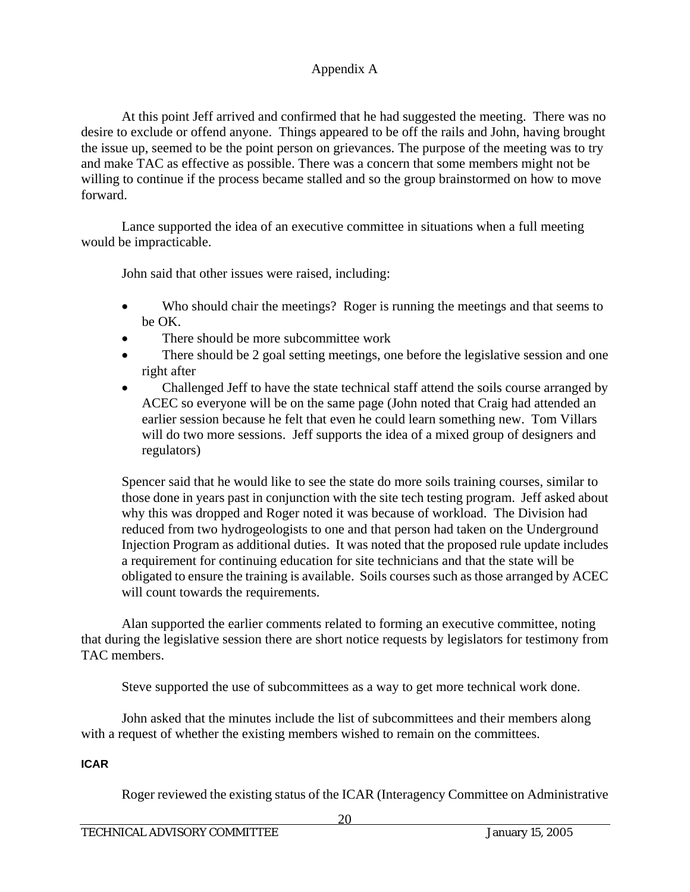Appendix A

At this point Jeff arrived and confirmed that he had suggested the meeting. There was no desire to exclude or offend anyone. Things appeared to be off the rails and John, having brought the issue up, seemed to be the point person on grievances. The purpose of the meeting was to try and make TAC as effective as possible. There was a concern that some members might not be willing to continue if the process became stalled and so the group brainstormed on how to move forward.

Lance supported the idea of an executive committee in situations when a full meeting would be impracticable.

John said that other issues were raised, including:

- Who should chair the meetings? Roger is running the meetings and that seems to be OK.
- There should be more subcommittee work
- There should be 2 goal setting meetings, one before the legislative session and one right after
- Challenged Jeff to have the state technical staff attend the soils course arranged by ACEC so everyone will be on the same page (John noted that Craig had attended an earlier session because he felt that even he could learn something new. Tom Villars will do two more sessions. Jeff supports the idea of a mixed group of designers and regulators)

Spencer said that he would like to see the state do more soils training courses, similar to those done in years past in conjunction with the site tech testing program. Jeff asked about why this was dropped and Roger noted it was because of workload. The Division had reduced from two hydrogeologists to one and that person had taken on the Underground Injection Program as additional duties. It was noted that the proposed rule update includes a requirement for continuing education for site technicians and that the state will be obligated to ensure the training is available. Soils courses such as those arranged by ACEC will count towards the requirements.

Alan supported the earlier comments related to forming an executive committee, noting that during the legislative session there are short notice requests by legislators for testimony from TAC members.

Steve supported the use of subcommittees as a way to get more technical work done.

John asked that the minutes include the list of subcommittees and their members along with a request of whether the existing members wished to remain on the committees.

**ICAR**

Roger reviewed the existing status of the ICAR (Interagency Committee on Administrative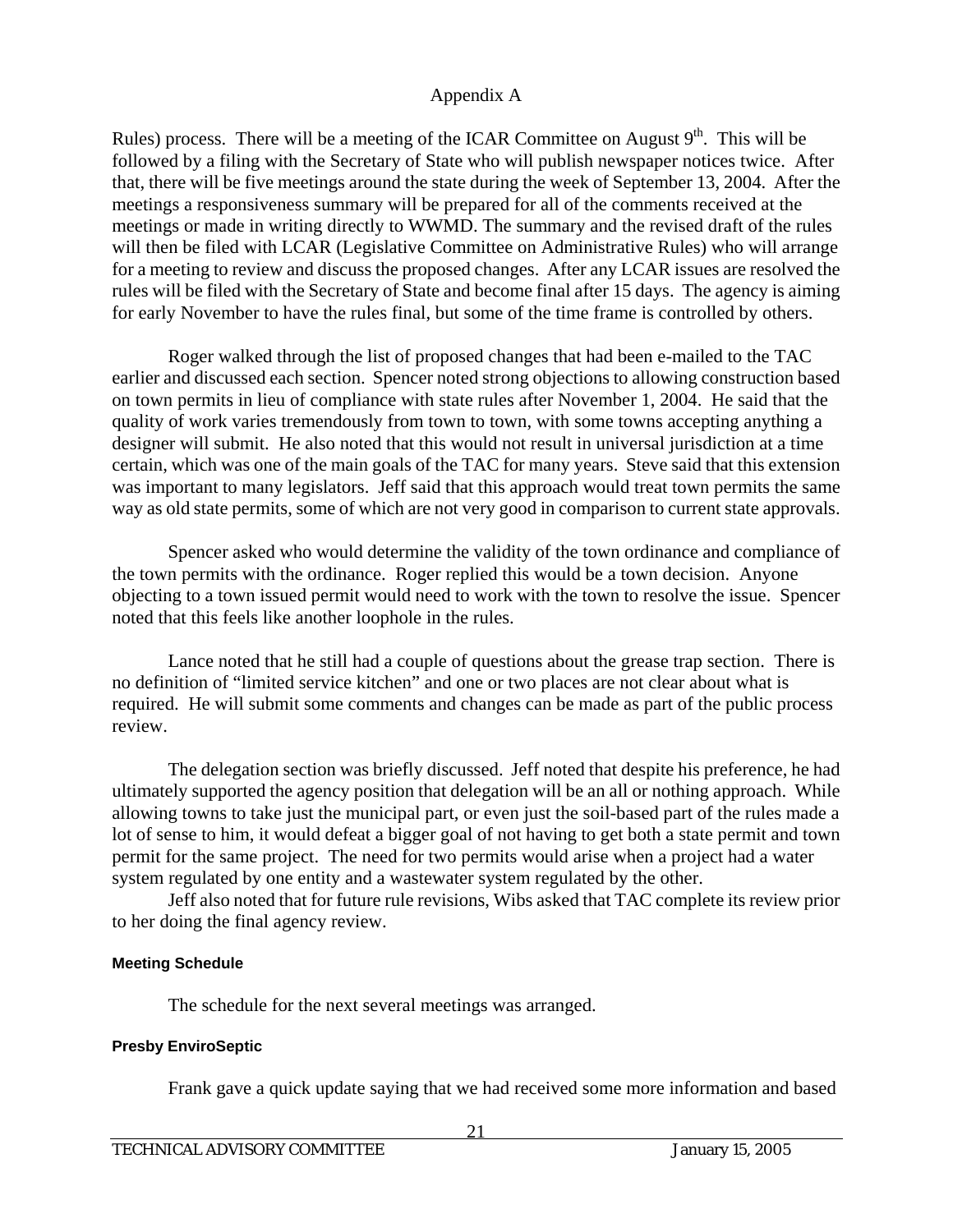Rules) process. There will be a meeting of the ICAR Committee on August 9th. This will be followed by a filing with the Secretary of State who will publish newspaper notices twice. After that, there will be five meetings around the state during the week of September 13, 2004. After the meetings a responsiveness summary will be prepared for all of the comments received at the meetings or made in writing directly to WWMD. The summary and the revised draft of the rules will then be filed with LCAR (Legislative Committee on Administrative Rules) who will arrange for a meeting to review and discuss the proposed changes. After any LCAR issues are resolved the rules will be filed with the Secretary of State and become final after 15 days. The agency is aiming for early November to have the rules final, but some of the time frame is controlled by others.

Roger walked through the list of proposed changes that had been e-mailed to the TAC earlier and discussed each section. Spencer noted strong objections to allowing construction based on town permits in lieu of compliance with state rules after November 1, 2004. He said that the quality of work varies tremendously from town to town, with some towns accepting anything a designer will submit. He also noted that this would not result in universal jurisdiction at a time certain, which was one of the main goals of the TAC for many years. Steve said that this extension was important to many legislators. Jeff said that this approach would treat town permits the same way as old state permits, some of which are not very good in comparison to current state approvals.

Spencer asked who would determine the validity of the town ordinance and compliance of the town permits with the ordinance. Roger replied this would be a town decision. Anyone objecting to a town issued permit would need to work with the town to resolve the issue. Spencer noted that this feels like another loophole in the rules.

Lance noted that he still had a couple of questions about the grease trap section. There is no definition of "limited service kitchen" and one or two places are not clear about what is required. He will submit some comments and changes can be made as part of the public process review.

The delegation section was briefly discussed. Jeff noted that despite his preference, he had ultimately supported the agency position that delegation will be an all or nothing approach. While allowing towns to take just the municipal part, or even just the soil-based part of the rules made a lot of sense to him, it would defeat a bigger goal of not having to get both a state permit and town permit for the same project. The need for two permits would arise when a project had a water system regulated by one entity and a wastewater system regulated by the other.

Jeff also noted that for future rule revisions, Wibs asked that TAC complete its review prior to her doing the final agency review.

#### Meeting Schedule

The schedule for the next several meetings was arranged.

#### Presby EnviroSeptic

Frank gave a quick update saying that we had received some more information and based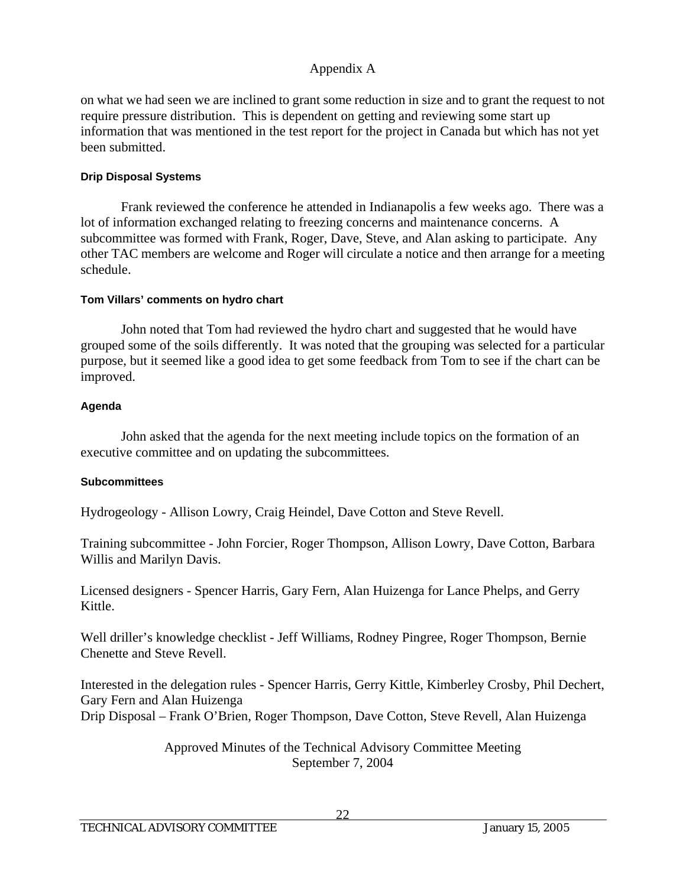on what we had seen we are inclined to grant some reduction in size and to grant the request to not require pressure distribution. This is dependent on getting and reviewing some start up information that was mentioned in the test report for the project in Canada but which has not yet been submitted.

#### Drip Disposal Systems

Frank reviewed the conference he attended in Indianapolis a few weeks ago. There was a lot of information exchanged relating to freezing concerns and maintenance concerns. A subcommittee was formed with Frank, Roger, Dave, Steve, and Alan asking to participate. Any other TAC members are welcome and Roger will circulate a notice and then arrange for a meeting schedule.

#### Tom Villars' comments on hydro chart

John noted that Tom had reviewed the hydro chart and suggested that he would have grouped some of the soils differently. It was noted that the grouping was selected for a particular purpose, but it seemed like a good idea to get some feedback from Tom to see if the chart can be improved.

#### Agenda

John asked that the agenda for the next meeting include topics on the formation of an executive committee and on updating the subcommittees.

#### Subcommittees

Hydrogeology - Allison Lowry, Craig Heindel, Dave Cotton and Steve Revell.

Training subcommittee - John Forcier, Roger Thompson, Allison Lowry, Dave Cotton, Barbara Willis and Marilyn Davis.

Licensed designers - Spencer Harris, Gary Fern, Alan Huizenga for Lance Phelps, and Gerry Kittle.

Well driller's knowledge checklist - Jeff Williams, Rodney Pingree, Roger Thompson, Bernie Chenette and Steve Revell.

Interested in the delegation rules - Spencer Harris, Gerry Kittle, Kimberley Crosby, Phil Dechert, Gary Fern and Alan Huizenga
Drip Disposal – Frank O'Brien, Roger Thompson, Dave Cotton, Steve Revell, Alan Huizenga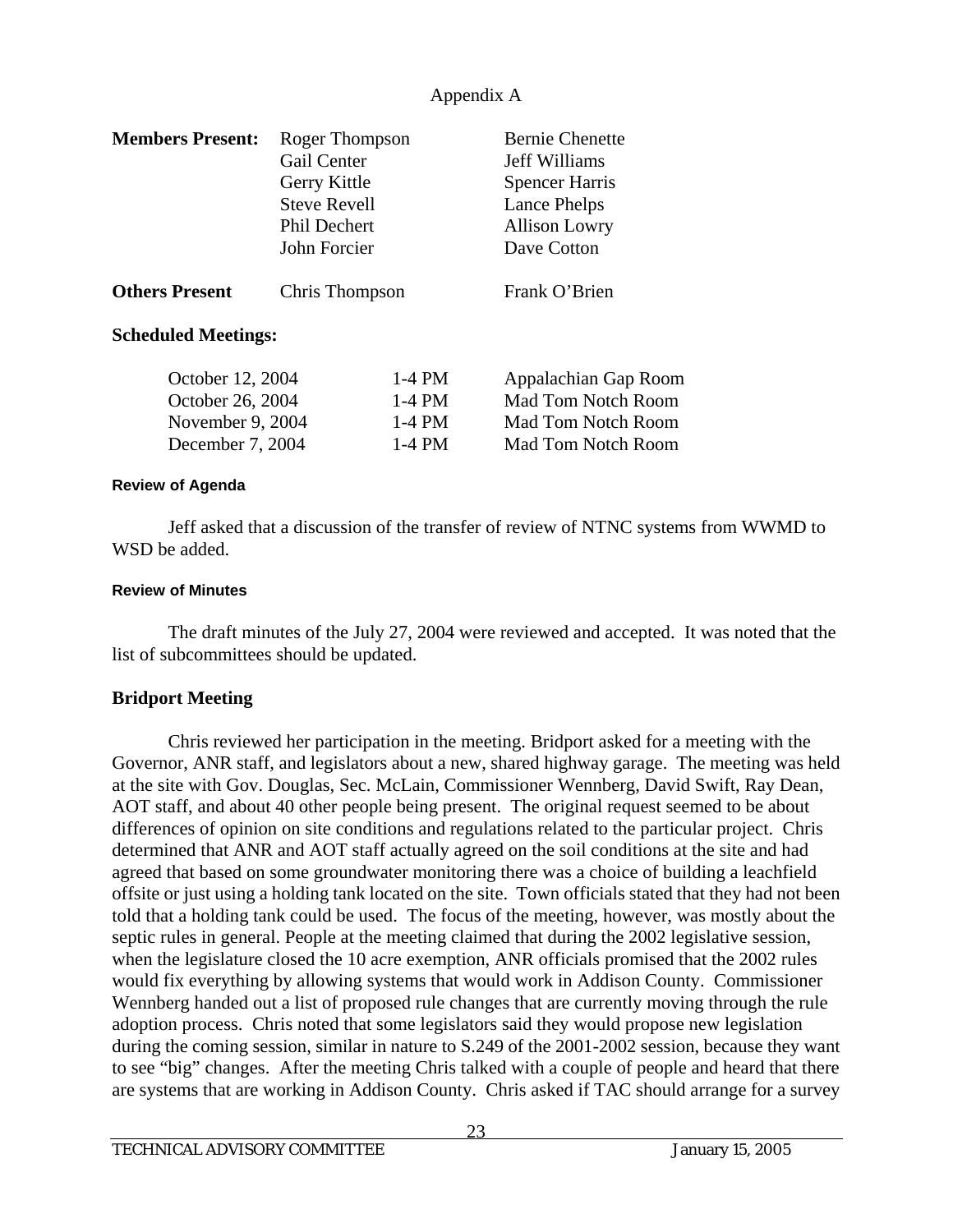Appendix A

| **Members Present:** | Roger Thompson | Bernie Chenette |
|---|---|---|
| | Gail Center | Jeff Williams |
| | Gerry Kittle | Spencer Harris |
| | Steve Revell | Lance Phelps |
| | Phil Dechert | Allison Lowry |
| | John Forcier | Dave Cotton |
| **Others Present** | Chris Thompson | Frank O'Brien |

**Scheduled Meetings:**

| | | |
|---|---|---|
| October 12, 2004 | 1-4 PM | Appalachian Gap Room |
| October 26, 2004 | 1-4 PM | Mad Tom Notch Room |
| November 9, 2004 | 1-4 PM | Mad Tom Notch Room |
| December 7, 2004 | 1-4 PM | Mad Tom Notch Room |

#### Review of Agenda

Jeff asked that a discussion of the transfer of review of NTNC systems from WWMD to WSD be added.

#### Review of Minutes

The draft minutes of the July 27, 2004 were reviewed and accepted. It was noted that the list of subcommittees should be updated.

### Bridport Meeting

Chris reviewed her participation in the meeting. Bridport asked for a meeting with the Governor, ANR staff, and legislators about a new, shared highway garage. The meeting was held at the site with Gov. Douglas, Sec. McLain, Commissioner Wennberg, David Swift, Ray Dean, AOT staff, and about 40 other people being present. The original request seemed to be about differences of opinion on site conditions and regulations related to the particular project. Chris determined that ANR and AOT staff actually agreed on the soil conditions at the site and had agreed that based on some groundwater monitoring there was a choice of building a leachfield offsite or just using a holding tank located on the site. Town officials stated that they had not been told that a holding tank could be used. The focus of the meeting, however, was mostly about the septic rules in general. People at the meeting claimed that during the 2002 legislative session, when the legislature closed the 10 acre exemption, ANR officials promised that the 2002 rules would fix everything by allowing systems that would work in Addison County. Commissioner Wennberg handed out a list of proposed rule changes that are currently moving through the rule adoption process. Chris noted that some legislators said they would propose new legislation during the coming session, similar in nature to S.249 of the 2001-2002 session, because they want to see "big" changes. After the meeting Chris talked with a couple of people and heard that there are systems that are working in Addison County. Chris asked if TAC should arrange for a survey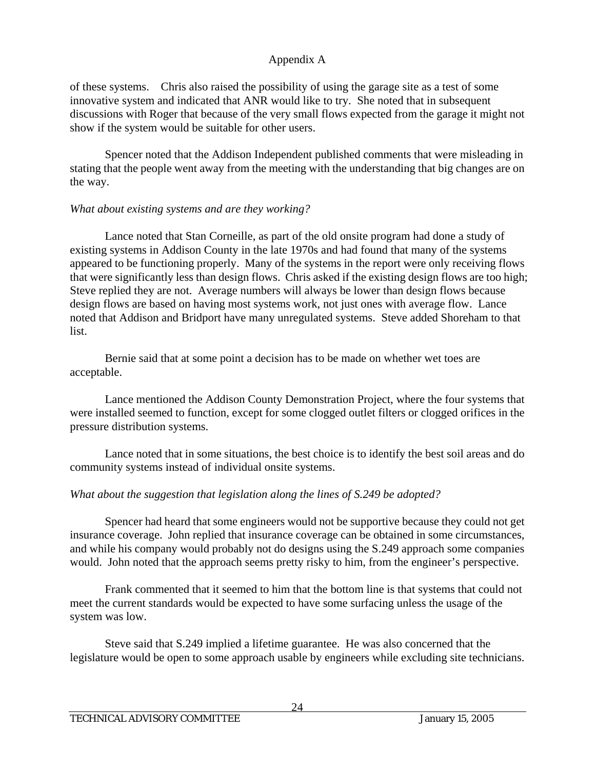of these systems.  Chris also raised the possibility of using the garage site as a test of some innovative system and indicated that ANR would like to try. She noted that in subsequent discussions with Roger that because of the very small flows expected from the garage it might not show if the system would be suitable for other users.

Spencer noted that the Addison Independent published comments that were misleading in stating that the people went away from the meeting with the understanding that big changes are on the way.

*What about existing systems and are they working?*

Lance noted that Stan Corneille, as part of the old onsite program had done a study of existing systems in Addison County in the late 1970s and had found that many of the systems appeared to be functioning properly. Many of the systems in the report were only receiving flows that were significantly less than design flows. Chris asked if the existing design flows are too high; Steve replied they are not. Average numbers will always be lower than design flows because design flows are based on having most systems work, not just ones with average flow. Lance noted that Addison and Bridport have many unregulated systems. Steve added Shoreham to that list.

Bernie said that at some point a decision has to be made on whether wet toes are acceptable.

Lance mentioned the Addison County Demonstration Project, where the four systems that were installed seemed to function, except for some clogged outlet filters or clogged orifices in the pressure distribution systems.

Lance noted that in some situations, the best choice is to identify the best soil areas and do community systems instead of individual onsite systems.

*What about the suggestion that legislation along the lines of S.249 be adopted?*

Spencer had heard that some engineers would not be supportive because they could not get insurance coverage. John replied that insurance coverage can be obtained in some circumstances, and while his company would probably not do designs using the S.249 approach some companies would. John noted that the approach seems pretty risky to him, from the engineer's perspective.

Frank commented that it seemed to him that the bottom line is that systems that could not meet the current standards would be expected to have some surfacing unless the usage of the system was low.

Steve said that S.249 implied a lifetime guarantee. He was also concerned that the legislature would be open to some approach usable by engineers while excluding site technicians.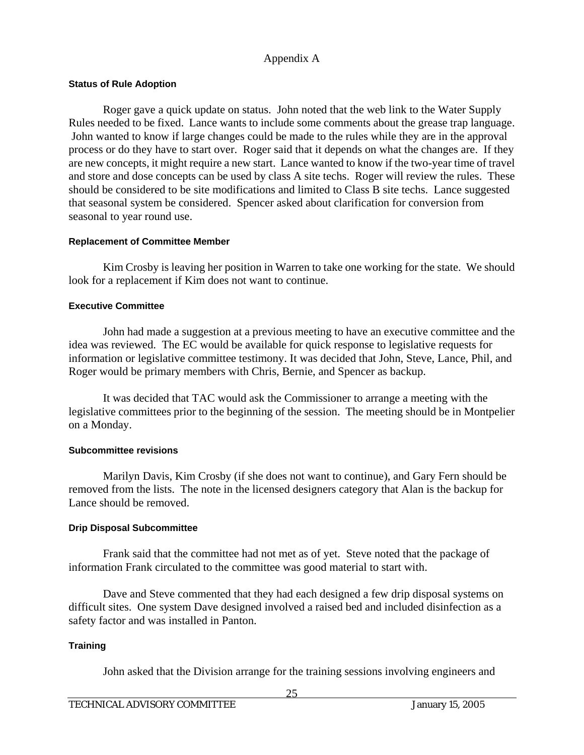Appendix A

#### Status of Rule Adoption

Roger gave a quick update on status. John noted that the web link to the Water Supply Rules needed to be fixed. Lance wants to include some comments about the grease trap language. John wanted to know if large changes could be made to the rules while they are in the approval process or do they have to start over. Roger said that it depends on what the changes are. If they are new concepts, it might require a new start. Lance wanted to know if the two-year time of travel and store and dose concepts can be used by class A site techs. Roger will review the rules. These should be considered to be site modifications and limited to Class B site techs. Lance suggested that seasonal system be considered. Spencer asked about clarification for conversion from seasonal to year round use.

#### Replacement of Committee Member

Kim Crosby is leaving her position in Warren to take one working for the state. We should look for a replacement if Kim does not want to continue.

#### Executive Committee

John had made a suggestion at a previous meeting to have an executive committee and the idea was reviewed. The EC would be available for quick response to legislative requests for information or legislative committee testimony. It was decided that John, Steve, Lance, Phil, and Roger would be primary members with Chris, Bernie, and Spencer as backup.

It was decided that TAC would ask the Commissioner to arrange a meeting with the legislative committees prior to the beginning of the session. The meeting should be in Montpelier on a Monday.

#### Subcommittee revisions

Marilyn Davis, Kim Crosby (if she does not want to continue), and Gary Fern should be removed from the lists. The note in the licensed designers category that Alan is the backup for Lance should be removed.

#### Drip Disposal Subcommittee

Frank said that the committee had not met as of yet. Steve noted that the package of information Frank circulated to the committee was good material to start with.

Dave and Steve commented that they had each designed a few drip disposal systems on difficult sites. One system Dave designed involved a raised bed and included disinfection as a safety factor and was installed in Panton.

#### Training

John asked that the Division arrange for the training sessions involving engineers and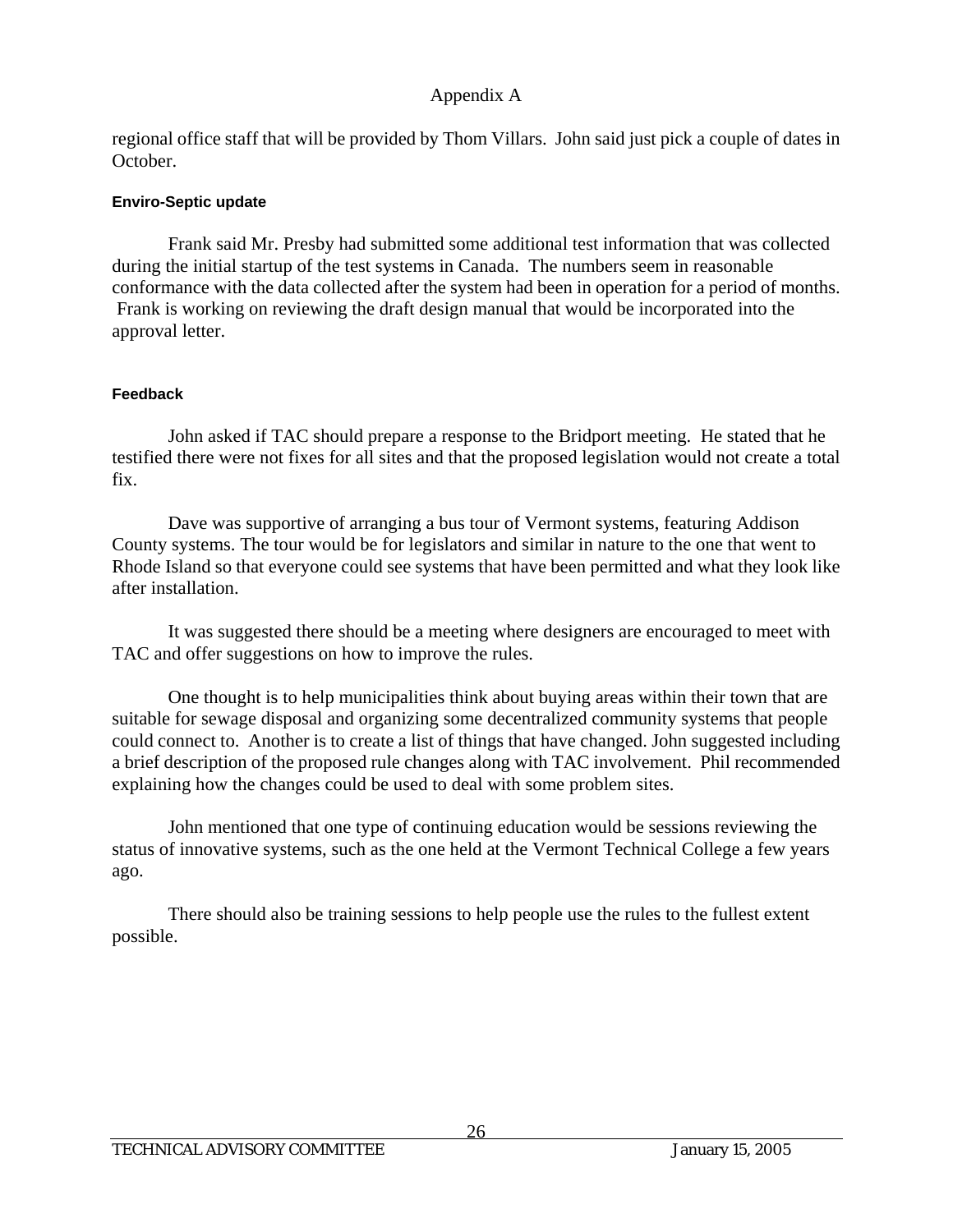regional office staff that will be provided by Thom Villars. John said just pick a couple of dates in October.

### Enviro-Septic update

Frank said Mr. Presby had submitted some additional test information that was collected during the initial startup of the test systems in Canada. The numbers seem in reasonable conformance with the data collected after the system had been in operation for a period of months. Frank is working on reviewing the draft design manual that would be incorporated into the approval letter.

### Feedback

John asked if TAC should prepare a response to the Bridport meeting. He stated that he testified there were not fixes for all sites and that the proposed legislation would not create a total fix.

Dave was supportive of arranging a bus tour of Vermont systems, featuring Addison County systems. The tour would be for legislators and similar in nature to the one that went to Rhode Island so that everyone could see systems that have been permitted and what they look like after installation.

It was suggested there should be a meeting where designers are encouraged to meet with TAC and offer suggestions on how to improve the rules.

One thought is to help municipalities think about buying areas within their town that are suitable for sewage disposal and organizing some decentralized community systems that people could connect to. Another is to create a list of things that have changed. John suggested including a brief description of the proposed rule changes along with TAC involvement. Phil recommended explaining how the changes could be used to deal with some problem sites.

John mentioned that one type of continuing education would be sessions reviewing the status of innovative systems, such as the one held at the Vermont Technical College a few years ago.

There should also be training sessions to help people use the rules to the fullest extent possible.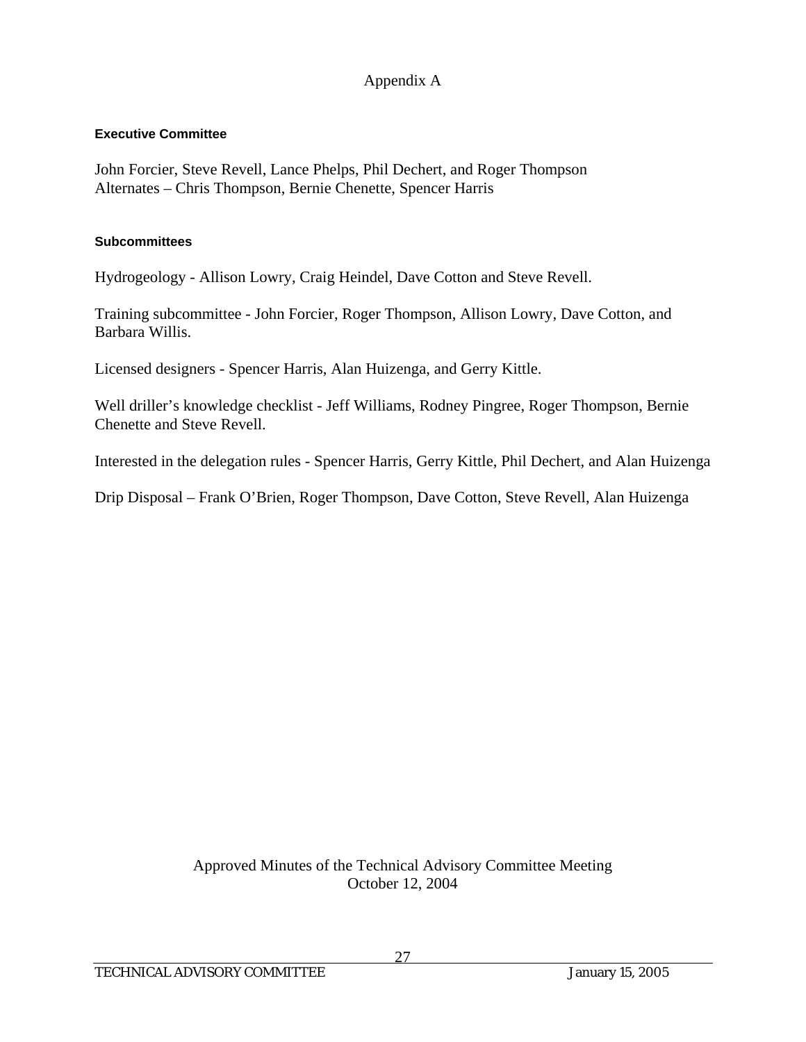Appendix A

**Executive Committee**

John Forcier, Steve Revell, Lance Phelps, Phil Dechert, and Roger Thompson
Alternates – Chris Thompson, Bernie Chenette, Spencer Harris

**Subcommittees**

Hydrogeology - Allison Lowry, Craig Heindel, Dave Cotton and Steve Revell.

Training subcommittee - John Forcier, Roger Thompson, Allison Lowry, Dave Cotton, and Barbara Willis.

Licensed designers - Spencer Harris, Alan Huizenga, and Gerry Kittle.

Well driller's knowledge checklist - Jeff Williams, Rodney Pingree, Roger Thompson, Bernie Chenette and Steve Revell.

Interested in the delegation rules - Spencer Harris, Gerry Kittle, Phil Dechert, and Alan Huizenga

Drip Disposal – Frank O'Brien, Roger Thompson, Dave Cotton, Steve Revell, Alan Huizenga

Approved Minutes of the Technical Advisory Committee Meeting
October 12, 2004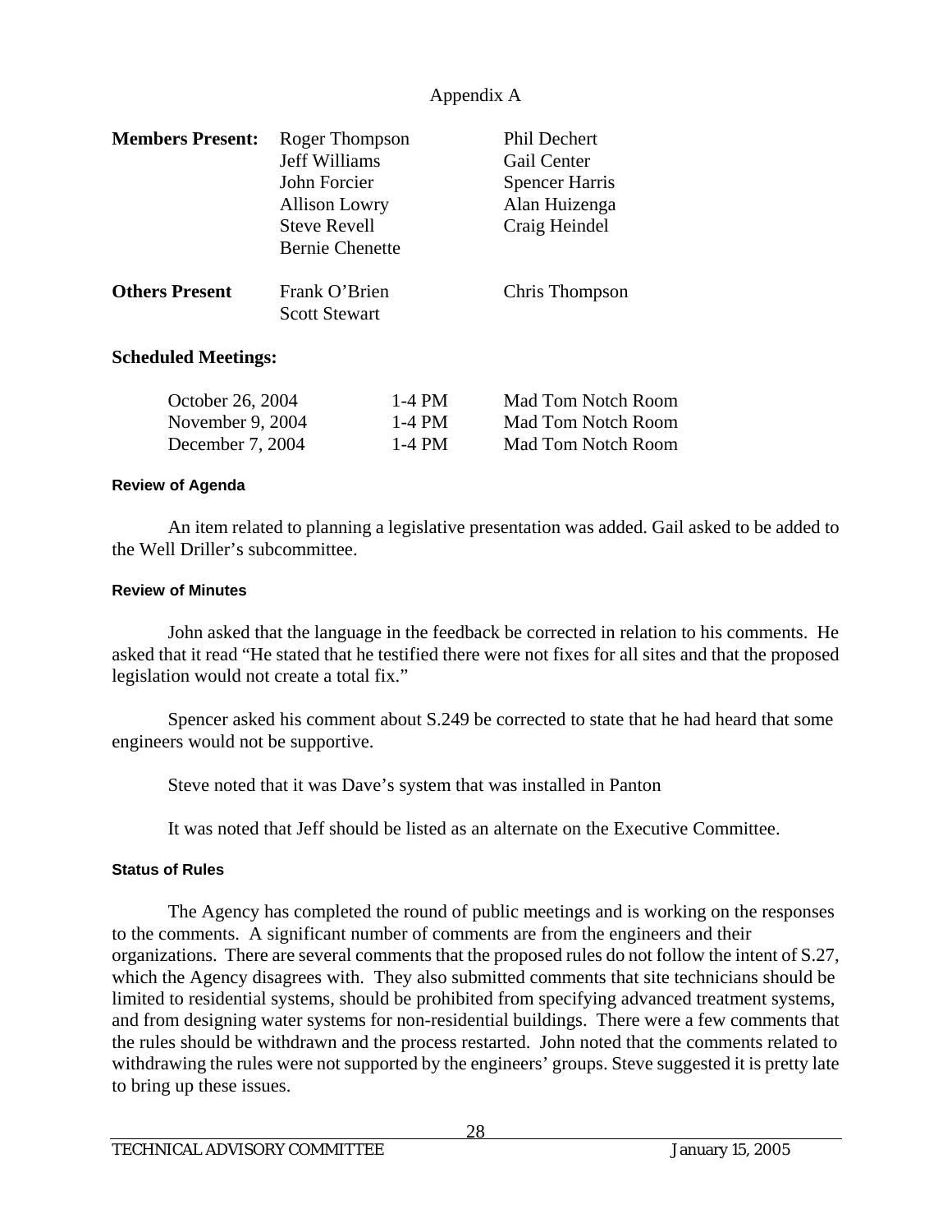Appendix A

**Members Present:**

| | |
|---|---|
| Roger Thompson | Phil Dechert |
| Jeff Williams | Gail Center |
| John Forcier | Spencer Harris |
| Allison Lowry | Alan Huizenga |
| Steve Revell | Craig Heindel |
| Bernie Chenette | |

**Others Present**

| | |
|---|---|
| Frank O'Brien | Chris Thompson |
| Scott Stewart | |

**Scheduled Meetings:**

| | | |
|---|---|---|
| October 26, 2004 | 1-4 PM | Mad Tom Notch Room |
| November 9, 2004 | 1-4 PM | Mad Tom Notch Room |
| December 7, 2004 | 1-4 PM | Mad Tom Notch Room |

**Review of Agenda**

An item related to planning a legislative presentation was added. Gail asked to be added to the Well Driller's subcommittee.

**Review of Minutes**

John asked that the language in the feedback be corrected in relation to his comments. He asked that it read "He stated that he testified there were not fixes for all sites and that the proposed legislation would not create a total fix."

Spencer asked his comment about S.249 be corrected to state that he had heard that some engineers would not be supportive.

Steve noted that it was Dave's system that was installed in Panton

It was noted that Jeff should be listed as an alternate on the Executive Committee.

**Status of Rules**

The Agency has completed the round of public meetings and is working on the responses to the comments. A significant number of comments are from the engineers and their organizations. There are several comments that the proposed rules do not follow the intent of S.27, which the Agency disagrees with. They also submitted comments that site technicians should be limited to residential systems, should be prohibited from specifying advanced treatment systems, and from designing water systems for non-residential buildings. There were a few comments that the rules should be withdrawn and the process restarted. John noted that the comments related to withdrawing the rules were not supported by the engineers' groups. Steve suggested it is pretty late to bring up these issues.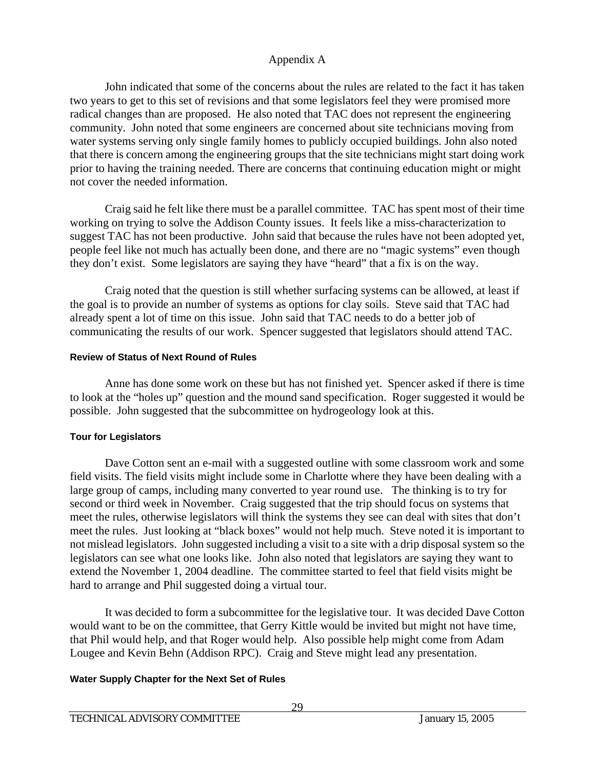Appendix A

John indicated that some of the concerns about the rules are related to the fact it has taken two years to get to this set of revisions and that some legislators feel they were promised more radical changes than are proposed. He also noted that TAC does not represent the engineering community. John noted that some engineers are concerned about site technicians moving from water systems serving only single family homes to publicly occupied buildings. John also noted that there is concern among the engineering groups that the site technicians might start doing work prior to having the training needed. There are concerns that continuing education might or might not cover the needed information.

Craig said he felt like there must be a parallel committee. TAC has spent most of their time working on trying to solve the Addison County issues. It feels like a miss-characterization to suggest TAC has not been productive. John said that because the rules have not been adopted yet, people feel like not much has actually been done, and there are no "magic systems" even though they don't exist. Some legislators are saying they have "heard" that a fix is on the way.

Craig noted that the question is still whether surfacing systems can be allowed, at least if the goal is to provide an number of systems as options for clay soils. Steve said that TAC had already spent a lot of time on this issue. John said that TAC needs to do a better job of communicating the results of our work. Spencer suggested that legislators should attend TAC.

#### Review of Status of Next Round of Rules

Anne has done some work on these but has not finished yet. Spencer asked if there is time to look at the "holes up" question and the mound sand specification. Roger suggested it would be possible. John suggested that the subcommittee on hydrogeology look at this.

#### Tour for Legislators

Dave Cotton sent an e-mail with a suggested outline with some classroom work and some field visits. The field visits might include some in Charlotte where they have been dealing with a large group of camps, including many converted to year round use. The thinking is to try for second or third week in November. Craig suggested that the trip should focus on systems that meet the rules, otherwise legislators will think the systems they see can deal with sites that don't meet the rules. Just looking at "black boxes" would not help much. Steve noted it is important to not mislead legislators. John suggested including a visit to a site with a drip disposal system so the legislators can see what one looks like. John also noted that legislators are saying they want to extend the November 1, 2004 deadline. The committee started to feel that field visits might be hard to arrange and Phil suggested doing a virtual tour.

It was decided to form a subcommittee for the legislative tour. It was decided Dave Cotton would want to be on the committee, that Gerry Kittle would be invited but might not have time, that Phil would help, and that Roger would help. Also possible help might come from Adam Lougee and Kevin Behn (Addison RPC). Craig and Steve might lead any presentation.

#### Water Supply Chapter for the Next Set of Rules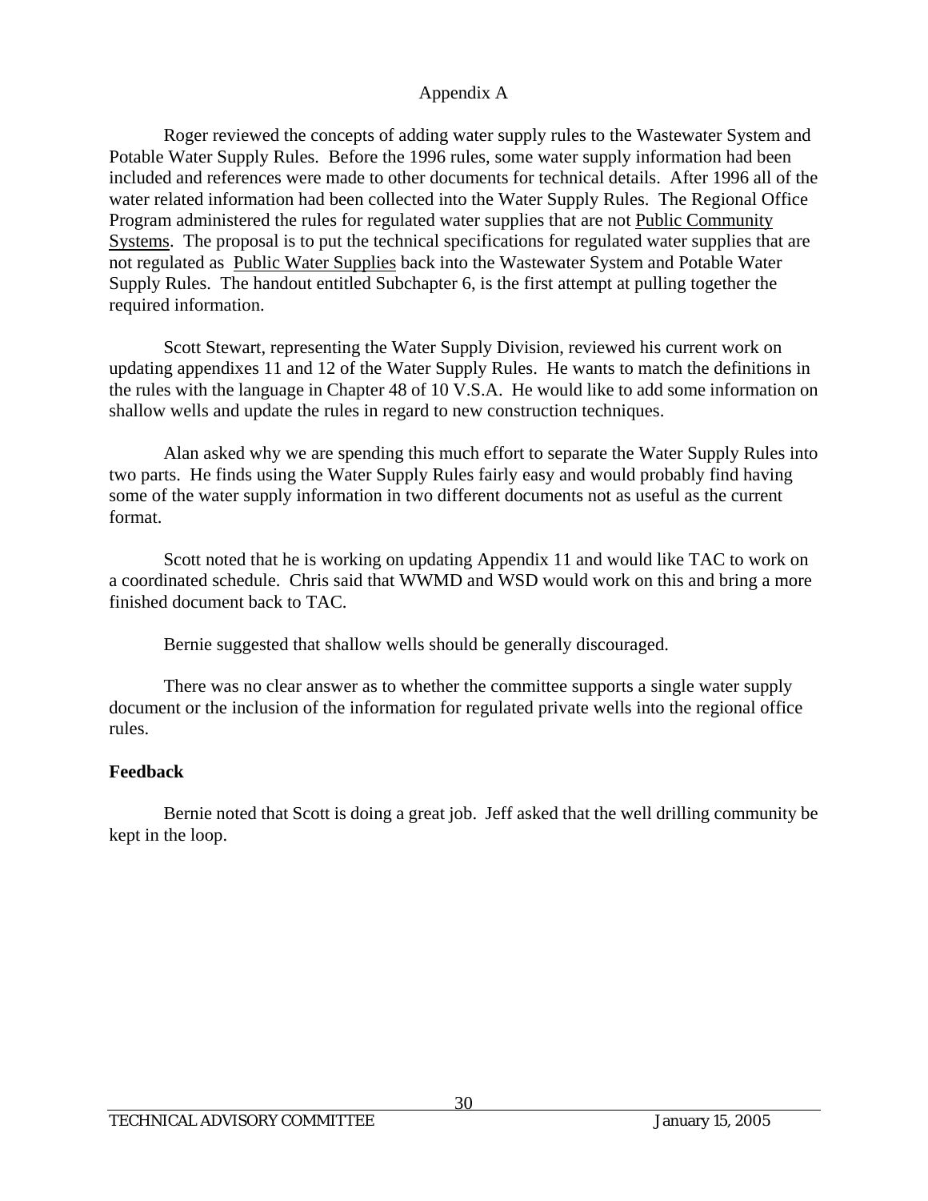Appendix A

Roger reviewed the concepts of adding water supply rules to the Wastewater System and Potable Water Supply Rules. Before the 1996 rules, some water supply information had been included and references were made to other documents for technical details. After 1996 all of the water related information had been collected into the Water Supply Rules. The Regional Office Program administered the rules for regulated water supplies that are not Public Community Systems. The proposal is to put the technical specifications for regulated water supplies that are not regulated as Public Water Supplies back into the Wastewater System and Potable Water Supply Rules. The handout entitled Subchapter 6, is the first attempt at pulling together the required information.

Scott Stewart, representing the Water Supply Division, reviewed his current work on updating appendixes 11 and 12 of the Water Supply Rules. He wants to match the definitions in the rules with the language in Chapter 48 of 10 V.S.A. He would like to add some information on shallow wells and update the rules in regard to new construction techniques.

Alan asked why we are spending this much effort to separate the Water Supply Rules into two parts. He finds using the Water Supply Rules fairly easy and would probably find having some of the water supply information in two different documents not as useful as the current format.

Scott noted that he is working on updating Appendix 11 and would like TAC to work on a coordinated schedule. Chris said that WWMD and WSD would work on this and bring a more finished document back to TAC.

Bernie suggested that shallow wells should be generally discouraged.

There was no clear answer as to whether the committee supports a single water supply document or the inclusion of the information for regulated private wells into the regional office rules.

**Feedback**

Bernie noted that Scott is doing a great job. Jeff asked that the well drilling community be kept in the loop.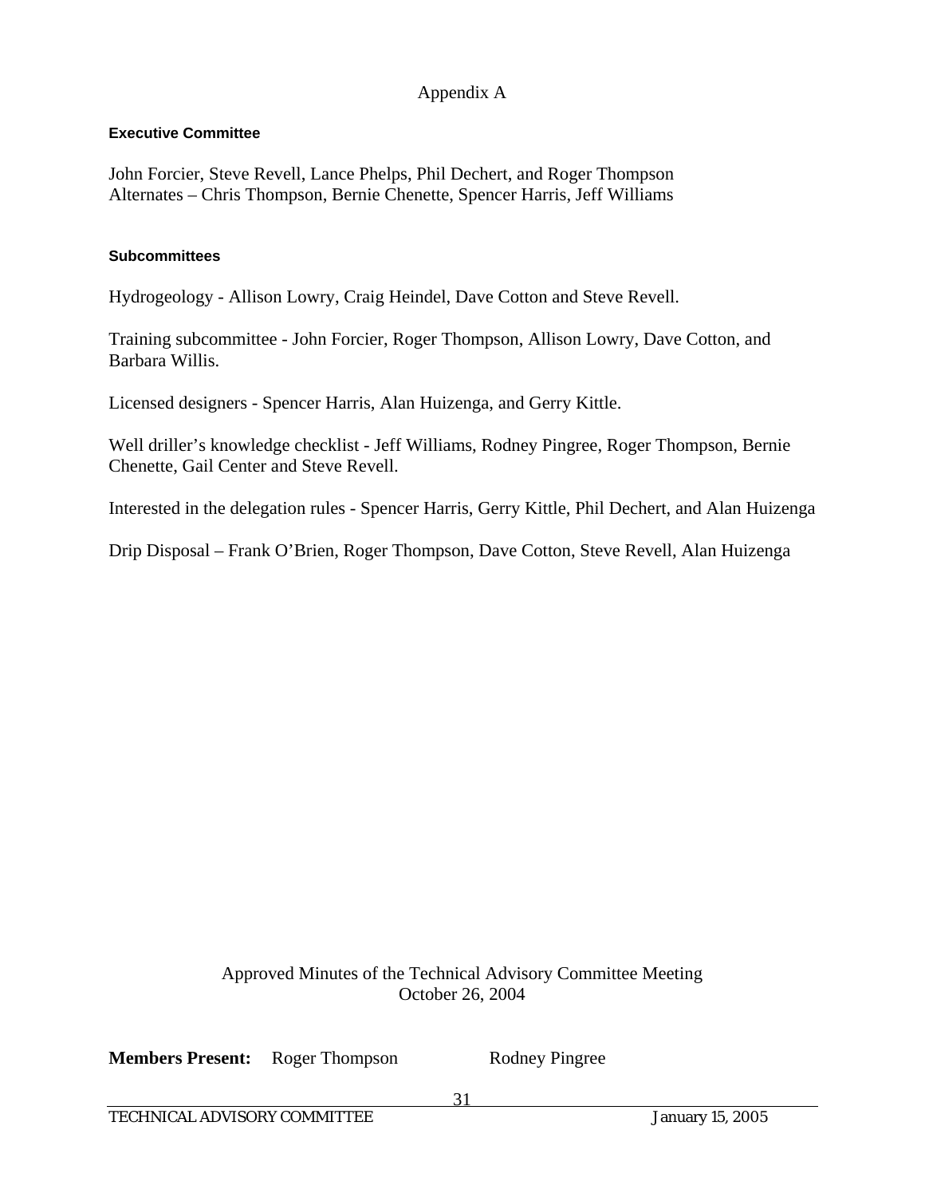Appendix A

#### Executive Committee

John Forcier, Steve Revell, Lance Phelps, Phil Dechert, and Roger Thompson
Alternates – Chris Thompson, Bernie Chenette, Spencer Harris, Jeff Williams

#### Subcommittees

Hydrogeology - Allison Lowry, Craig Heindel, Dave Cotton and Steve Revell.

Training subcommittee - John Forcier, Roger Thompson, Allison Lowry, Dave Cotton, and Barbara Willis.

Licensed designers - Spencer Harris, Alan Huizenga, and Gerry Kittle.

Well driller's knowledge checklist - Jeff Williams, Rodney Pingree, Roger Thompson, Bernie Chenette, Gail Center and Steve Revell.

Interested in the delegation rules - Spencer Harris, Gerry Kittle, Phil Dechert, and Alan Huizenga

Drip Disposal – Frank O'Brien, Roger Thompson, Dave Cotton, Steve Revell, Alan Huizenga

Approved Minutes of the Technical Advisory Committee Meeting
October 26, 2004

**Members Present:** Roger Thompson Rodney Pingree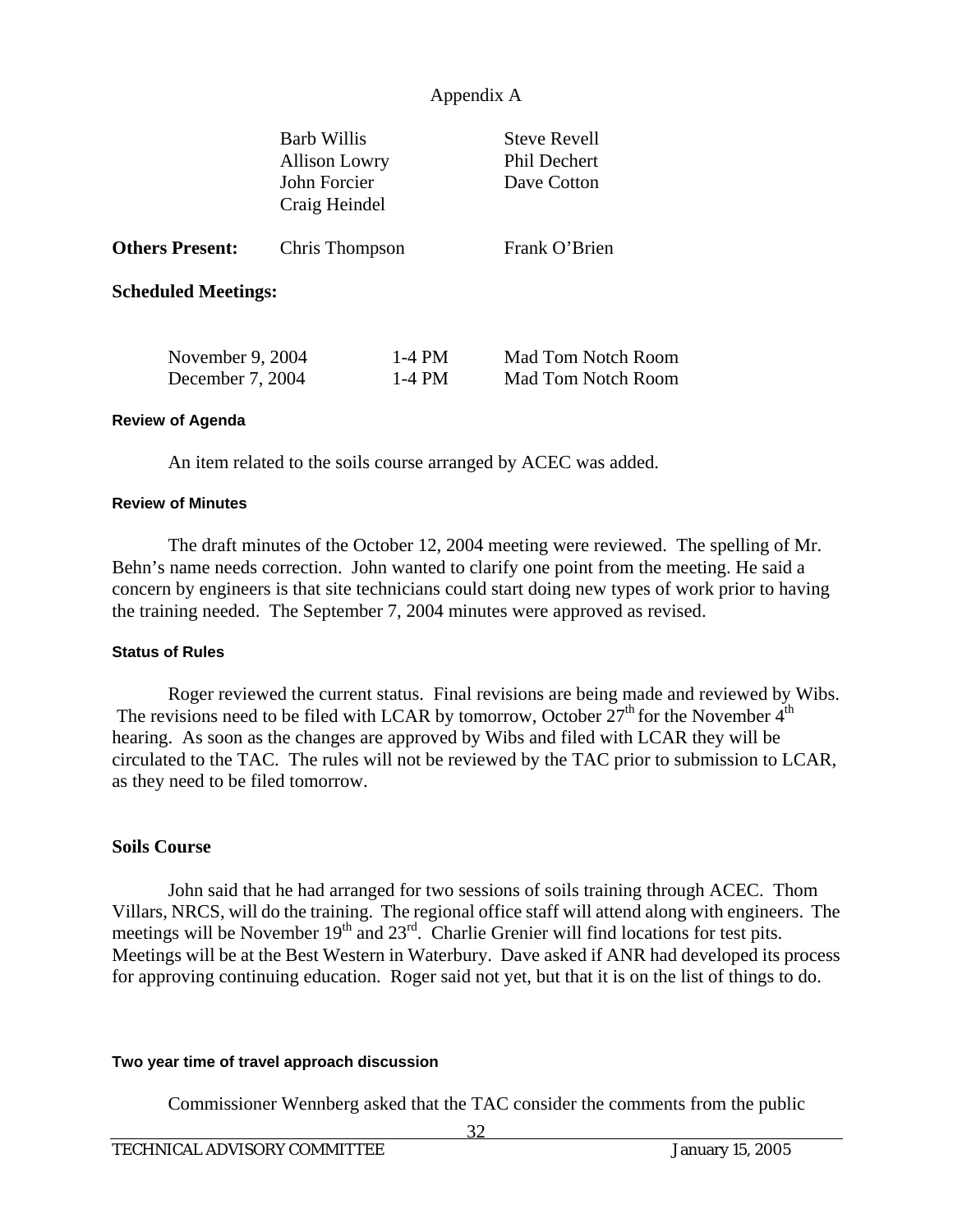Appendix A

| | | |
|---|---|---|
| | Barb Willis | Steve Revell |
| | Allison Lowry | Phil Dechert |
| | John Forcier | Dave Cotton |
| | Craig Heindel | |
| **Others Present:** | Chris Thompson | Frank O'Brien |

**Scheduled Meetings:**

| | | |
|---|---|---|
| November 9, 2004 | 1-4 PM | Mad Tom Notch Room |
| December 7, 2004 | 1-4 PM | Mad Tom Notch Room |

#### Review of Agenda

An item related to the soils course arranged by ACEC was added.

#### Review of Minutes

The draft minutes of the October 12, 2004 meeting were reviewed. The spelling of Mr. Behn's name needs correction. John wanted to clarify one point from the meeting. He said a concern by engineers is that site technicians could start doing new types of work prior to having the training needed. The September 7, 2004 minutes were approved as revised.

#### Status of Rules

Roger reviewed the current status. Final revisions are being made and reviewed by Wibs. The revisions need to be filed with LCAR by tomorrow, October 27th for the November 4th hearing. As soon as the changes are approved by Wibs and filed with LCAR they will be circulated to the TAC. The rules will not be reviewed by the TAC prior to submission to LCAR, as they need to be filed tomorrow.

### Soils Course

John said that he had arranged for two sessions of soils training through ACEC. Thom Villars, NRCS, will do the training. The regional office staff will attend along with engineers. The meetings will be November 19th and 23rd. Charlie Grenier will find locations for test pits. Meetings will be at the Best Western in Waterbury. Dave asked if ANR had developed its process for approving continuing education. Roger said not yet, but that it is on the list of things to do.

#### Two year time of travel approach discussion

Commissioner Wennberg asked that the TAC consider the comments from the public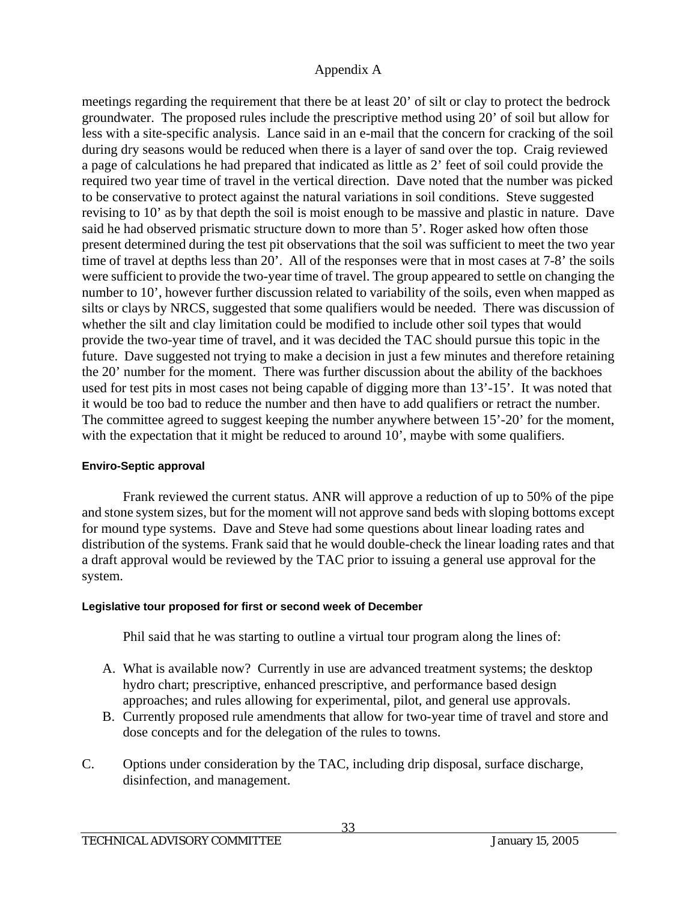meetings regarding the requirement that there be at least 20' of silt or clay to protect the bedrock groundwater. The proposed rules include the prescriptive method using 20' of soil but allow for less with a site-specific analysis. Lance said in an e-mail that the concern for cracking of the soil during dry seasons would be reduced when there is a layer of sand over the top. Craig reviewed a page of calculations he had prepared that indicated as little as 2' feet of soil could provide the required two year time of travel in the vertical direction. Dave noted that the number was picked to be conservative to protect against the natural variations in soil conditions. Steve suggested revising to 10' as by that depth the soil is moist enough to be massive and plastic in nature. Dave said he had observed prismatic structure down to more than 5'. Roger asked how often those present determined during the test pit observations that the soil was sufficient to meet the two year time of travel at depths less than 20'. All of the responses were that in most cases at 7-8' the soils were sufficient to provide the two-year time of travel. The group appeared to settle on changing the number to 10', however further discussion related to variability of the soils, even when mapped as silts or clays by NRCS, suggested that some qualifiers would be needed. There was discussion of whether the silt and clay limitation could be modified to include other soil types that would provide the two-year time of travel, and it was decided the TAC should pursue this topic in the future. Dave suggested not trying to make a decision in just a few minutes and therefore retaining the 20' number for the moment. There was further discussion about the ability of the backhoes used for test pits in most cases not being capable of digging more than 13'-15'. It was noted that it would be too bad to reduce the number and then have to add qualifiers or retract the number. The committee agreed to suggest keeping the number anywhere between 15'-20' for the moment, with the expectation that it might be reduced to around 10', maybe with some qualifiers.

#### Enviro-Septic approval

Frank reviewed the current status. ANR will approve a reduction of up to 50% of the pipe and stone system sizes, but for the moment will not approve sand beds with sloping bottoms except for mound type systems. Dave and Steve had some questions about linear loading rates and distribution of the systems. Frank said that he would double-check the linear loading rates and that a draft approval would be reviewed by the TAC prior to issuing a general use approval for the system.

#### Legislative tour proposed for first or second week of December

Phil said that he was starting to outline a virtual tour program along the lines of:

A. What is available now? Currently in use are advanced treatment systems; the desktop hydro chart; prescriptive, enhanced prescriptive, and performance based design approaches; and rules allowing for experimental, pilot, and general use approvals.
B. Currently proposed rule amendments that allow for two-year time of travel and store and dose concepts and for the delegation of the rules to towns.
C. Options under consideration by the TAC, including drip disposal, surface discharge, disinfection, and management.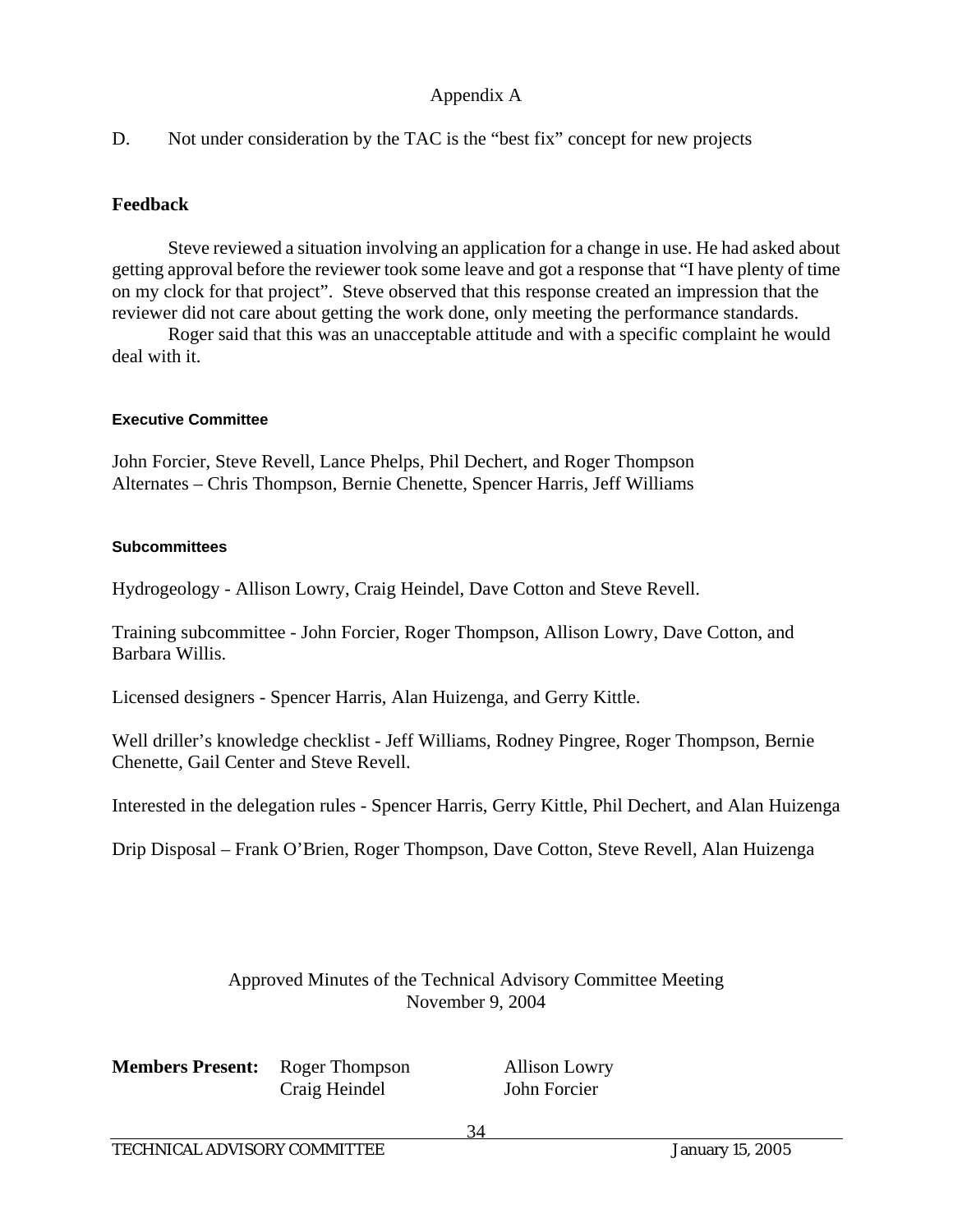Appendix A

D. Not under consideration by the TAC is the "best fix" concept for new projects

**Feedback**

Steve reviewed a situation involving an application for a change in use. He had asked about getting approval before the reviewer took some leave and got a response that "I have plenty of time on my clock for that project". Steve observed that this response created an impression that the reviewer did not care about getting the work done, only meeting the performance standards.

Roger said that this was an unacceptable attitude and with a specific complaint he would deal with it.

**Executive Committee**

John Forcier, Steve Revell, Lance Phelps, Phil Dechert, and Roger Thompson
Alternates – Chris Thompson, Bernie Chenette, Spencer Harris, Jeff Williams

**Subcommittees**

Hydrogeology - Allison Lowry, Craig Heindel, Dave Cotton and Steve Revell.

Training subcommittee - John Forcier, Roger Thompson, Allison Lowry, Dave Cotton, and Barbara Willis.

Licensed designers - Spencer Harris, Alan Huizenga, and Gerry Kittle.

Well driller's knowledge checklist - Jeff Williams, Rodney Pingree, Roger Thompson, Bernie Chenette, Gail Center and Steve Revell.

Interested in the delegation rules - Spencer Harris, Gerry Kittle, Phil Dechert, and Alan Huizenga

Drip Disposal – Frank O'Brien, Roger Thompson, Dave Cotton, Steve Revell, Alan Huizenga

Approved Minutes of the Technical Advisory Committee Meeting
November 9, 2004

**Members Present:** Roger Thompson Allison Lowry
Craig Heindel John Forcier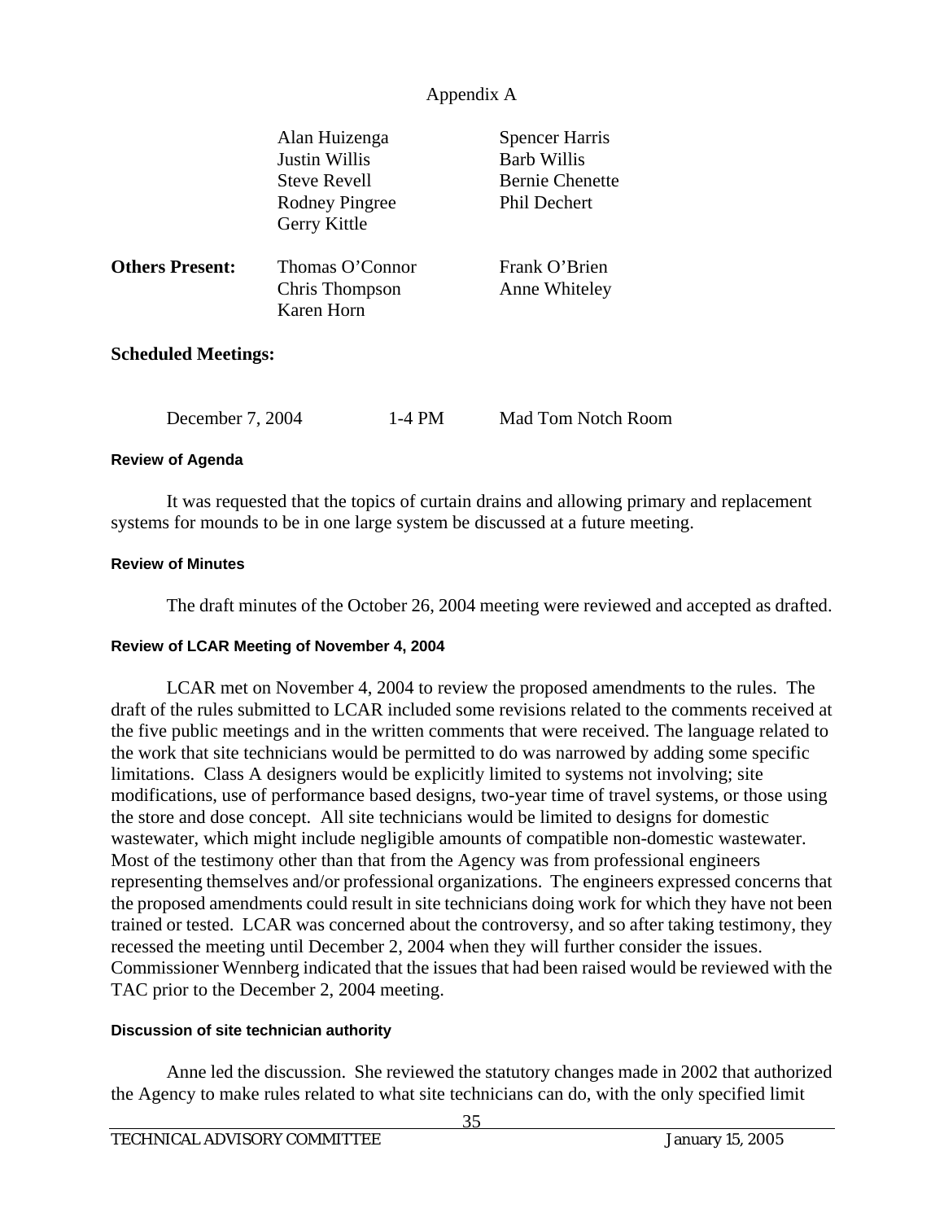Appendix A

| | | |
|---|---|---|
| | Alan Huizenga | Spencer Harris |
| | Justin Willis | Barb Willis |
| | Steve Revell | Bernie Chenette |
| | Rodney Pingree | Phil Dechert |
| | Gerry Kittle | |
| **Others Present:** | Thomas O'Connor | Frank O'Brien |
| | Chris Thompson | Anne Whiteley |
| | Karen Horn | |

**Scheduled Meetings:**

| | | |
|---|---|---|
| December 7, 2004 | 1-4 PM | Mad Tom Notch Room |

#### Review of Agenda

It was requested that the topics of curtain drains and allowing primary and replacement systems for mounds to be in one large system be discussed at a future meeting.

#### Review of Minutes

The draft minutes of the October 26, 2004 meeting were reviewed and accepted as drafted.

#### Review of LCAR Meeting of November 4, 2004

LCAR met on November 4, 2004 to review the proposed amendments to the rules. The draft of the rules submitted to LCAR included some revisions related to the comments received at the five public meetings and in the written comments that were received. The language related to the work that site technicians would be permitted to do was narrowed by adding some specific limitations. Class A designers would be explicitly limited to systems not involving; site modifications, use of performance based designs, two-year time of travel systems, or those using the store and dose concept. All site technicians would be limited to designs for domestic wastewater, which might include negligible amounts of compatible non-domestic wastewater. Most of the testimony other than that from the Agency was from professional engineers representing themselves and/or professional organizations. The engineers expressed concerns that the proposed amendments could result in site technicians doing work for which they have not been trained or tested. LCAR was concerned about the controversy, and so after taking testimony, they recessed the meeting until December 2, 2004 when they will further consider the issues. Commissioner Wennberg indicated that the issues that had been raised would be reviewed with the TAC prior to the December 2, 2004 meeting.

#### Discussion of site technician authority

Anne led the discussion. She reviewed the statutory changes made in 2002 that authorized the Agency to make rules related to what site technicians can do, with the only specified limit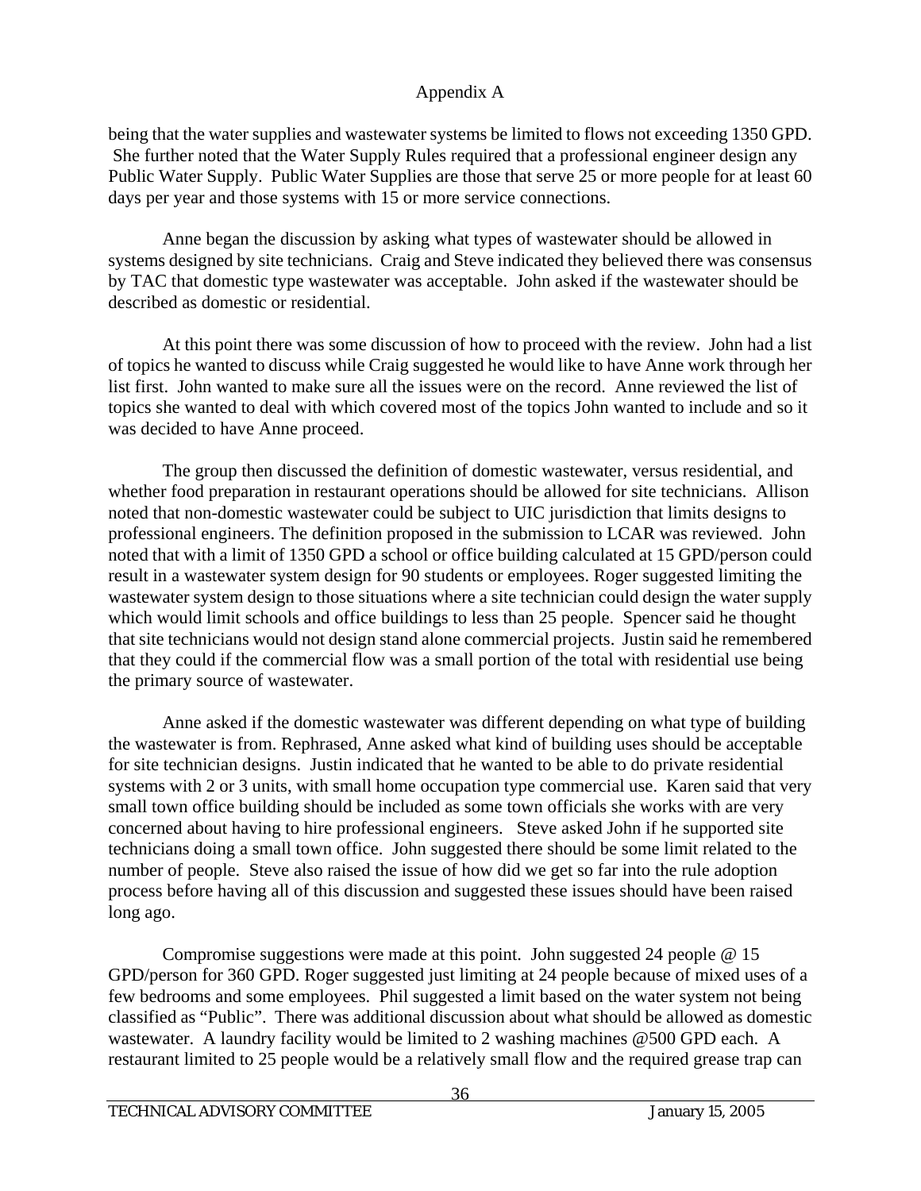Appendix A

being that the water supplies and wastewater systems be limited to flows not exceeding 1350 GPD. She further noted that the Water Supply Rules required that a professional engineer design any Public Water Supply. Public Water Supplies are those that serve 25 or more people for at least 60 days per year and those systems with 15 or more service connections.

Anne began the discussion by asking what types of wastewater should be allowed in systems designed by site technicians. Craig and Steve indicated they believed there was consensus by TAC that domestic type wastewater was acceptable. John asked if the wastewater should be described as domestic or residential.

At this point there was some discussion of how to proceed with the review. John had a list of topics he wanted to discuss while Craig suggested he would like to have Anne work through her list first. John wanted to make sure all the issues were on the record. Anne reviewed the list of topics she wanted to deal with which covered most of the topics John wanted to include and so it was decided to have Anne proceed.

The group then discussed the definition of domestic wastewater, versus residential, and whether food preparation in restaurant operations should be allowed for site technicians. Allison noted that non-domestic wastewater could be subject to UIC jurisdiction that limits designs to professional engineers. The definition proposed in the submission to LCAR was reviewed. John noted that with a limit of 1350 GPD a school or office building calculated at 15 GPD/person could result in a wastewater system design for 90 students or employees. Roger suggested limiting the wastewater system design to those situations where a site technician could design the water supply which would limit schools and office buildings to less than 25 people. Spencer said he thought that site technicians would not design stand alone commercial projects. Justin said he remembered that they could if the commercial flow was a small portion of the total with residential use being the primary source of wastewater.

Anne asked if the domestic wastewater was different depending on what type of building the wastewater is from. Rephrased, Anne asked what kind of building uses should be acceptable for site technician designs. Justin indicated that he wanted to be able to do private residential systems with 2 or 3 units, with small home occupation type commercial use. Karen said that very small town office building should be included as some town officials she works with are very concerned about having to hire professional engineers. Steve asked John if he supported site technicians doing a small town office. John suggested there should be some limit related to the number of people. Steve also raised the issue of how did we get so far into the rule adoption process before having all of this discussion and suggested these issues should have been raised long ago.

Compromise suggestions were made at this point. John suggested 24 people @ 15 GPD/person for 360 GPD. Roger suggested just limiting at 24 people because of mixed uses of a few bedrooms and some employees. Phil suggested a limit based on the water system not being classified as "Public". There was additional discussion about what should be allowed as domestic wastewater. A laundry facility would be limited to 2 washing machines @500 GPD each. A restaurant limited to 25 people would be a relatively small flow and the required grease trap can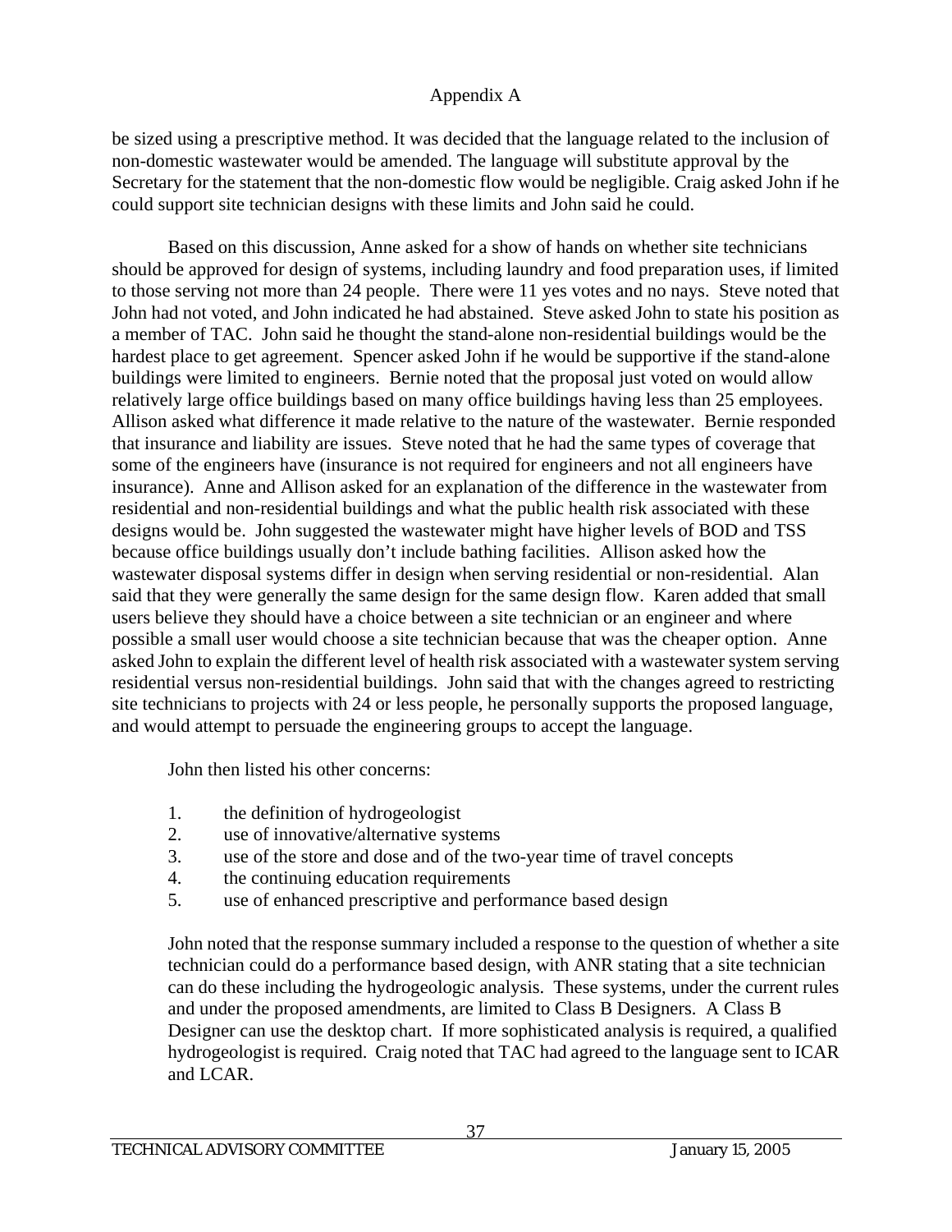be sized using a prescriptive method. It was decided that the language related to the inclusion of non-domestic wastewater would be amended. The language will substitute approval by the Secretary for the statement that the non-domestic flow would be negligible. Craig asked John if he could support site technician designs with these limits and John said he could.

Based on this discussion, Anne asked for a show of hands on whether site technicians should be approved for design of systems, including laundry and food preparation uses, if limited to those serving not more than 24 people. There were 11 yes votes and no nays. Steve noted that John had not voted, and John indicated he had abstained. Steve asked John to state his position as a member of TAC. John said he thought the stand-alone non-residential buildings would be the hardest place to get agreement. Spencer asked John if he would be supportive if the stand-alone buildings were limited to engineers. Bernie noted that the proposal just voted on would allow relatively large office buildings based on many office buildings having less than 25 employees. Allison asked what difference it made relative to the nature of the wastewater. Bernie responded that insurance and liability are issues. Steve noted that he had the same types of coverage that some of the engineers have (insurance is not required for engineers and not all engineers have insurance). Anne and Allison asked for an explanation of the difference in the wastewater from residential and non-residential buildings and what the public health risk associated with these designs would be. John suggested the wastewater might have higher levels of BOD and TSS because office buildings usually don't include bathing facilities. Allison asked how the wastewater disposal systems differ in design when serving residential or non-residential. Alan said that they were generally the same design for the same design flow. Karen added that small users believe they should have a choice between a site technician or an engineer and where possible a small user would choose a site technician because that was the cheaper option. Anne asked John to explain the different level of health risk associated with a wastewater system serving residential versus non-residential buildings. John said that with the changes agreed to restricting site technicians to projects with 24 or less people, he personally supports the proposed language, and would attempt to persuade the engineering groups to accept the language.

John then listed his other concerns:

1. the definition of hydrogeologist
2. use of innovative/alternative systems
3. use of the store and dose and of the two-year time of travel concepts
4. the continuing education requirements
5. use of enhanced prescriptive and performance based design

John noted that the response summary included a response to the question of whether a site technician could do a performance based design, with ANR stating that a site technician can do these including the hydrogeologic analysis. These systems, under the current rules and under the proposed amendments, are limited to Class B Designers. A Class B Designer can use the desktop chart. If more sophisticated analysis is required, a qualified hydrogeologist is required. Craig noted that TAC had agreed to the language sent to ICAR and LCAR.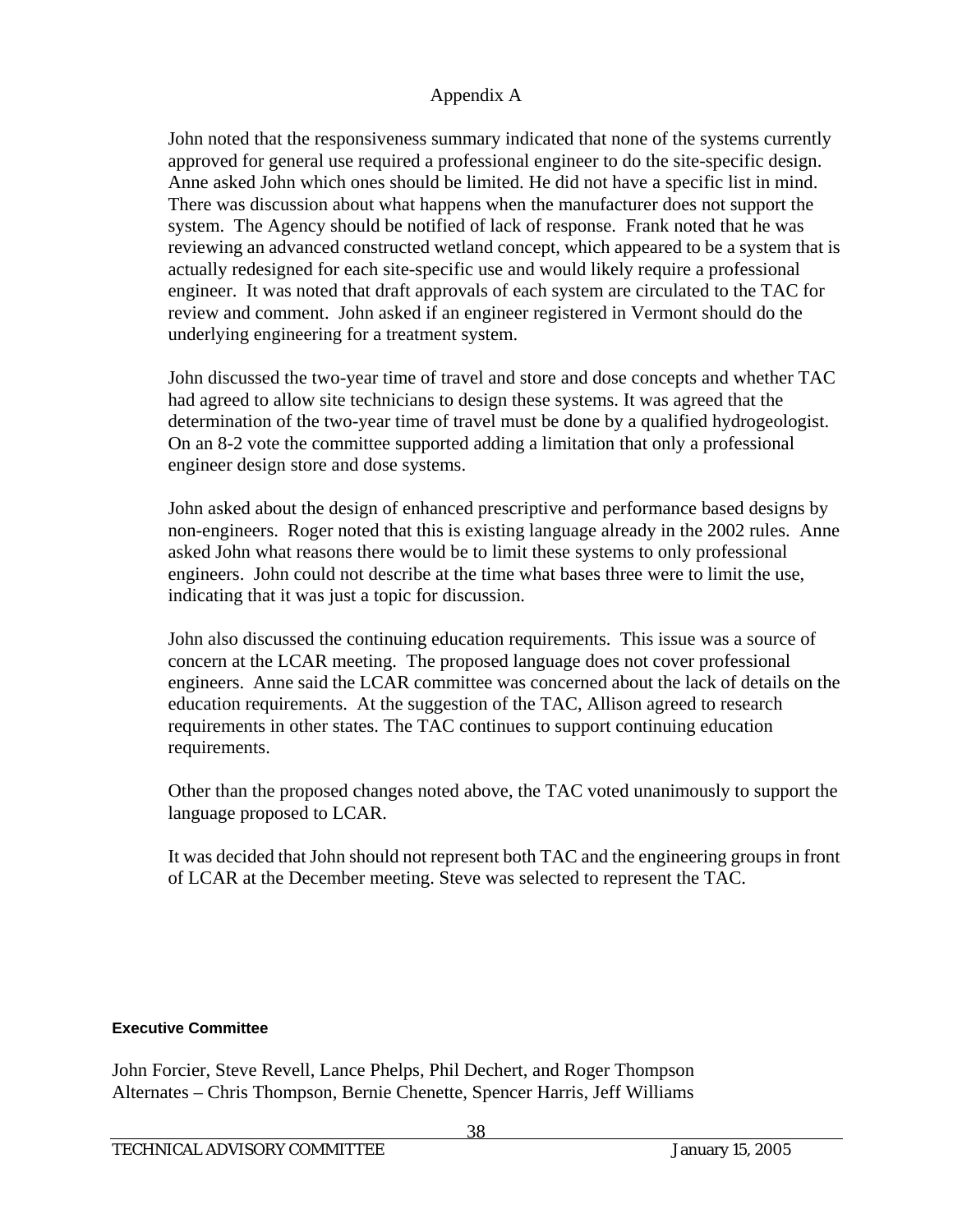Appendix A

John noted that the responsiveness summary indicated that none of the systems currently approved for general use required a professional engineer to do the site-specific design. Anne asked John which ones should be limited. He did not have a specific list in mind. There was discussion about what happens when the manufacturer does not support the system. The Agency should be notified of lack of response. Frank noted that he was reviewing an advanced constructed wetland concept, which appeared to be a system that is actually redesigned for each site-specific use and would likely require a professional engineer. It was noted that draft approvals of each system are circulated to the TAC for review and comment. John asked if an engineer registered in Vermont should do the underlying engineering for a treatment system.

John discussed the two-year time of travel and store and dose concepts and whether TAC had agreed to allow site technicians to design these systems. It was agreed that the determination of the two-year time of travel must be done by a qualified hydrogeologist. On an 8-2 vote the committee supported adding a limitation that only a professional engineer design store and dose systems.

John asked about the design of enhanced prescriptive and performance based designs by non-engineers. Roger noted that this is existing language already in the 2002 rules. Anne asked John what reasons there would be to limit these systems to only professional engineers. John could not describe at the time what bases three were to limit the use, indicating that it was just a topic for discussion.

John also discussed the continuing education requirements. This issue was a source of concern at the LCAR meeting. The proposed language does not cover professional engineers. Anne said the LCAR committee was concerned about the lack of details on the education requirements. At the suggestion of the TAC, Allison agreed to research requirements in other states. The TAC continues to support continuing education requirements.

Other than the proposed changes noted above, the TAC voted unanimously to support the language proposed to LCAR.

It was decided that John should not represent both TAC and the engineering groups in front of LCAR at the December meeting. Steve was selected to represent the TAC.

**Executive Committee**

John Forcier, Steve Revell, Lance Phelps, Phil Dechert, and Roger Thompson
Alternates – Chris Thompson, Bernie Chenette, Spencer Harris, Jeff Williams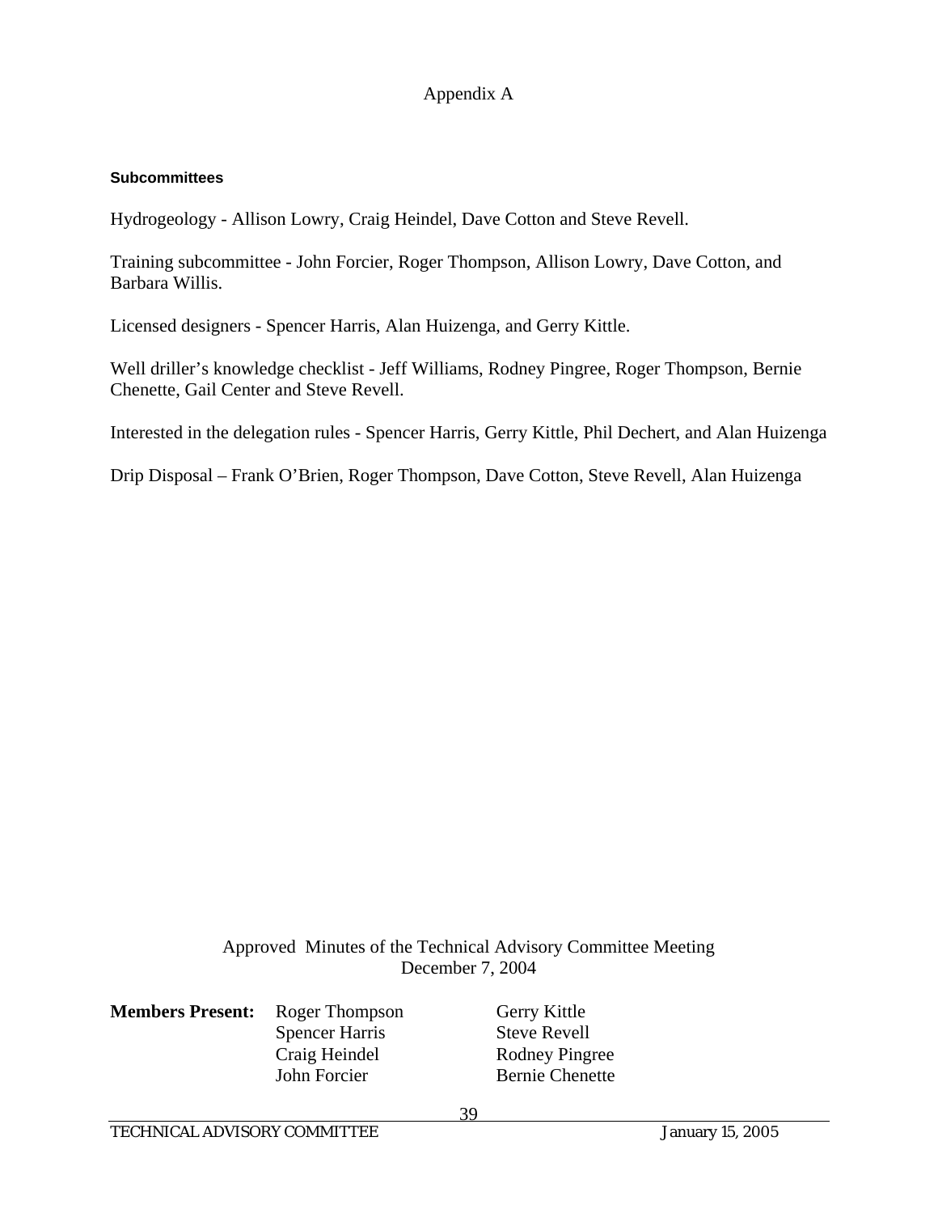Appendix A

**Subcommittees**

Hydrogeology - Allison Lowry, Craig Heindel, Dave Cotton and Steve Revell.

Training subcommittee - John Forcier, Roger Thompson, Allison Lowry, Dave Cotton, and Barbara Willis.

Licensed designers - Spencer Harris, Alan Huizenga, and Gerry Kittle.

Well driller's knowledge checklist - Jeff Williams, Rodney Pingree, Roger Thompson, Bernie Chenette, Gail Center and Steve Revell.

Interested in the delegation rules - Spencer Harris, Gerry Kittle, Phil Dechert, and Alan Huizenga

Drip Disposal – Frank O'Brien, Roger Thompson, Dave Cotton, Steve Revell, Alan Huizenga

Approved Minutes of the Technical Advisory Committee Meeting
December 7, 2004

| **Members Present:** | Roger Thompson | Gerry Kittle |
|---|---|---|
| | Spencer Harris | Steve Revell |
| | Craig Heindel | Rodney Pingree |
| | John Forcier | Bernie Chenette |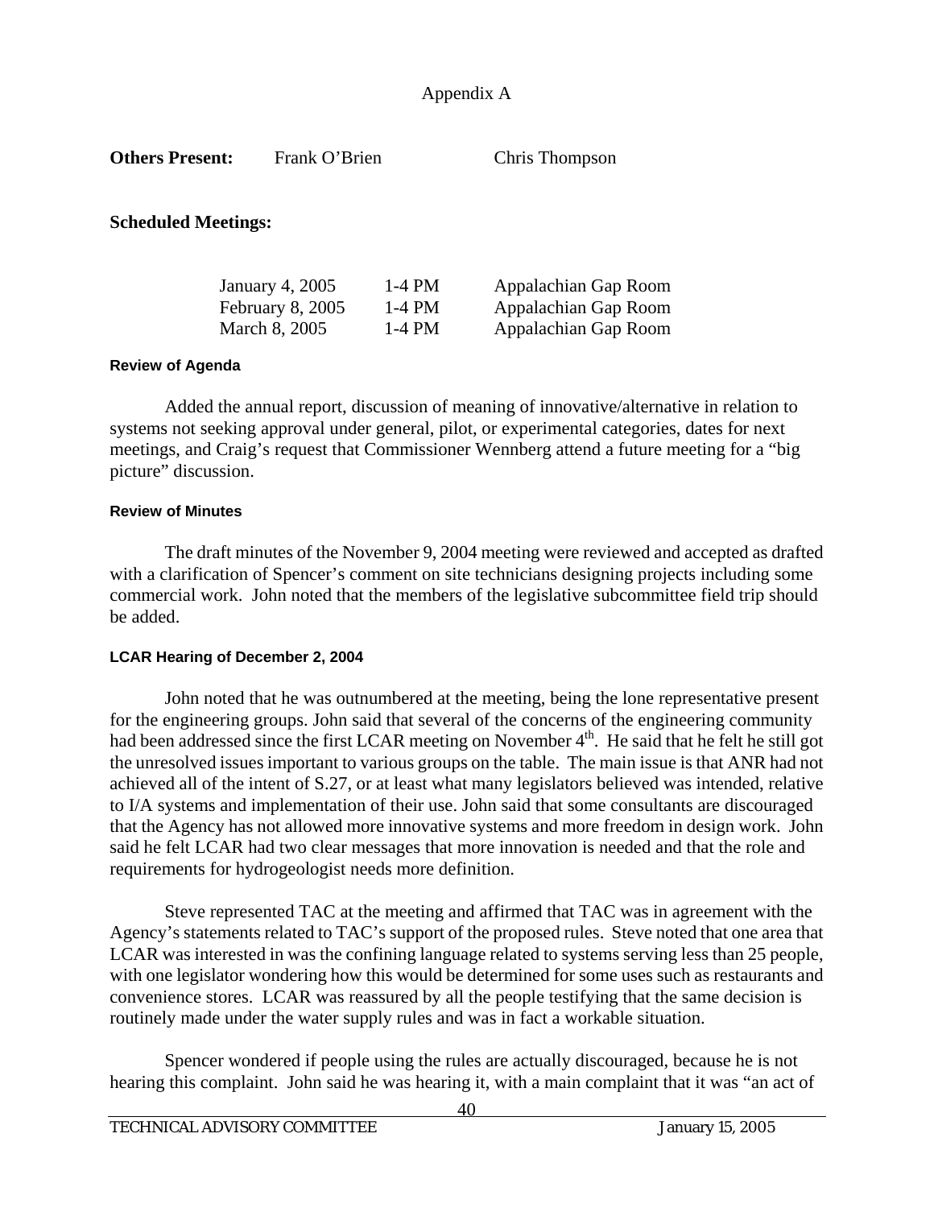Appendix A

**Others Present:** Frank O'Brien Chris Thompson

**Scheduled Meetings:**

| | | |
|---|---|---|
| January 4, 2005 | 1-4 PM | Appalachian Gap Room |
| February 8, 2005 | 1-4 PM | Appalachian Gap Room |
| March 8, 2005 | 1-4 PM | Appalachian Gap Room |

### Review of Agenda

Added the annual report, discussion of meaning of innovative/alternative in relation to systems not seeking approval under general, pilot, or experimental categories, dates for next meetings, and Craig's request that Commissioner Wennberg attend a future meeting for a "big picture" discussion.

### Review of Minutes

The draft minutes of the November 9, 2004 meeting were reviewed and accepted as drafted with a clarification of Spencer's comment on site technicians designing projects including some commercial work. John noted that the members of the legislative subcommittee field trip should be added.

### LCAR Hearing of December 2, 2004

John noted that he was outnumbered at the meeting, being the lone representative present for the engineering groups. John said that several of the concerns of the engineering community had been addressed since the first LCAR meeting on November 4th. He said that he felt he still got the unresolved issues important to various groups on the table. The main issue is that ANR had not achieved all of the intent of S.27, or at least what many legislators believed was intended, relative to I/A systems and implementation of their use. John said that some consultants are discouraged that the Agency has not allowed more innovative systems and more freedom in design work. John said he felt LCAR had two clear messages that more innovation is needed and that the role and requirements for hydrogeologist needs more definition.

Steve represented TAC at the meeting and affirmed that TAC was in agreement with the Agency's statements related to TAC's support of the proposed rules. Steve noted that one area that LCAR was interested in was the confining language related to systems serving less than 25 people, with one legislator wondering how this would be determined for some uses such as restaurants and convenience stores. LCAR was reassured by all the people testifying that the same decision is routinely made under the water supply rules and was in fact a workable situation.

Spencer wondered if people using the rules are actually discouraged, because he is not hearing this complaint. John said he was hearing it, with a main complaint that it was "an act of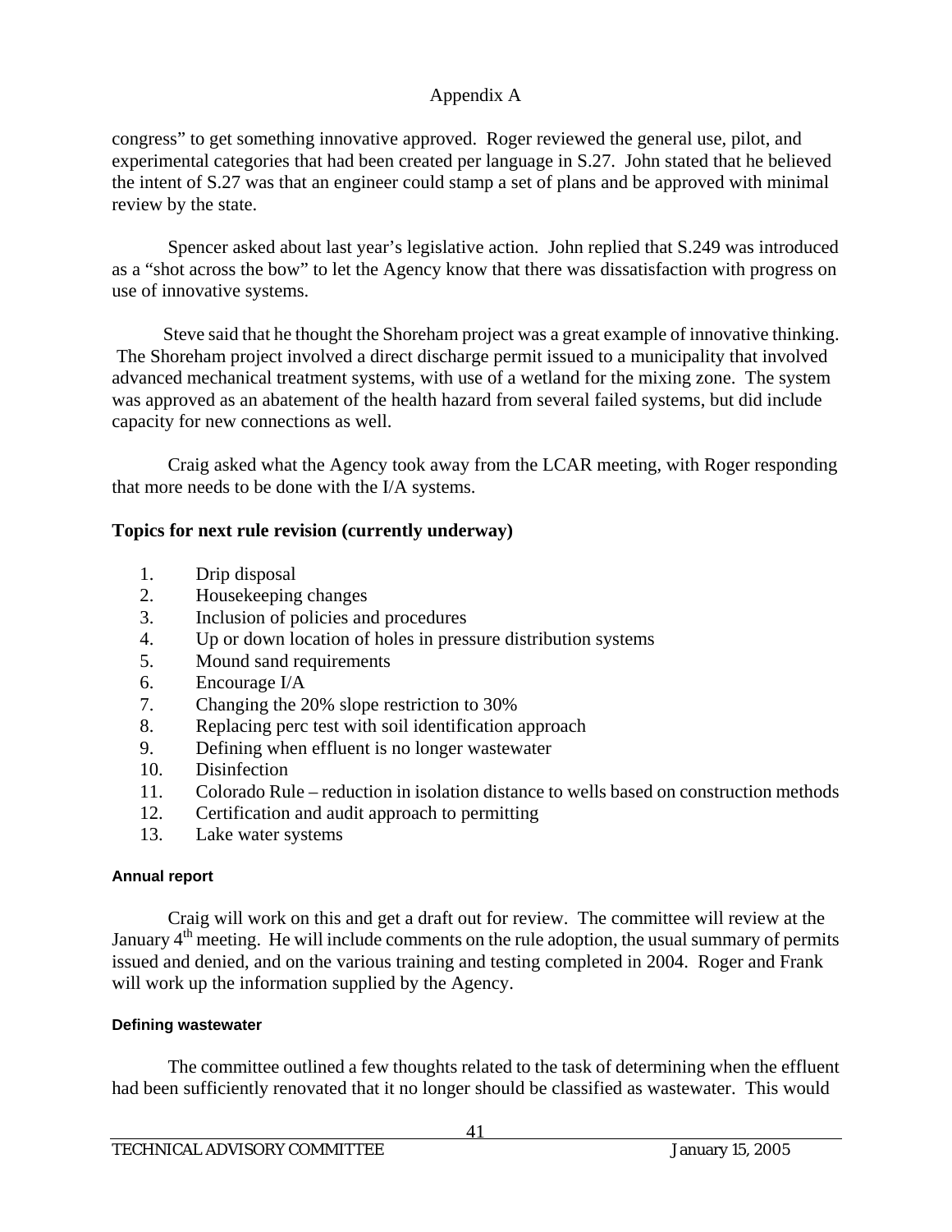congress" to get something innovative approved. Roger reviewed the general use, pilot, and experimental categories that had been created per language in S.27. John stated that he believed the intent of S.27 was that an engineer could stamp a set of plans and be approved with minimal review by the state.

Spencer asked about last year's legislative action. John replied that S.249 was introduced as a "shot across the bow" to let the Agency know that there was dissatisfaction with progress on use of innovative systems.

Steve said that he thought the Shoreham project was a great example of innovative thinking. The Shoreham project involved a direct discharge permit issued to a municipality that involved advanced mechanical treatment systems, with use of a wetland for the mixing zone. The system was approved as an abatement of the health hazard from several failed systems, but did include capacity for new connections as well.

Craig asked what the Agency took away from the LCAR meeting, with Roger responding that more needs to be done with the I/A systems.

### Topics for next rule revision (currently underway)

1. Drip disposal
2. Housekeeping changes
3. Inclusion of policies and procedures
4. Up or down location of holes in pressure distribution systems
5. Mound sand requirements
6. Encourage I/A
7. Changing the 20% slope restriction to 30%
8. Replacing perc test with soil identification approach
9. Defining when effluent is no longer wastewater
10. Disinfection
11. Colorado Rule – reduction in isolation distance to wells based on construction methods
12. Certification and audit approach to permitting
13. Lake water systems

#### Annual report

Craig will work on this and get a draft out for review. The committee will review at the January 4th meeting. He will include comments on the rule adoption, the usual summary of permits issued and denied, and on the various training and testing completed in 2004. Roger and Frank will work up the information supplied by the Agency.

#### Defining wastewater

The committee outlined a few thoughts related to the task of determining when the effluent had been sufficiently renovated that it no longer should be classified as wastewater. This would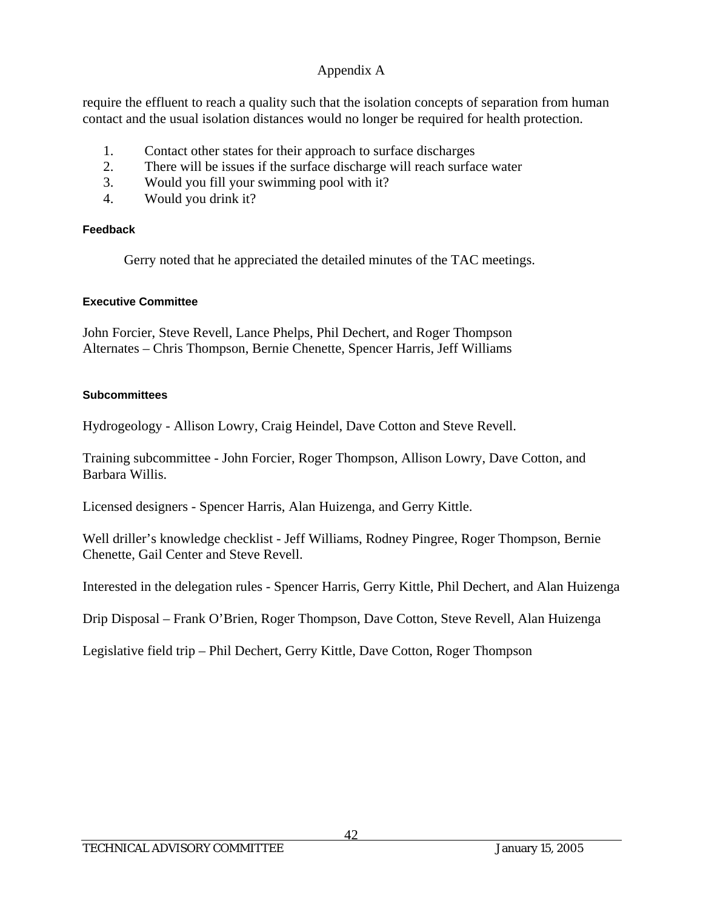Appendix A

require the effluent to reach a quality such that the isolation concepts of separation from human contact and the usual isolation distances would no longer be required for health protection.

1. Contact other states for their approach to surface discharges
2. There will be issues if the surface discharge will reach surface water
3. Would you fill your swimming pool with it?
4. Would you drink it?

### Feedback

Gerry noted that he appreciated the detailed minutes of the TAC meetings.

### Executive Committee

John Forcier, Steve Revell, Lance Phelps, Phil Dechert, and Roger Thompson
Alternates – Chris Thompson, Bernie Chenette, Spencer Harris, Jeff Williams

### Subcommittees

Hydrogeology - Allison Lowry, Craig Heindel, Dave Cotton and Steve Revell.

Training subcommittee - John Forcier, Roger Thompson, Allison Lowry, Dave Cotton, and Barbara Willis.

Licensed designers - Spencer Harris, Alan Huizenga, and Gerry Kittle.

Well driller's knowledge checklist - Jeff Williams, Rodney Pingree, Roger Thompson, Bernie Chenette, Gail Center and Steve Revell.

Interested in the delegation rules - Spencer Harris, Gerry Kittle, Phil Dechert, and Alan Huizenga

Drip Disposal – Frank O'Brien, Roger Thompson, Dave Cotton, Steve Revell, Alan Huizenga

Legislative field trip – Phil Dechert, Gerry Kittle, Dave Cotton, Roger Thompson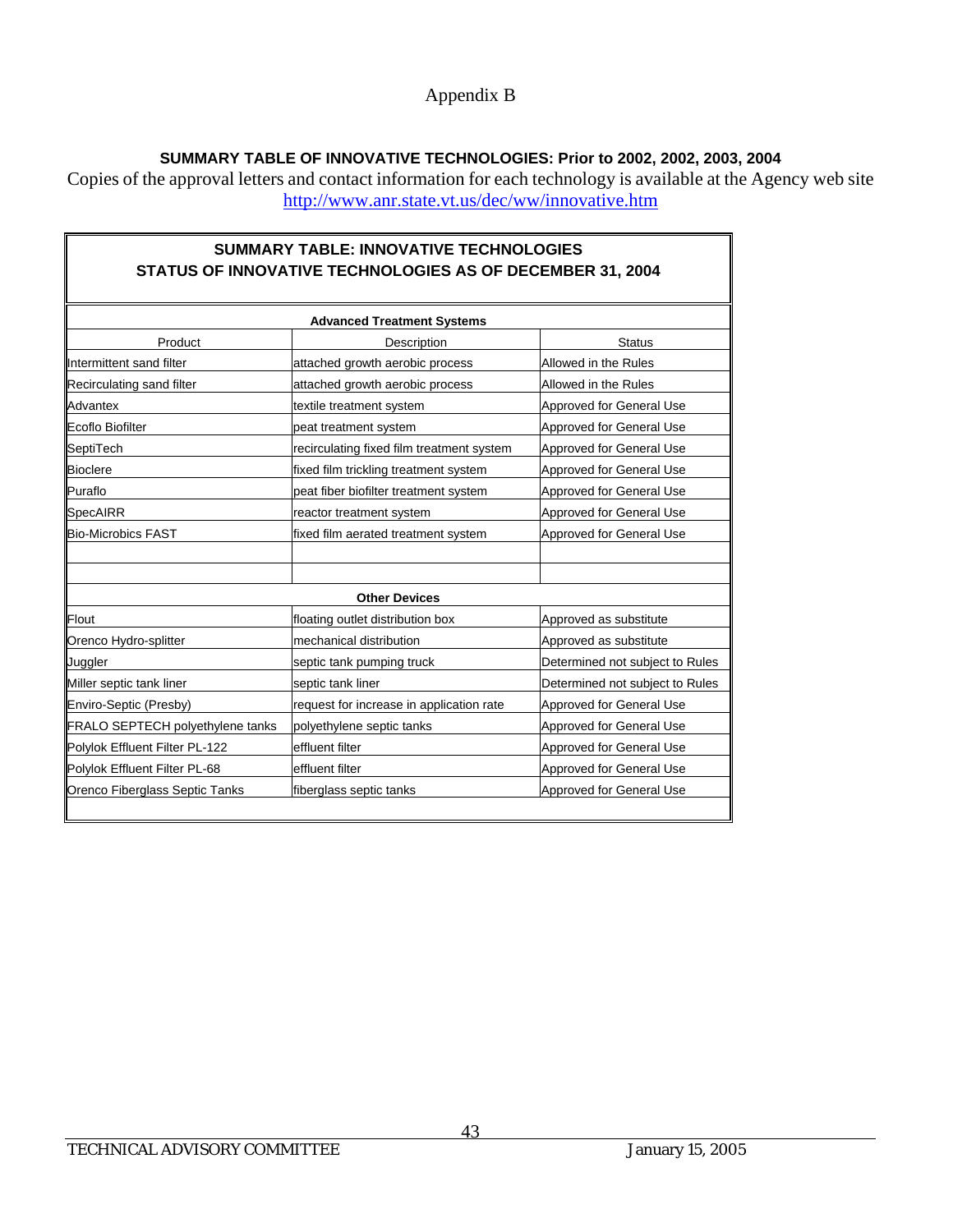# Appendix B

**SUMMARY TABLE OF INNOVATIVE TECHNOLOGIES: Prior to 2002, 2002, 2003, 2004**

Copies of the approval letters and contact information for each technology is available at the Agency web site http://www.anr.state.vt.us/dec/ww/innovative.htm

**SUMMARY TABLE: INNOVATIVE TECHNOLOGIES**
**STATUS OF INNOVATIVE TECHNOLOGIES AS OF DECEMBER 31, 2004**

| Product | Description | Status |
|---|---|---|
| **Advanced Treatment Systems** | | |
| Intermittent sand filter | attached growth aerobic process | Allowed in the Rules |
| Recirculating sand filter | attached growth aerobic process | Allowed in the Rules |
| Advantex | textile treatment system | Approved for General Use |
| Ecoflo Biofilter | peat treatment system | Approved for General Use |
| SeptiTech | recirculating fixed film treatment system | Approved for General Use |
| Bioclere | fixed film trickling treatment system | Approved for General Use |
| Puraflo | peat fiber biofilter treatment system | Approved for General Use |
| SpecAIRR | reactor treatment system | Approved for General Use |
| Bio-Microbics FAST | fixed film aerated treatment system | Approved for General Use |
| **Other Devices** | | |
| Flout | floating outlet distribution box | Approved as substitute |
| Orenco Hydro-splitter | mechanical distribution | Approved as substitute |
| Juggler | septic tank pumping truck | Determined not subject to Rules |
| Miller septic tank liner | septic tank liner | Determined not subject to Rules |
| Enviro-Septic (Presby) | request for increase in application rate | Approved for General Use |
| FRALO SEPTECH polyethylene tanks | polyethylene septic tanks | Approved for General Use |
| Polylok Effluent Filter PL-122 | effluent filter | Approved for General Use |
| Polylok Effluent Filter PL-68 | effluent filter | Approved for General Use |
| Orenco Fiberglass Septic Tanks | fiberglass septic tanks | Approved for General Use |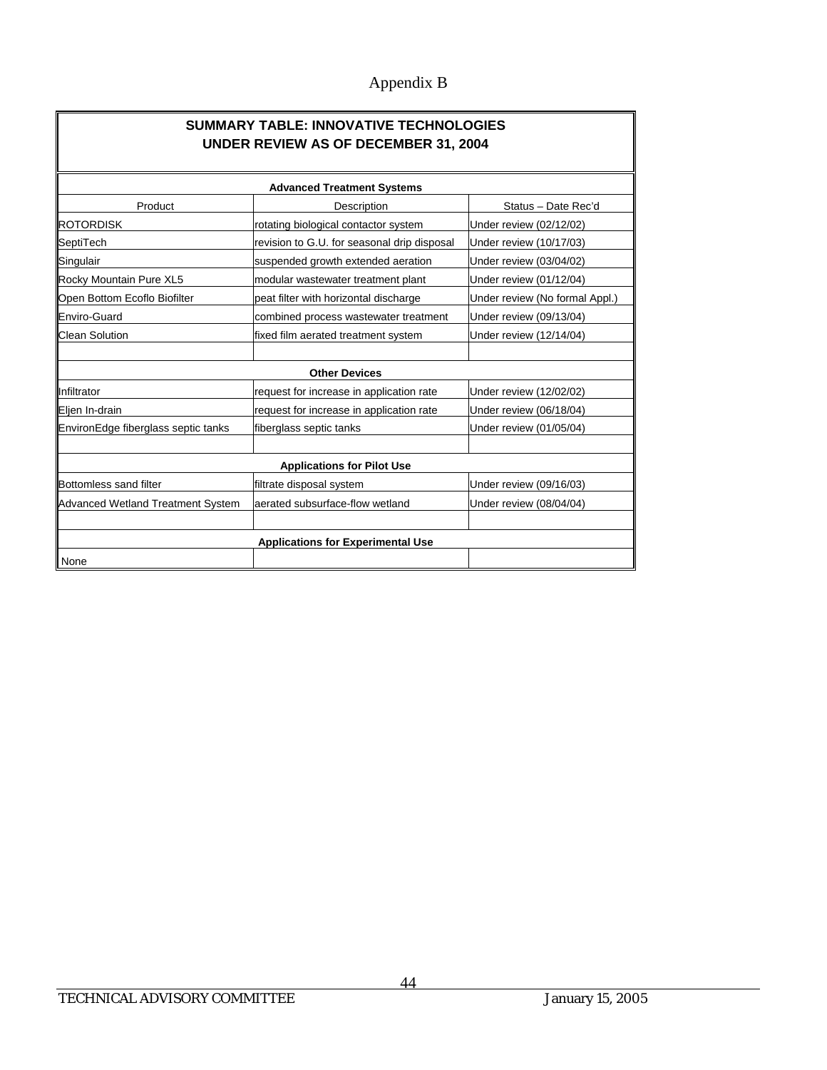# Appendix B

| SUMMARY TABLE: INNOVATIVE TECHNOLOGIES UNDER REVIEW AS OF DECEMBER 31, 2004 | | |
|---|---|---|
| **Advanced Treatment Systems** | | |
| Product | Description | Status – Date Rec'd |
| ROTORDISK | rotating biological contactor system | Under review (02/12/02) |
| SeptiTech | revision to G.U. for seasonal drip disposal | Under review (10/17/03) |
| Singulair | suspended growth extended aeration | Under review (03/04/02) |
| Rocky Mountain Pure XL5 | modular wastewater treatment plant | Under review (01/12/04) |
| Open Bottom Ecoflo Biofilter | peat filter with horizontal discharge | Under review (No formal Appl.) |
| Enviro-Guard | combined process wastewater treatment | Under review (09/13/04) |
| Clean Solution | fixed film aerated treatment system | Under review (12/14/04) |
| | | |
| **Other Devices** | | |
| Infiltrator | request for increase in application rate | Under review (12/02/02) |
| Eljen In-drain | request for increase in application rate | Under review (06/18/04) |
| EnvironEdge fiberglass septic tanks | fiberglass septic tanks | Under review (01/05/04) |
| | | |
| **Applications for Pilot Use** | | |
| Bottomless sand filter | filtrate disposal system | Under review (09/16/03) |
| Advanced Wetland Treatment System | aerated subsurface-flow wetland | Under review (08/04/04) |
| | | |
| **Applications for Experimental Use** | | |
| None | | |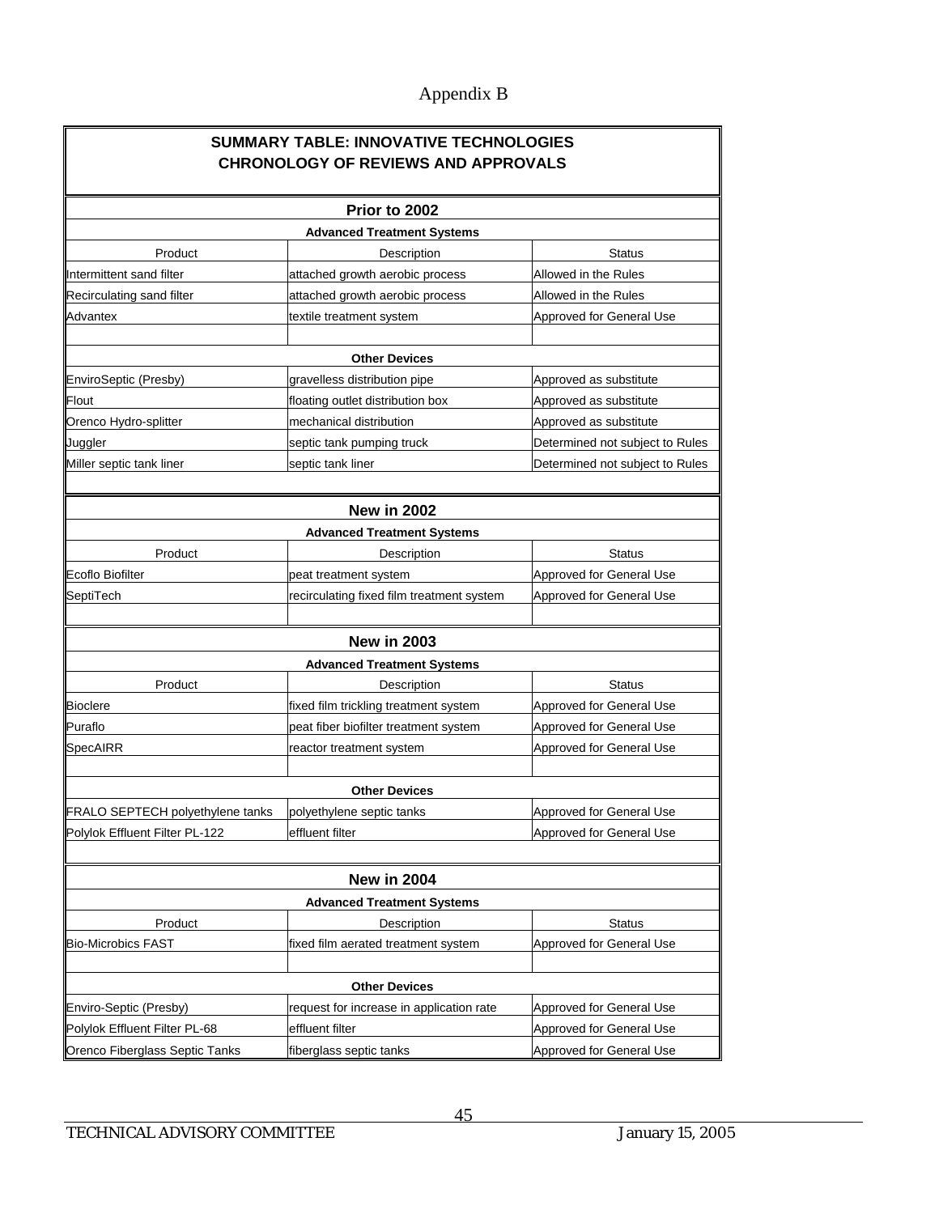Appendix B

## SUMMARY TABLE: INNOVATIVE TECHNOLOGIES CHRONOLOGY OF REVIEWS AND APPROVALS

### Prior to 2002

**Advanced Treatment Systems**

| Product | Description | Status |
|---|---|---|
| Intermittent sand filter | attached growth aerobic process | Allowed in the Rules |
| Recirculating sand filter | attached growth aerobic process | Allowed in the Rules |
| Advantex | textile treatment system | Approved for General Use |

**Other Devices**

| Product | Description | Status |
|---|---|---|
| EnviroSeptic (Presby) | gravelless distribution pipe | Approved as substitute |
| Flout | floating outlet distribution box | Approved as substitute |
| Orenco Hydro-splitter | mechanical distribution | Approved as substitute |
| Juggler | septic tank pumping truck | Determined not subject to Rules |
| Miller septic tank liner | septic tank liner | Determined not subject to Rules |

### New in 2002

**Advanced Treatment Systems**

| Product | Description | Status |
|---|---|---|
| Ecoflo Biofilter | peat treatment system | Approved for General Use |
| SeptiTech | recirculating fixed film treatment system | Approved for General Use |

### New in 2003

**Advanced Treatment Systems**

| Product | Description | Status |
|---|---|---|
| Bioclere | fixed film trickling treatment system | Approved for General Use |
| Puraflo | peat fiber biofilter treatment system | Approved for General Use |
| SpecAIRR | reactor treatment system | Approved for General Use |

**Other Devices**

| Product | Description | Status |
|---|---|---|
| FRALO SEPTECH polyethylene tanks | polyethylene septic tanks | Approved for General Use |
| Polylok Effluent Filter PL-122 | effluent filter | Approved for General Use |

### New in 2004

**Advanced Treatment Systems**

| Product | Description | Status |
|---|---|---|
| Bio-Microbics FAST | fixed film aerated treatment system | Approved for General Use |

**Other Devices**

| Product | Description | Status |
|---|---|---|
| Enviro-Septic (Presby) | request for increase in application rate | Approved for General Use |
| Polylok Effluent Filter PL-68 | effluent filter | Approved for General Use |
| Orenco Fiberglass Septic Tanks | fiberglass septic tanks | Approved for General Use |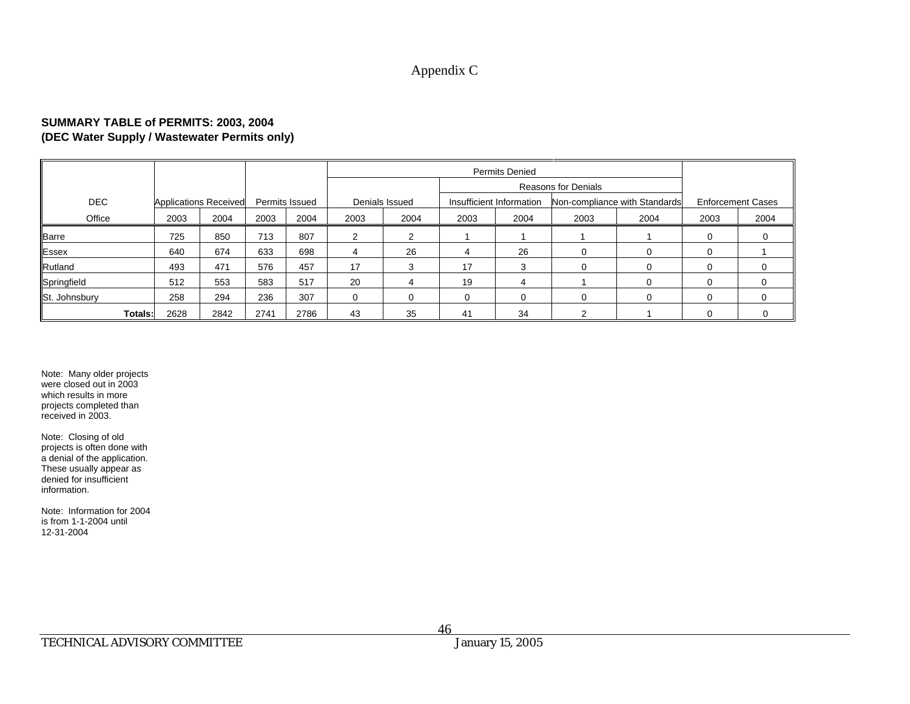Appendix C

**SUMMARY TABLE of PERMITS: 2003, 2004**
**(DEC Water Supply / Wastewater Permits only)**

| DEC | Applications Received | | Permits Issued | | Permits Denied | | | | | | Enforcement Cases | |
|---|---|---|---|---|---|---|---|---|---|---|---|---|
| | | | | | | | Reasons for Denials | | | | | |
| | | | | | Denials Issued | | Insufficient Information | | Non-compliance with Standards | | | |
| Office | 2003 | 2004 | 2003 | 2004 | 2003 | 2004 | 2003 | 2004 | 2003 | 2004 | 2003 | 2004 |
| Barre | 725 | 850 | 713 | 807 | 2 | 2 | 1 | 1 | 1 | 1 | 0 | 0 |
| Essex | 640 | 674 | 633 | 698 | 4 | 26 | 4 | 26 | 0 | 0 | 0 | 1 |
| Rutland | 493 | 471 | 576 | 457 | 17 | 3 | 17 | 3 | 0 | 0 | 0 | 0 |
| Springfield | 512 | 553 | 583 | 517 | 20 | 4 | 19 | 4 | 1 | 0 | 0 | 0 |
| St. Johnsbury | 258 | 294 | 236 | 307 | 0 | 0 | 0 | 0 | 0 | 0 | 0 | 0 |
| **Totals:** | 2628 | 2842 | 2741 | 2786 | 43 | 35 | 41 | 34 | 2 | 1 | 0 | 0 |

Note: Many older projects were closed out in 2003 which results in more projects completed than received in 2003.

Note: Closing of old projects is often done with a denial of the application. These usually appear as denied for insufficient information.

Note: Information for 2004 is from 1-1-2004 until 12-31-2004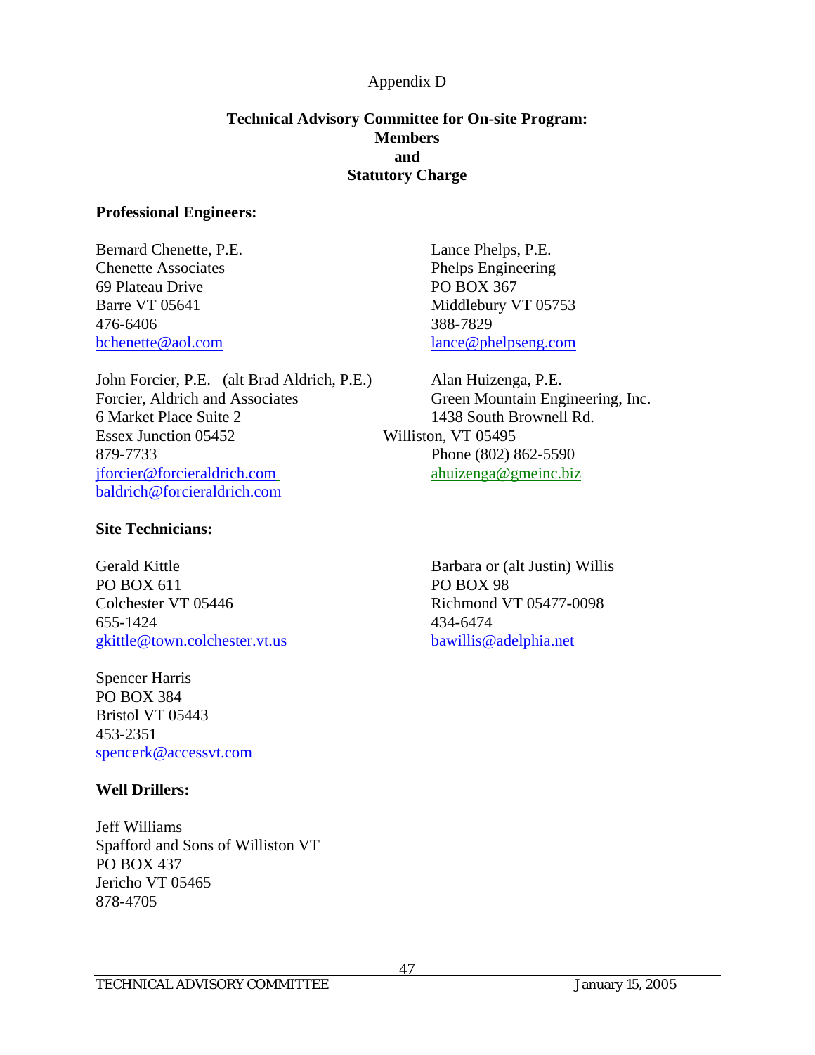Appendix D

## Technical Advisory Committee for On-site Program: Members and Statutory Charge

### Professional Engineers:

Bernard Chenette, P.E.
Chenette Associates
69 Plateau Drive
Barre VT 05641
476-6406
bchenette@aol.com

Lance Phelps, P.E.
Phelps Engineering
PO BOX 367
Middlebury VT 05753
388-7829
lance@phelpseng.com

John Forcier, P.E. (alt Brad Aldrich, P.E.)
Forcier, Aldrich and Associates
6 Market Place Suite 2
Essex Junction 05452
879-7733
jforcier@forcieraldrich.com
baldrich@forcieraldrich.com

Alan Huizenga, P.E.
Green Mountain Engineering, Inc.
1438 South Brownell Rd.
Williston, VT 05495
Phone (802) 862-5590
ahuizenga@gmeinc.biz

### Site Technicians:

Gerald Kittle
PO BOX 611
Colchester VT 05446
655-1424
gkittle@town.colchester.vt.us

Barbara or (alt Justin) Willis
PO BOX 98
Richmond VT 05477-0098
434-6474
bawillis@adelphia.net

Spencer Harris
PO BOX 384
Bristol VT 05443
453-2351
spencerk@accessvt.com

### Well Drillers:

Jeff Williams
Spafford and Sons of Williston VT
PO BOX 437
Jericho VT 05465
878-4705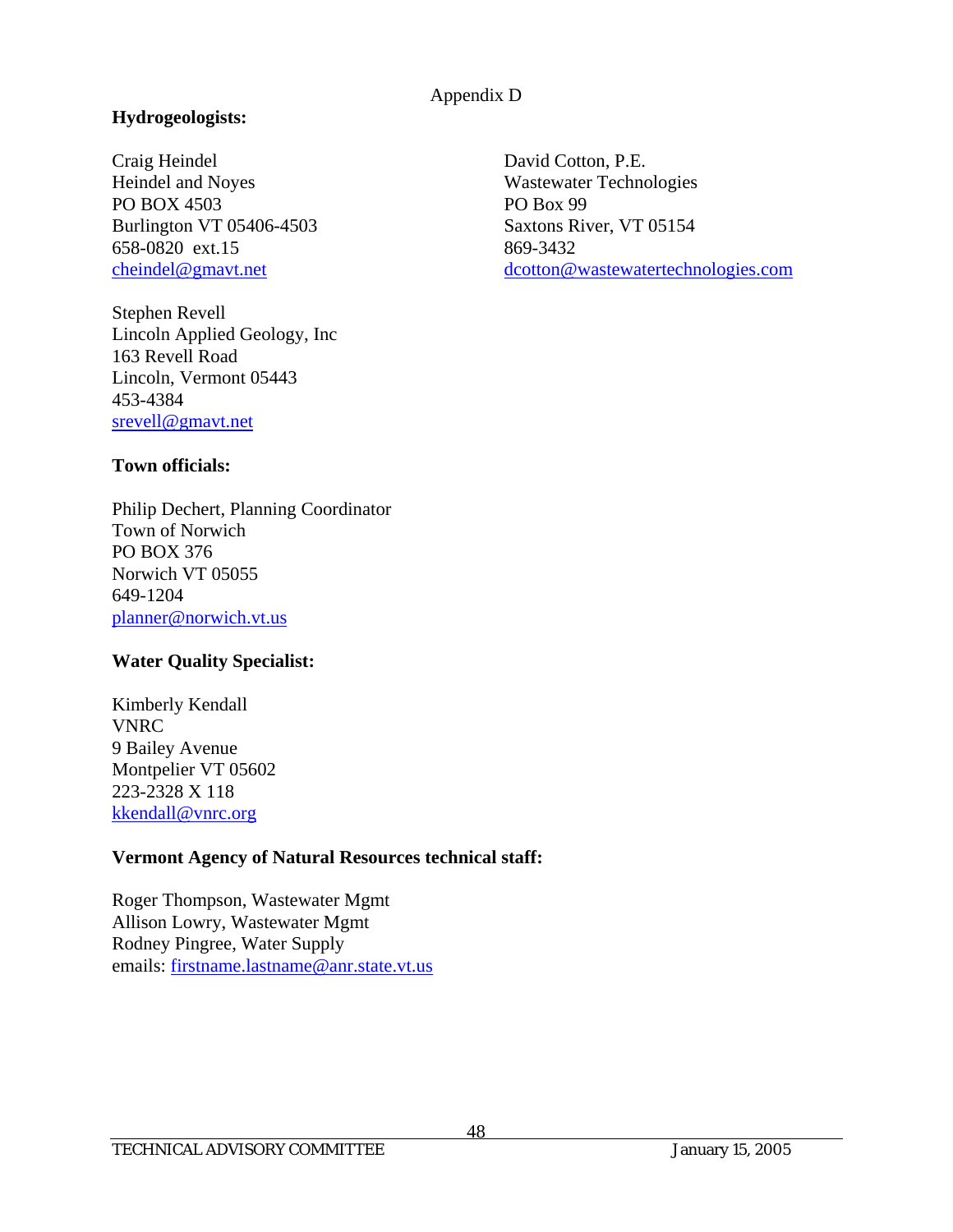Appendix D

**Hydrogeologists:**

Craig Heindel
Heindel and Noyes
PO BOX 4503
Burlington VT 05406-4503
658-0820 ext.15
cheindel@gmavt.net

David Cotton, P.E.
Wastewater Technologies
PO Box 99
Saxtons River, VT 05154
869-3432
dcotton@wastewatertechnologies.com

Stephen Revell
Lincoln Applied Geology, Inc
163 Revell Road
Lincoln, Vermont 05443
453-4384
srevell@gmavt.net

**Town officials:**

Philip Dechert, Planning Coordinator
Town of Norwich
PO BOX 376
Norwich VT 05055
649-1204
planner@norwich.vt.us

**Water Quality Specialist:**

Kimberly Kendall
VNRC
9 Bailey Avenue
Montpelier VT 05602
223-2328 X 118
kkendall@vnrc.org

**Vermont Agency of Natural Resources technical staff:**

Roger Thompson, Wastewater Mgmt
Allison Lowry, Wastewater Mgmt
Rodney Pingree, Water Supply
emails: firstname.lastname@anr.state.vt.us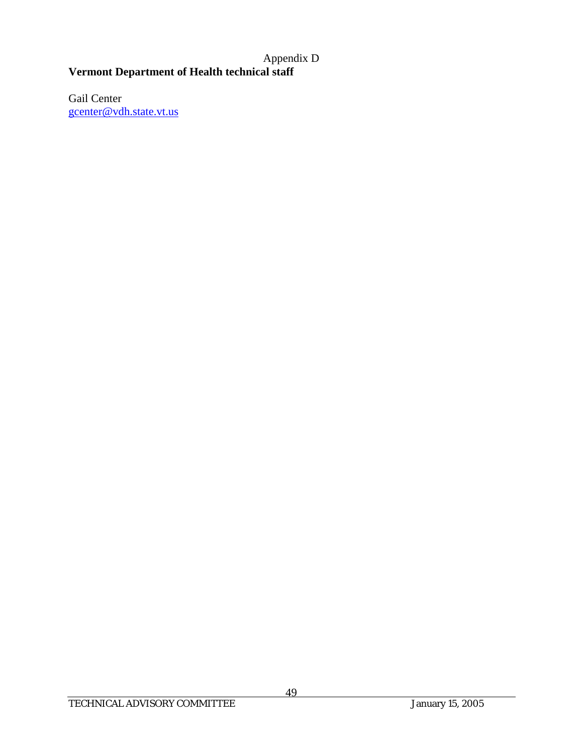Appendix D

## Vermont Department of Health technical staff

Gail Center
gcenter@vdh.state.vt.us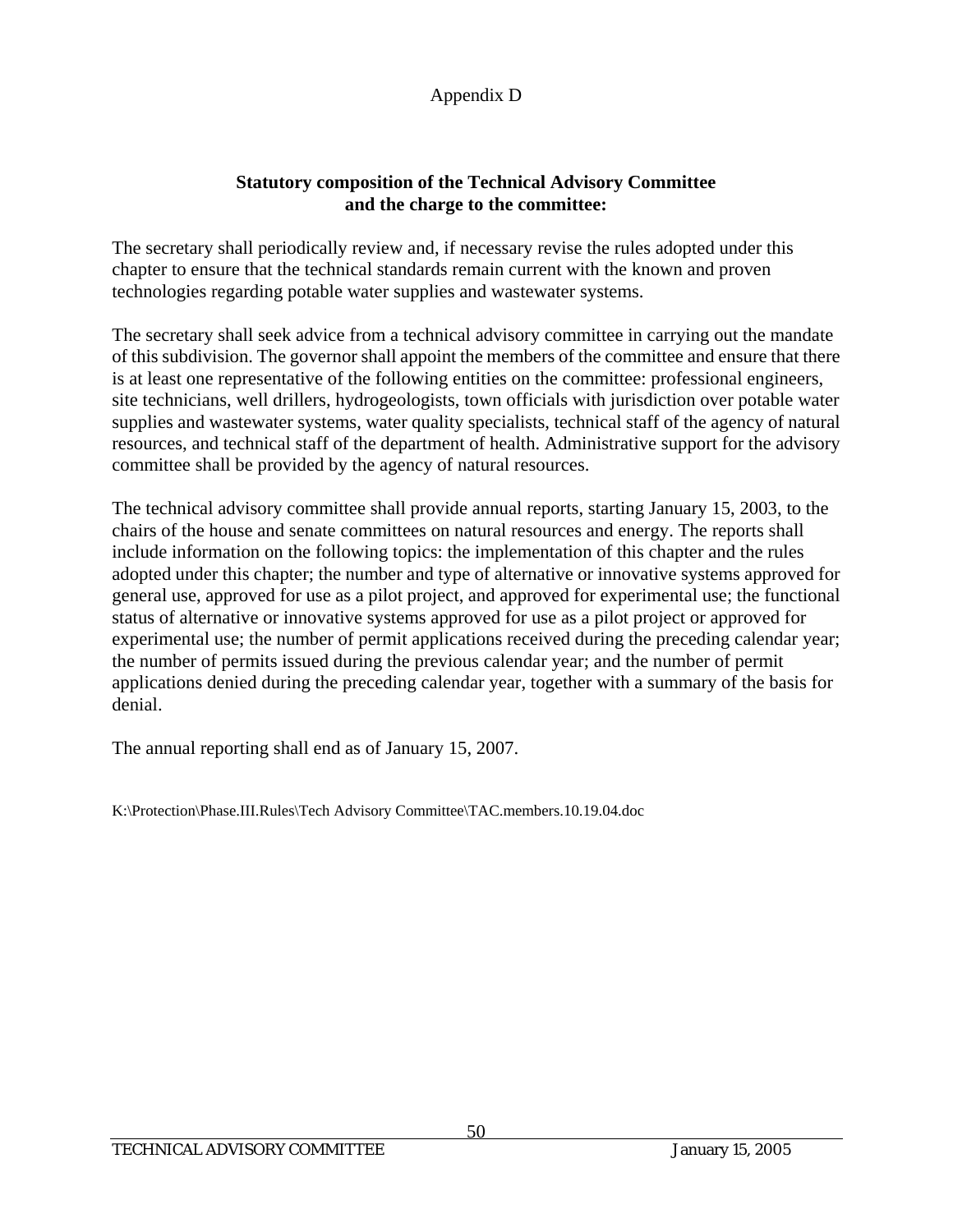Appendix D

## Statutory composition of the Technical Advisory Committee and the charge to the committee:

The secretary shall periodically review and, if necessary revise the rules adopted under this chapter to ensure that the technical standards remain current with the known and proven technologies regarding potable water supplies and wastewater systems.

The secretary shall seek advice from a technical advisory committee in carrying out the mandate of this subdivision. The governor shall appoint the members of the committee and ensure that there is at least one representative of the following entities on the committee: professional engineers, site technicians, well drillers, hydrogeologists, town officials with jurisdiction over potable water supplies and wastewater systems, water quality specialists, technical staff of the agency of natural resources, and technical staff of the department of health. Administrative support for the advisory committee shall be provided by the agency of natural resources.

The technical advisory committee shall provide annual reports, starting January 15, 2003, to the chairs of the house and senate committees on natural resources and energy. The reports shall include information on the following topics: the implementation of this chapter and the rules adopted under this chapter; the number and type of alternative or innovative systems approved for general use, approved for use as a pilot project, and approved for experimental use; the functional status of alternative or innovative systems approved for use as a pilot project or approved for experimental use; the number of permit applications received during the preceding calendar year; the number of permits issued during the previous calendar year; and the number of permit applications denied during the preceding calendar year, together with a summary of the basis for denial.

The annual reporting shall end as of January 15, 2007.

K:\Protection\Phase.III.Rules\Tech Advisory Committee\TAC.members.10.19.04.doc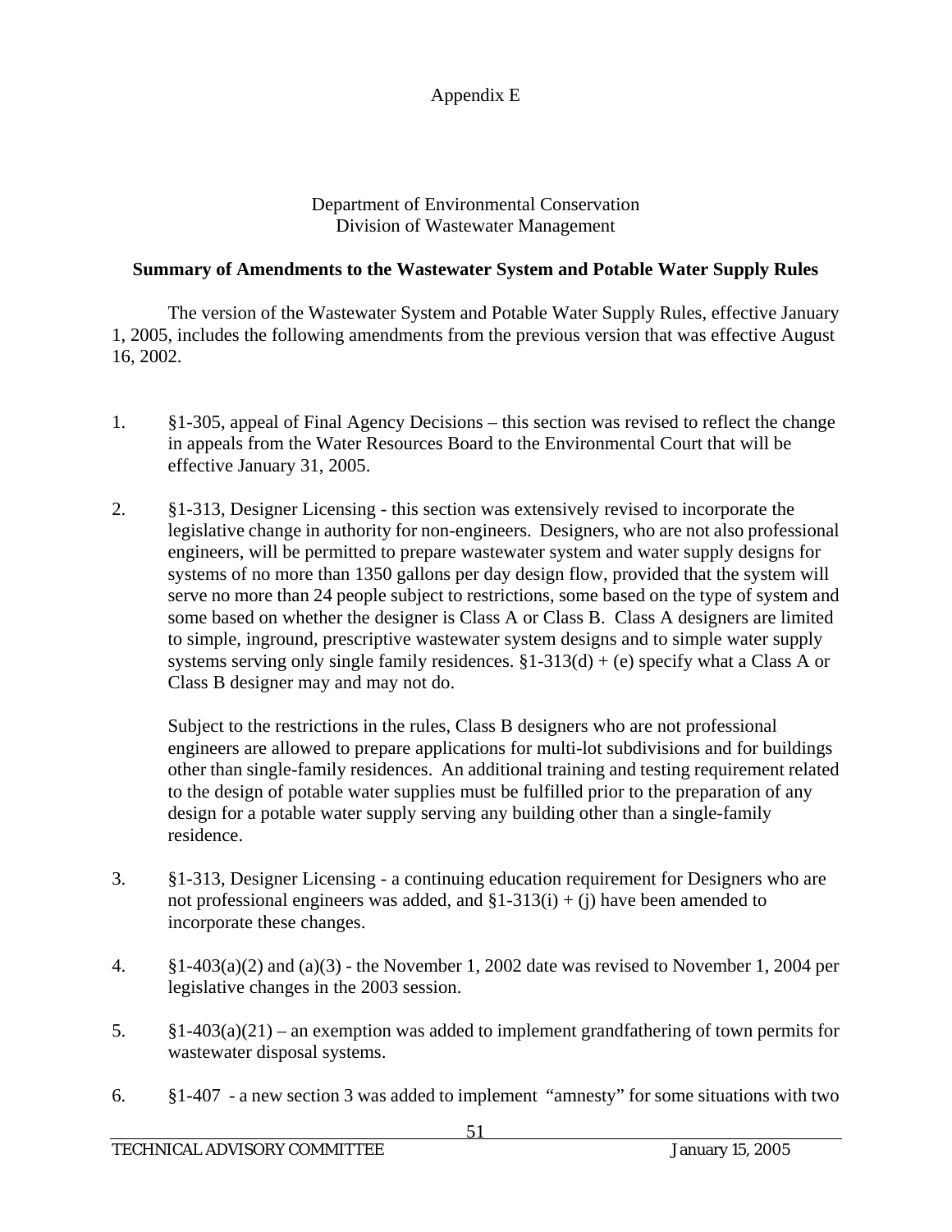Appendix E

Department of Environmental Conservation
Division of Wastewater Management

**Summary of Amendments to the Wastewater System and Potable Water Supply Rules**

The version of the Wastewater System and Potable Water Supply Rules, effective January 1, 2005, includes the following amendments from the previous version that was effective August 16, 2002.

1. §1-305, appeal of Final Agency Decisions – this section was revised to reflect the change in appeals from the Water Resources Board to the Environmental Court that will be effective January 31, 2005.

2. §1-313, Designer Licensing - this section was extensively revised to incorporate the legislative change in authority for non-engineers. Designers, who are not also professional engineers, will be permitted to prepare wastewater system and water supply designs for systems of no more than 1350 gallons per day design flow, provided that the system will serve no more than 24 people subject to restrictions, some based on the type of system and some based on whether the designer is Class A or Class B. Class A designers are limited to simple, inground, prescriptive wastewater system designs and to simple water supply systems serving only single family residences. §1-313(d) + (e) specify what a Class A or Class B designer may and may not do.

   Subject to the restrictions in the rules, Class B designers who are not professional engineers are allowed to prepare applications for multi-lot subdivisions and for buildings other than single-family residences. An additional training and testing requirement related to the design of potable water supplies must be fulfilled prior to the preparation of any design for a potable water supply serving any building other than a single-family residence.

3. §1-313, Designer Licensing - a continuing education requirement for Designers who are not professional engineers was added, and §1-313(i) + (j) have been amended to incorporate these changes.

4. §1-403(a)(2) and (a)(3) - the November 1, 2002 date was revised to November 1, 2004 per legislative changes in the 2003 session.

5. §1-403(a)(21) – an exemption was added to implement grandfathering of town permits for wastewater disposal systems.

6. §1-407 - a new section 3 was added to implement "amnesty" for some situations with two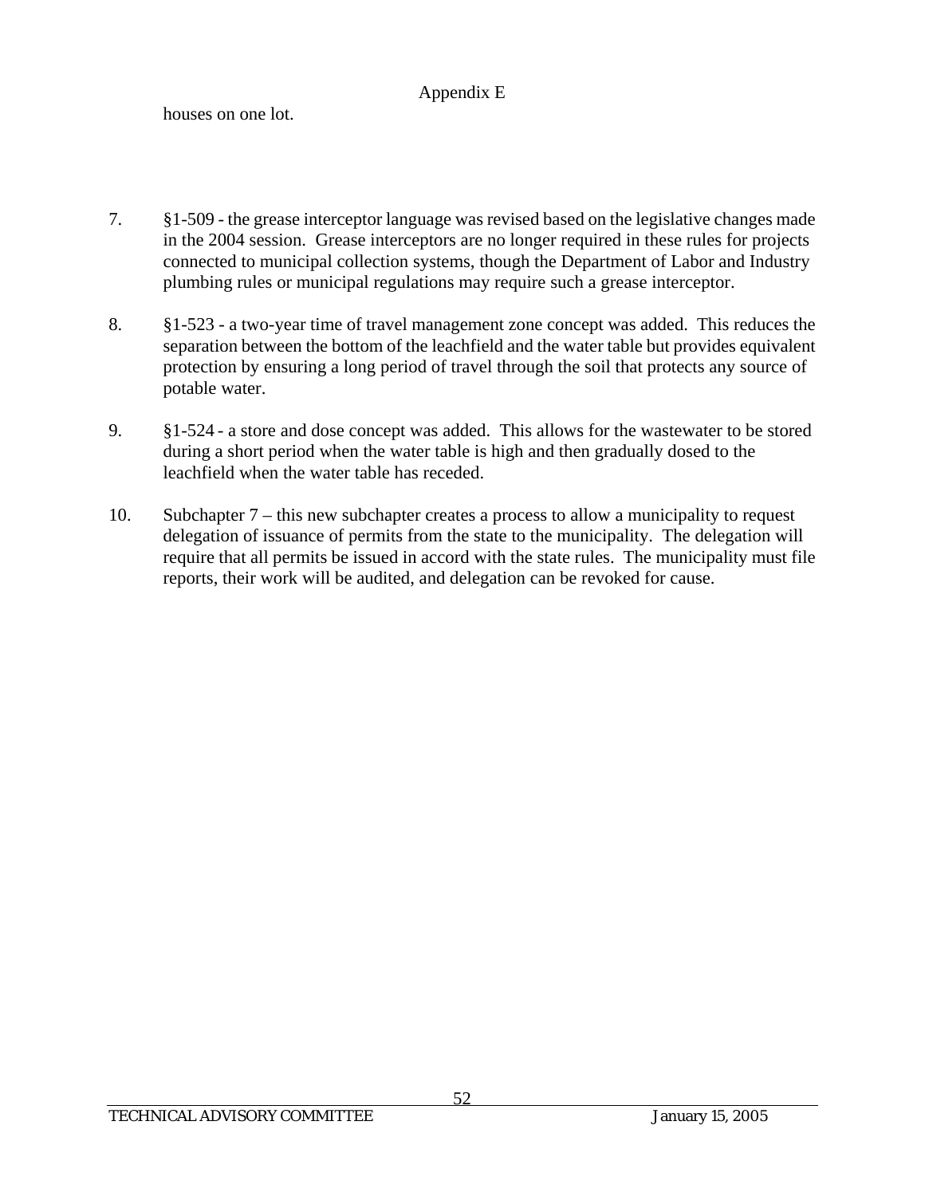houses on one lot.

7. §1-509 - the grease interceptor language was revised based on the legislative changes made in the 2004 session. Grease interceptors are no longer required in these rules for projects connected to municipal collection systems, though the Department of Labor and Industry plumbing rules or municipal regulations may require such a grease interceptor.

8. §1-523 - a two-year time of travel management zone concept was added. This reduces the separation between the bottom of the leachfield and the water table but provides equivalent protection by ensuring a long period of travel through the soil that protects any source of potable water.

9. §1-524 - a store and dose concept was added. This allows for the wastewater to be stored during a short period when the water table is high and then gradually dosed to the leachfield when the water table has receded.

10. Subchapter 7 – this new subchapter creates a process to allow a municipality to request delegation of issuance of permits from the state to the municipality. The delegation will require that all permits be issued in accord with the state rules. The municipality must file reports, their work will be audited, and delegation can be revoked for cause.